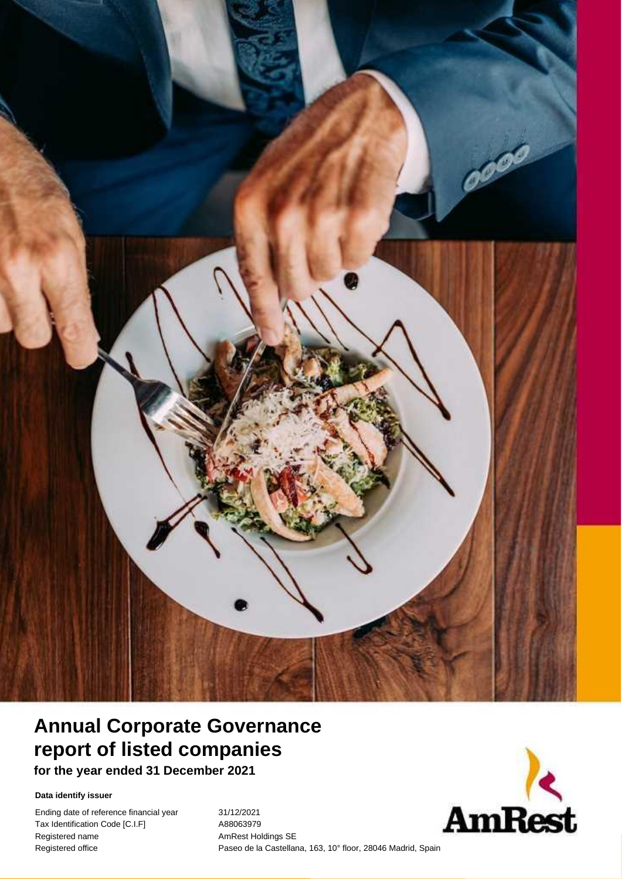# Annual Corporate Governance report of listed companies

**for the year ended 31 December 2021**

**Data identify issuer**

| | |
|---|---|
| Ending date of reference financial year | 31/12/2021 |
| Tax Identification Code [C.I.F] | A88063979 |
| Registered name | AmRest Holdings SE |
| Registered office | Paseo de la Castellana, 163, 10° floor, 28046 Madrid, Spain |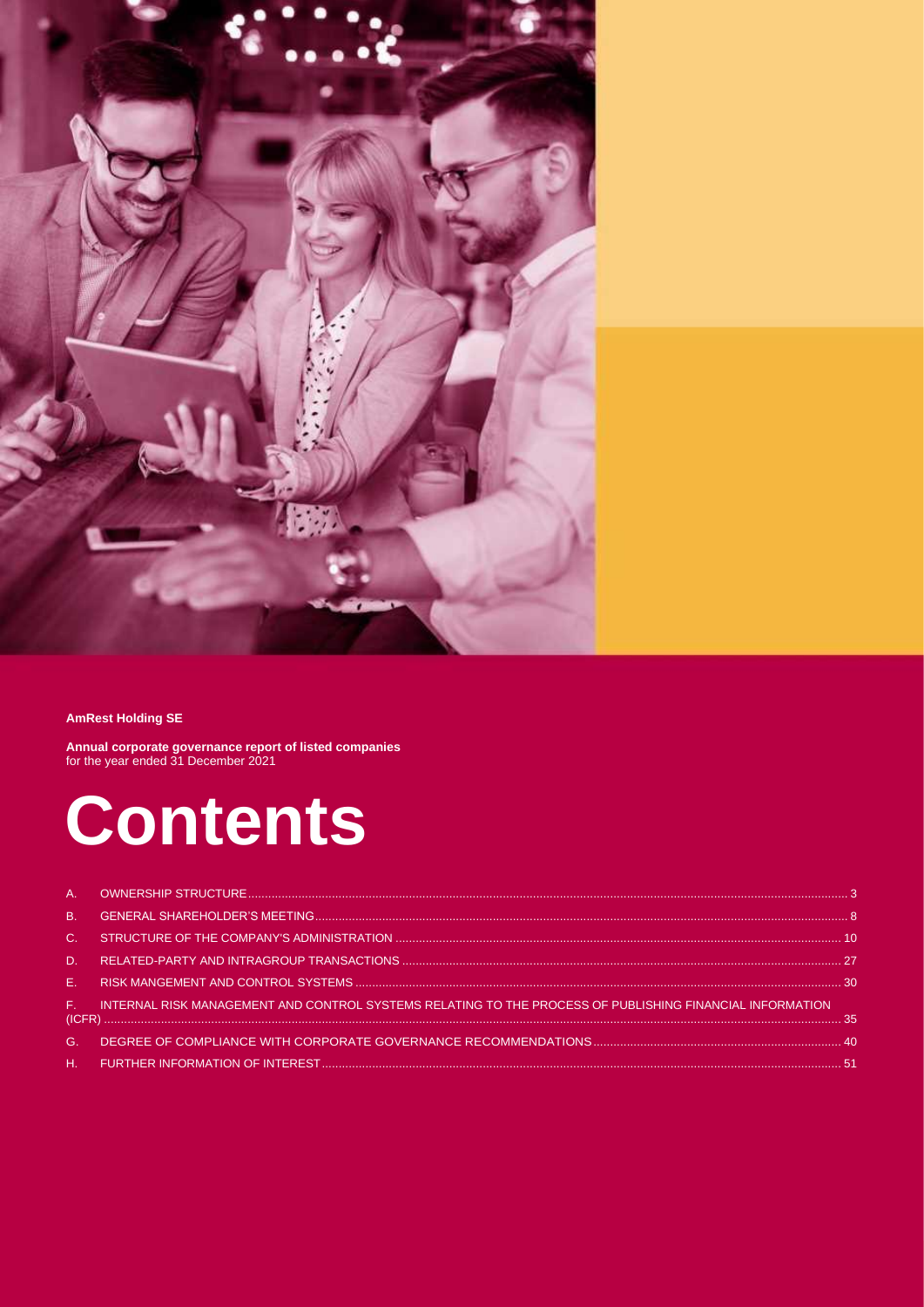**AmRest Holding SE**

**Annual corporate governance report of listed companies**
for the year ended 31 December 2021

# Contents

| | | |
|---|---|---|
| A. | OWNERSHIP STRUCTURE | 3 |
| B. | GENERAL SHAREHOLDER'S MEETING | 8 |
| C. | STRUCTURE OF THE COMPANY'S ADMINISTRATION | 10 |
| D. | RELATED-PARTY AND INTRAGROUP TRANSACTIONS | 27 |
| E. | RISK MANGEMENT AND CONTROL SYSTEMS | 30 |
| F. | INTERNAL RISK MANAGEMENT AND CONTROL SYSTEMS RELATING TO THE PROCESS OF PUBLISHING FINANCIAL INFORMATION (ICFR) | 35 |
| G. | DEGREE OF COMPLIANCE WITH CORPORATE GOVERNANCE RECOMMENDATIONS | 40 |
| H. | FURTHER INFORMATION OF INTEREST | 51 |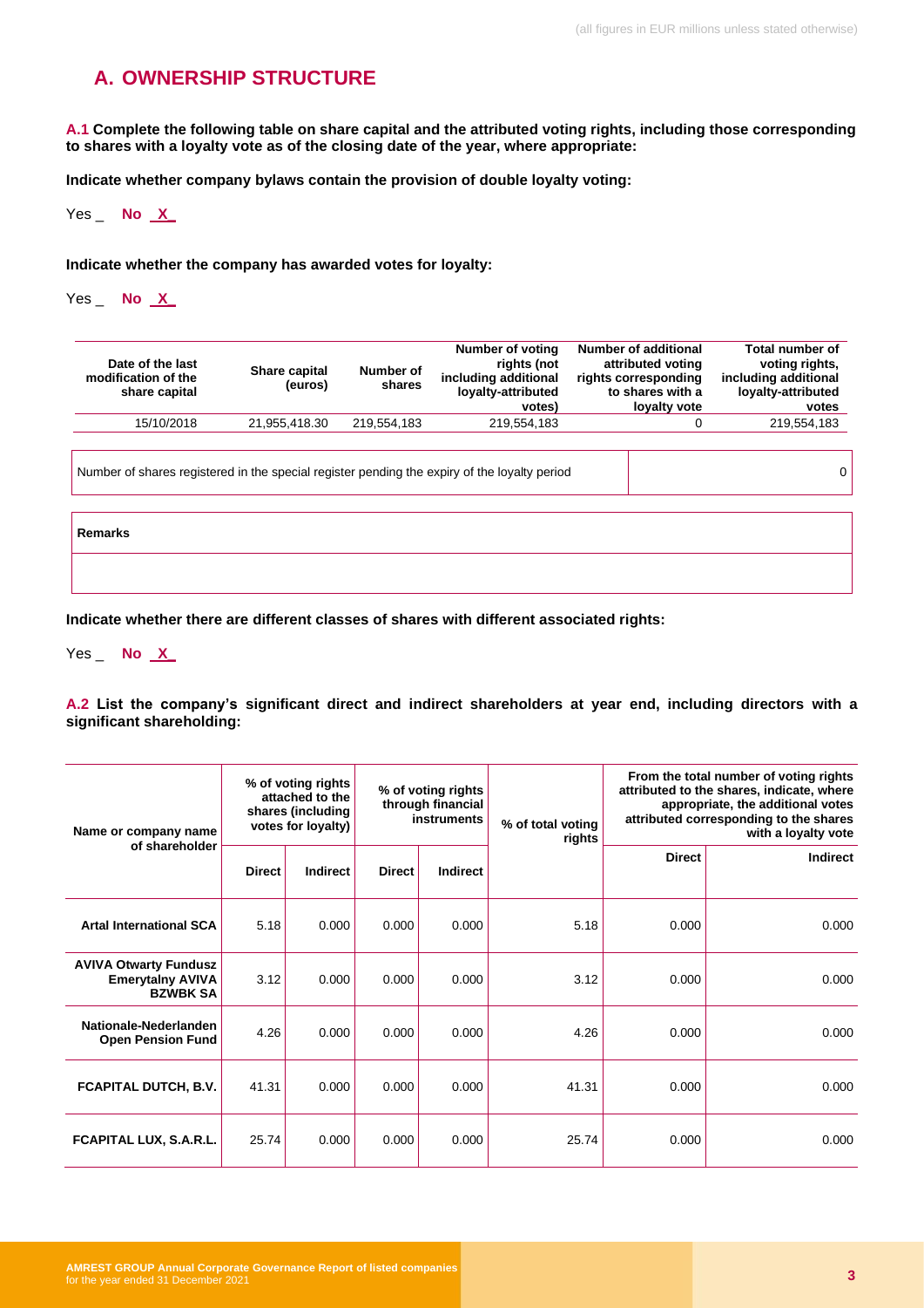(all figures in EUR millions unless stated otherwise)

## A. OWNERSHIP STRUCTURE

**A.1 Complete the following table on share capital and the attributed voting rights, including those corresponding to shares with a loyalty vote as of the closing date of the year, where appropriate:**

**Indicate whether company bylaws contain the provision of double loyalty voting:**

Yes _ **No _X_**

**Indicate whether the company has awarded votes for loyalty:**

Yes _ **No _X_**

| Date of the last modification of the share capital | Share capital (euros) | Number of shares | Number of voting rights (not including additional loyalty-attributed votes) | Number of additional attributed voting rights corresponding to shares with a loyalty vote | Total number of voting rights, including additional loyalty-attributed votes |
|---|---|---|---|---|---|
| 15/10/2018 | 21,955,418.30 | 219,554,183 | 219,554,183 | 0 | 219,554,183 |

| Number of shares registered in the special register pending the expiry of the loyalty period | 0 |
|---|---|

| Remarks |
|---|
| |

**Indicate whether there are different classes of shares with different associated rights:**

Yes _ **No _X_**

**A.2 List the company's significant direct and indirect shareholders at year end, including directors with a significant shareholding:**

| Name or company name of shareholder | % of voting rights attached to the shares (including votes for loyalty) | | % of voting rights through financial instruments | | % of total voting rights | From the total number of voting rights attributed to the shares, indicate, where appropriate, the additional votes attributed corresponding to the shares with a loyalty vote | |
|---|---|---|---|---|---|---|---|
| | Direct | Indirect | Direct | Indirect | | Direct | Indirect |
| **Artal International SCA** | 5.18 | 0.000 | 0.000 | 0.000 | 5.18 | 0.000 | 0.000 |
| **AVIVA Otwarty Fundusz Emerytalny AVIVA BZWBK SA** | 3.12 | 0.000 | 0.000 | 0.000 | 3.12 | 0.000 | 0.000 |
| **Nationale-Nederlanden Open Pension Fund** | 4.26 | 0.000 | 0.000 | 0.000 | 4.26 | 0.000 | 0.000 |
| **FCAPITAL DUTCH, B.V.** | 41.31 | 0.000 | 0.000 | 0.000 | 41.31 | 0.000 | 0.000 |
| **FCAPITAL LUX, S.A.R.L.** | 25.74 | 0.000 | 0.000 | 0.000 | 25.74 | 0.000 | 0.000 |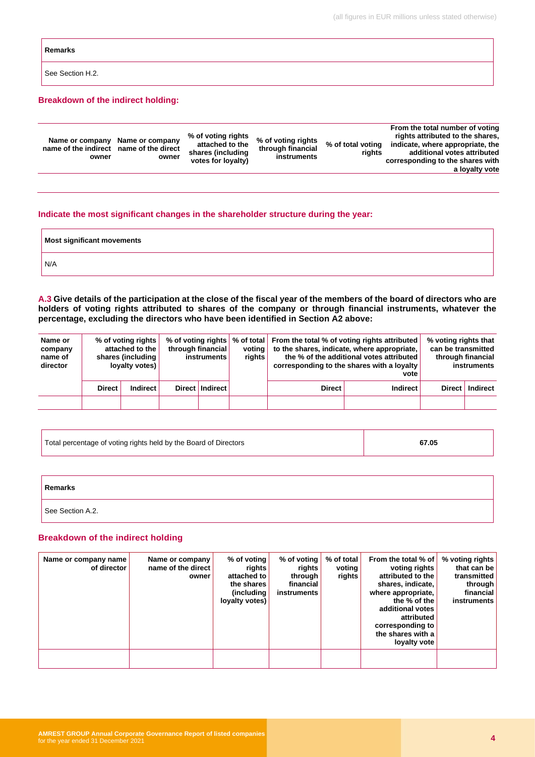| Remarks |
| --- |
| See Section H.2. |

### Breakdown of the indirect holding:

| Name or company name of the indirect owner | Name or company name of the direct owner | % of voting rights attached to the shares (including votes for loyalty) | % of voting rights through financial instruments | % of total voting rights | From the total number of voting rights attributed to the shares, indicate, where appropriate, the additional votes attributed corresponding to the shares with a loyalty vote |
| --- | --- | --- | --- | --- | --- |
| | | | | | |

### Indicate the most significant changes in the shareholder structure during the year:

| Most significant movements |
| --- |
| N/A |

**A.3 Give details of the participation at the close of the fiscal year of the members of the board of directors who are holders of voting rights attributed to shares of the company or through financial instruments, whatever the percentage, excluding the directors who have been identified in Section A2 above:**

| Name or company name of director | % of voting rights attached to the shares (including loyalty votes) | | % of voting rights through financial instruments | | % of total voting rights | From the total % of voting rights attributed to the shares, indicate, where appropriate, the % of the additional votes attributed corresponding to the shares with a loyalty vote | | % voting rights that can be transmitted through financial instruments | |
| --- | --- | --- | --- | --- | --- | --- | --- | --- | --- |
| | Direct | Indirect | Direct | Indirect | | Direct | Indirect | Direct | Indirect |
| | | | | | | | | | |

| Total percentage of voting rights held by the Board of Directors | 67.05 |
| --- | --- |

| Remarks |
| --- |
| See Section A.2. |

### Breakdown of the indirect holding

| Name or company name of director | Name or company name of the direct owner | % of voting rights attached to the shares (including loyalty votes) | % of voting rights through financial instruments | % of total voting rights | From the total % of voting rights attributed to the shares, indicate, where appropriate, the % of the additional votes attributed corresponding to the shares with a loyalty vote | % voting rights that can be transmitted through financial instruments |
| --- | --- | --- | --- | --- | --- | --- |
| | | | | | | |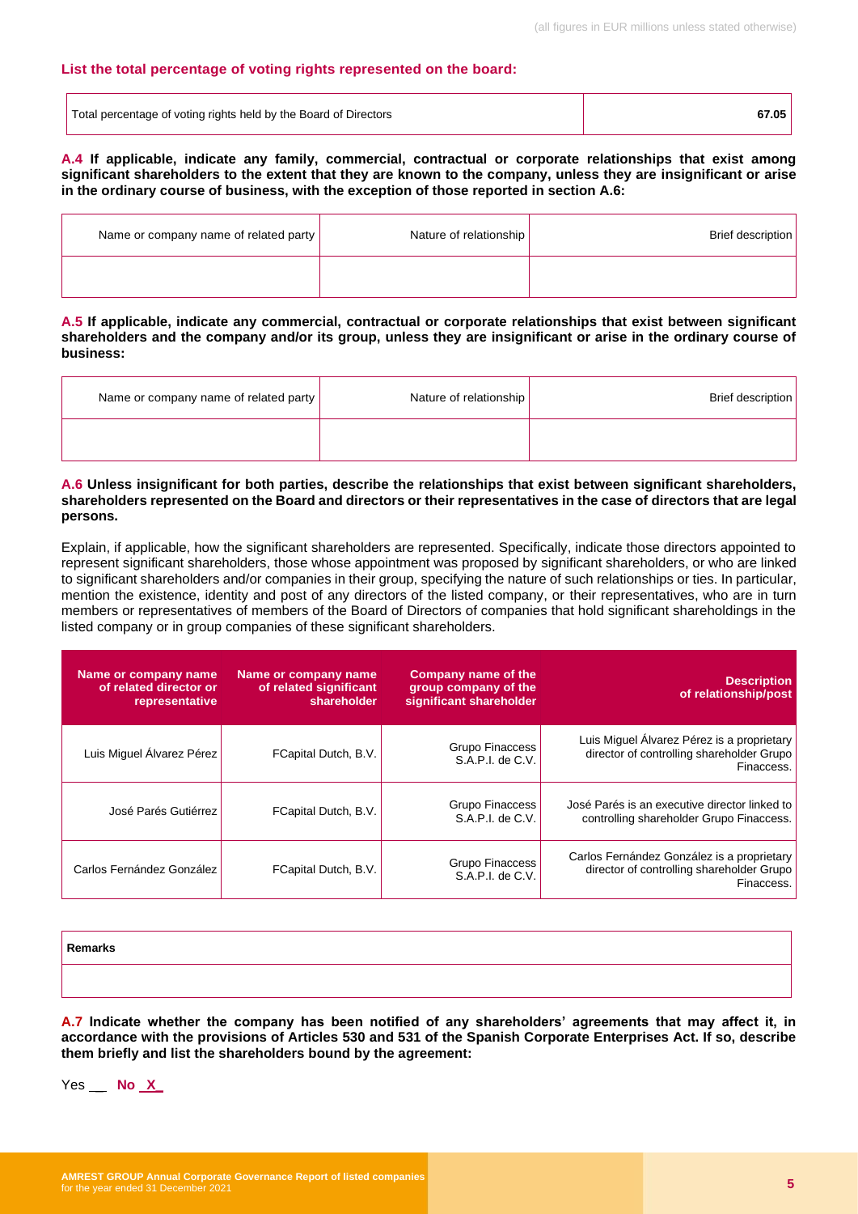(all figures in EUR millions unless stated otherwise)

**List the total percentage of voting rights represented on the board:**

| Total percentage of voting rights held by the Board of Directors | 67.05 |
|---|---|

**A.4 If applicable, indicate any family, commercial, contractual or corporate relationships that exist among significant shareholders to the extent that they are known to the company, unless they are insignificant or arise in the ordinary course of business, with the exception of those reported in section A.6:**

| Name or company name of related party | Nature of relationship | Brief description |
|---|---|---|
| | | |

**A.5 If applicable, indicate any commercial, contractual or corporate relationships that exist between significant shareholders and the company and/or its group, unless they are insignificant or arise in the ordinary course of business:**

| Name or company name of related party | Nature of relationship | Brief description |
|---|---|---|
| | | |

**A.6 Unless insignificant for both parties, describe the relationships that exist between significant shareholders, shareholders represented on the Board and directors or their representatives in the case of directors that are legal persons.**

Explain, if applicable, how the significant shareholders are represented. Specifically, indicate those directors appointed to represent significant shareholders, those whose appointment was proposed by significant shareholders, or who are linked to significant shareholders and/or companies in their group, specifying the nature of such relationships or ties. In particular, mention the existence, identity and post of any directors of the listed company, or their representatives, who are in turn members or representatives of members of the Board of Directors of companies that hold significant shareholdings in the listed company or in group companies of these significant shareholders.

| Name or company name of related director or representative | Name or company name of related significant shareholder | Company name of the group company of the significant shareholder | Description of relationship/post |
|---|---|---|---|
| Luis Miguel Álvarez Pérez | FCapital Dutch, B.V. | Grupo Finaccess S.A.P.I. de C.V. | Luis Miguel Álvarez Pérez is a proprietary director of controlling shareholder Grupo Finaccess. |
| José Parés Gutiérrez | FCapital Dutch, B.V. | Grupo Finaccess S.A.P.I. de C.V. | José Parés is an executive director linked to controlling shareholder Grupo Finaccess. |
| Carlos Fernández González | FCapital Dutch, B.V. | Grupo Finaccess S.A.P.I. de C.V. | Carlos Fernández González is a proprietary director of controlling shareholder Grupo Finaccess. |

| Remarks |
|---|
| |

**A.7 Indicate whether the company has been notified of any shareholders' agreements that may affect it, in accordance with the provisions of Articles 530 and 531 of the Spanish Corporate Enterprises Act. If so, describe them briefly and list the shareholders bound by the agreement:**

Yes __ **No _X_**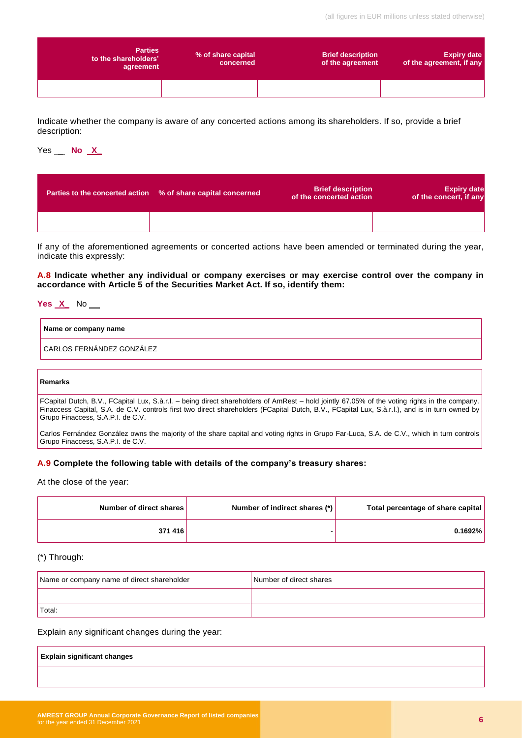| Parties to the shareholders' agreement | % of share capital concerned | Brief description of the agreement | Expiry date of the agreement, if any |
|---|---|---|---|
| | | | |

Indicate whether the company is aware of any concerted actions among its shareholders. If so, provide a brief description:

Yes __ **No _X_**

| Parties to the concerted action | % of share capital concerned | Brief description of the concerted action | Expiry date of the concert, if any |
|---|---|---|---|
| | | | |

If any of the aforementioned agreements or concerted actions have been amended or terminated during the year, indicate this expressly:

**A.8 Indicate whether any individual or company exercises or may exercise control over the company in accordance with Article 5 of the Securities Market Act. If so, identify them:**

**Yes _X_** No __

| Name or company name |
|---|
| CARLOS FERNÁNDEZ GONZÁLEZ |

| Remarks |
|---|
| FCapital Dutch, B.V., FCapital Lux, S.à.r.l. – being direct shareholders of AmRest – hold jointly 67.05% of the voting rights in the company. Finaccess Capital, S.A. de C.V. controls first two direct shareholders (FCapital Dutch, B.V., FCapital Lux, S.à.r.l.), and is in turn owned by Grupo Finaccess, S.A.P.I. de C.V.<br><br>Carlos Fernández González owns the majority of the share capital and voting rights in Grupo Far-Luca, S.A. de C.V., which in turn controls Grupo Finaccess, S.A.P.I. de C.V. |

**A.9 Complete the following table with details of the company's treasury shares:**

At the close of the year:

| Number of direct shares | Number of indirect shares (*) | Total percentage of share capital |
|---|---|---|
| 371 416 | - | 0.1692% |

(*) Through:

| Name or company name of direct shareholder | Number of direct shares |
|---|---|
| | |
| Total: | |

Explain any significant changes during the year:

| Explain significant changes |
|---|
| |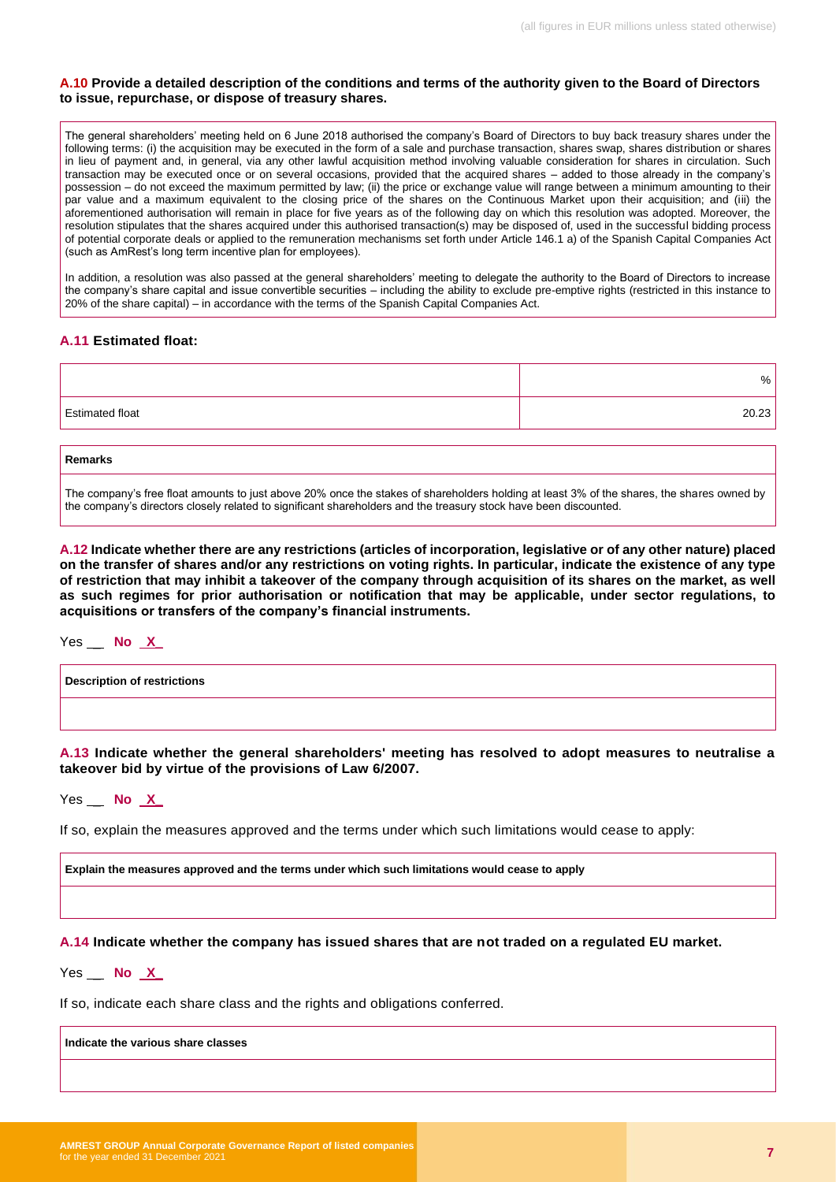**A.10 Provide a detailed description of the conditions and terms of the authority given to the Board of Directors to issue, repurchase, or dispose of treasury shares.**

| |
|---|
| The general shareholders' meeting held on 6 June 2018 authorised the company's Board of Directors to buy back treasury shares under the following terms: (i) the acquisition may be executed in the form of a sale and purchase transaction, shares swap, shares distribution or shares in lieu of payment and, in general, via any other lawful acquisition method involving valuable consideration for shares in circulation. Such transaction may be executed once or on several occasions, provided that the acquired shares – added to those already in the company's possession – do not exceed the maximum permitted by law; (ii) the price or exchange value will range between a minimum amounting to their par value and a maximum equivalent to the closing price of the shares on the Continuous Market upon their acquisition; and (iii) the aforementioned authorisation will remain in place for five years as of the following day on which this resolution was adopted. Moreover, the resolution stipulates that the shares acquired under this authorised transaction(s) may be disposed of, used in the successful bidding process of potential corporate deals or applied to the remuneration mechanisms set forth under Article 146.1 a) of the Spanish Capital Companies Act (such as AmRest's long term incentive plan for employees).<br><br>In addition, a resolution was also passed at the general shareholders' meeting to delegate the authority to the Board of Directors to increase the company's share capital and issue convertible securities – including the ability to exclude pre-emptive rights (restricted in this instance to 20% of the share capital) – in accordance with the terms of the Spanish Capital Companies Act. |

**A.11 Estimated float:**

| | % |
|---|---|
| Estimated float | 20.23 |

| **Remarks** |
|---|
| The company's free float amounts to just above 20% once the stakes of shareholders holding at least 3% of the shares, the shares owned by the company's directors closely related to significant shareholders and the treasury stock have been discounted. |

**A.12 Indicate whether there are any restrictions (articles of incorporation, legislative or of any other nature) placed on the transfer of shares and/or any restrictions on voting rights. In particular, indicate the existence of any type of restriction that may inhibit a takeover of the company through acquisition of its shares on the market, as well as such regimes for prior authorisation or notification that may be applicable, under sector regulations, to acquisitions or transfers of the company's financial instruments.**

Yes __ **No _X_**

| **Description of restrictions** |
|---|
| |

**A.13 Indicate whether the general shareholders' meeting has resolved to adopt measures to neutralise a takeover bid by virtue of the provisions of Law 6/2007.**

Yes __ **No _X_**

If so, explain the measures approved and the terms under which such limitations would cease to apply:

| **Explain the measures approved and the terms under which such limitations would cease to apply** |
|---|
| |

**A.14 Indicate whether the company has issued shares that are not traded on a regulated EU market.**

Yes __ **No _X_**

If so, indicate each share class and the rights and obligations conferred.

| **Indicate the various share classes** |
|---|
| |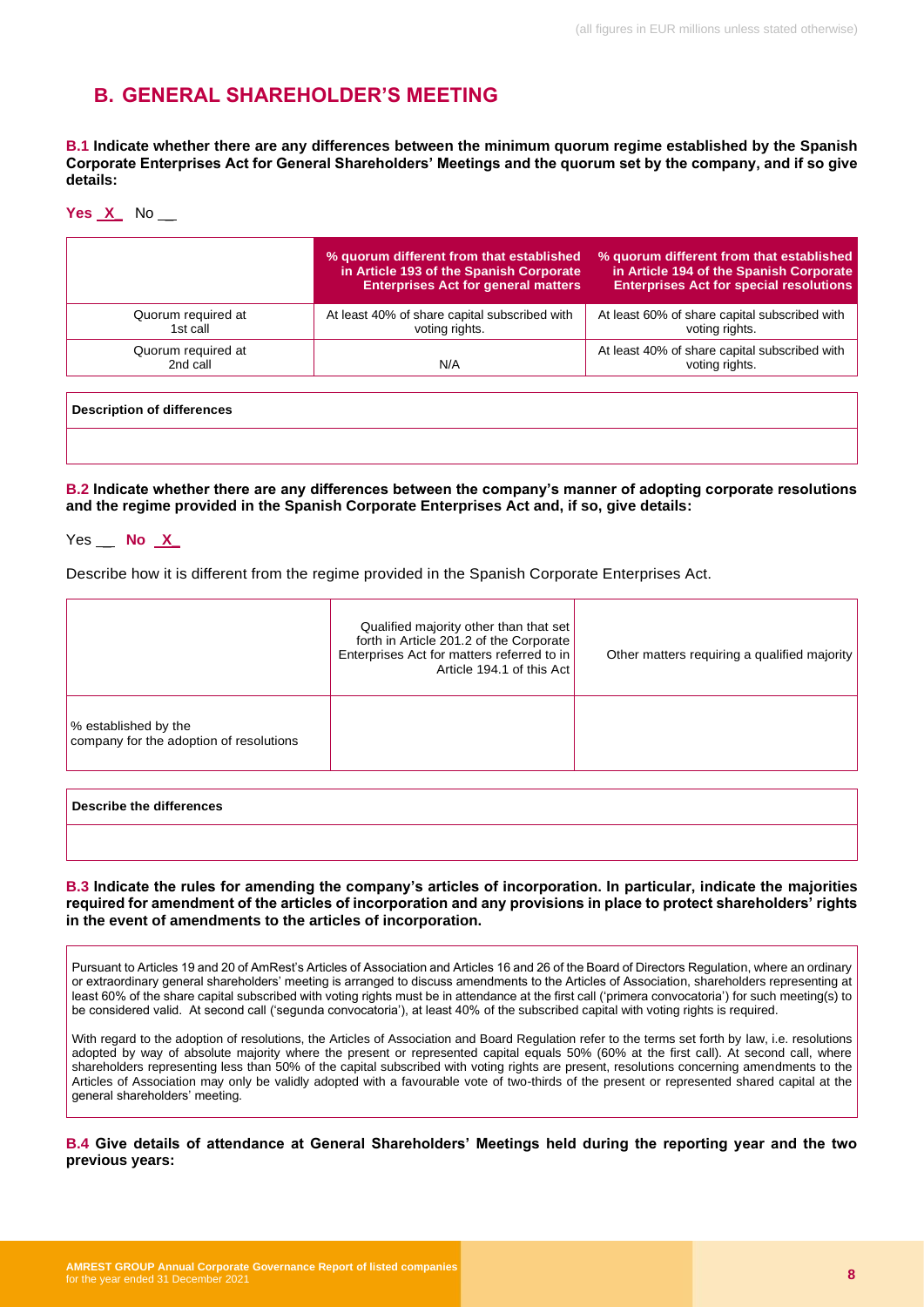## B. GENERAL SHAREHOLDER'S MEETING

**B.1 Indicate whether there are any differences between the minimum quorum regime established by the Spanish Corporate Enterprises Act for General Shareholders' Meetings and the quorum set by the company, and if so give details:**

**Yes _X_** No __

| | % quorum different from that established in Article 193 of the Spanish Corporate Enterprises Act for general matters | % quorum different from that established in Article 194 of the Spanish Corporate Enterprises Act for special resolutions |
|---|---|---|
| Quorum required at 1st call | At least 40% of share capital subscribed with voting rights. | At least 60% of share capital subscribed with voting rights. |
| Quorum required at 2nd call | N/A | At least 40% of share capital subscribed with voting rights. |

| Description of differences |
|---|
| |

**B.2 Indicate whether there are any differences between the company's manner of adopting corporate resolutions and the regime provided in the Spanish Corporate Enterprises Act and, if so, give details:**

Yes __ **No _X_**

Describe how it is different from the regime provided in the Spanish Corporate Enterprises Act.

| | Qualified majority other than that set forth in Article 201.2 of the Corporate Enterprises Act for matters referred to in Article 194.1 of this Act | Other matters requiring a qualified majority |
|---|---|---|
| % established by the company for the adoption of resolutions | | |

| Describe the differences |
|---|
| |

**B.3 Indicate the rules for amending the company's articles of incorporation. In particular, indicate the majorities required for amendment of the articles of incorporation and any provisions in place to protect shareholders' rights in the event of amendments to the articles of incorporation.**

Pursuant to Articles 19 and 20 of AmRest's Articles of Association and Articles 16 and 26 of the Board of Directors Regulation, where an ordinary or extraordinary general shareholders' meeting is arranged to discuss amendments to the Articles of Association, shareholders representing at least 60% of the share capital subscribed with voting rights must be in attendance at the first call ('primera convocatoria') for such meeting(s) to be considered valid. At second call ('segunda convocatoria'), at least 40% of the subscribed capital with voting rights is required.

With regard to the adoption of resolutions, the Articles of Association and Board Regulation refer to the terms set forth by law, i.e. resolutions adopted by way of absolute majority where the present or represented capital equals 50% (60% at the first call). At second call, where shareholders representing less than 50% of the capital subscribed with voting rights are present, resolutions concerning amendments to the Articles of Association may only be validly adopted with a favourable vote of two-thirds of the present or represented shared capital at the general shareholders' meeting.

**B.4 Give details of attendance at General Shareholders' Meetings held during the reporting year and the two previous years:**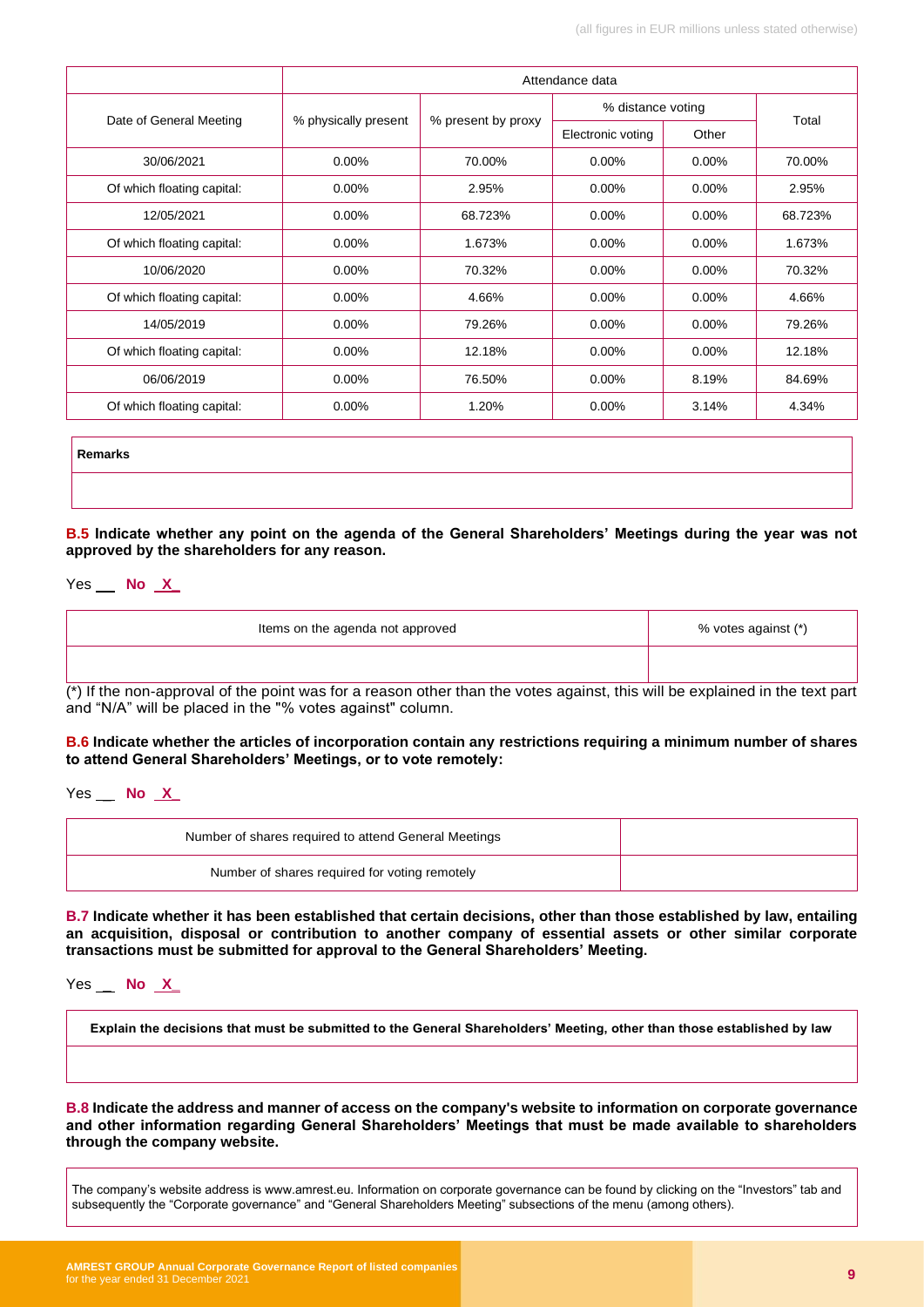| Date of General Meeting | Attendance data | | | | |
|---|---|---|---|---|---|
| | % physically present | % present by proxy | % distance voting | | Total |
| | | | Electronic voting | Other | |
| 30/06/2021 | 0.00% | 70.00% | 0.00% | 0.00% | 70.00% |
| Of which floating capital: | 0.00% | 2.95% | 0.00% | 0.00% | 2.95% |
| 12/05/2021 | 0.00% | 68.723% | 0.00% | 0.00% | 68.723% |
| Of which floating capital: | 0.00% | 1.673% | 0.00% | 0.00% | 1.673% |
| 10/06/2020 | 0.00% | 70.32% | 0.00% | 0.00% | 70.32% |
| Of which floating capital: | 0.00% | 4.66% | 0.00% | 0.00% | 4.66% |
| 14/05/2019 | 0.00% | 79.26% | 0.00% | 0.00% | 79.26% |
| Of which floating capital: | 0.00% | 12.18% | 0.00% | 0.00% | 12.18% |
| 06/06/2019 | 0.00% | 76.50% | 0.00% | 8.19% | 84.69% |
| Of which floating capital: | 0.00% | 1.20% | 0.00% | 3.14% | 4.34% |

| **Remarks** |
|---|
| |

**B.5 Indicate whether any point on the agenda of the General Shareholders' Meetings during the year was not approved by the shareholders for any reason.**

Yes __ **No X**

| Items on the agenda not approved | % votes against (*) |
|---|---|
| | |

(*) If the non-approval of the point was for a reason other than the votes against, this will be explained in the text part and "N/A" will be placed in the "% votes against" column.

**B.6 Indicate whether the articles of incorporation contain any restrictions requiring a minimum number of shares to attend General Shareholders' Meetings, or to vote remotely:**

Yes __ **No X**

| Number of shares required to attend General Meetings | |
|---|---|
| Number of shares required for voting remotely | |

**B.7 Indicate whether it has been established that certain decisions, other than those established by law, entailing an acquisition, disposal or contribution to another company of essential assets or other similar corporate transactions must be submitted for approval to the General Shareholders' Meeting.**

Yes __ **No X**

| **Explain the decisions that must be submitted to the General Shareholders' Meeting, other than those established by law** |
|---|
| |

**B.8 Indicate the address and manner of access on the company's website to information on corporate governance and other information regarding General Shareholders' Meetings that must be made available to shareholders through the company website.**

The company's website address is www.amrest.eu. Information on corporate governance can be found by clicking on the "Investors" tab and subsequently the "Corporate governance" and "General Shareholders Meeting" subsections of the menu (among others).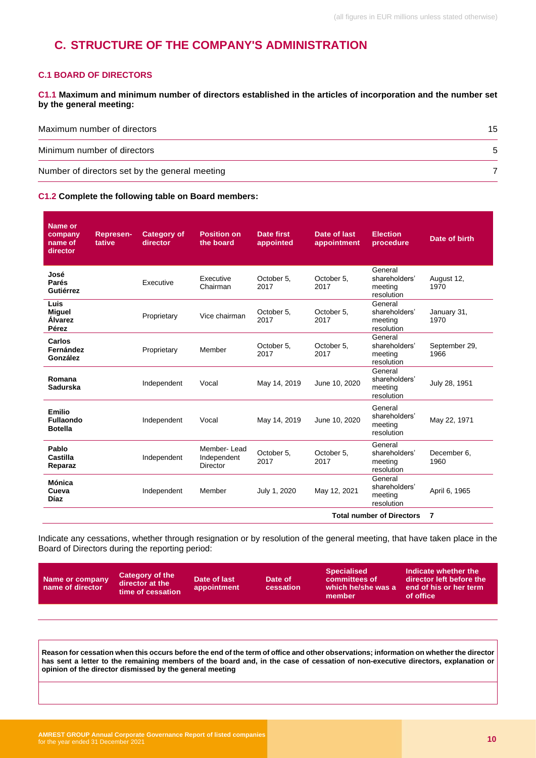(all figures in EUR millions unless stated otherwise)

# C. STRUCTURE OF THE COMPANY'S ADMINISTRATION

## C.1 BOARD OF DIRECTORS

**C1.1 Maximum and minimum number of directors established in the articles of incorporation and the number set by the general meeting:**

| | |
|---|---|
| Maximum number of directors | 15 |
| Minimum number of directors | 5 |
| Number of directors set by the general meeting | 7 |

**C1.2 Complete the following table on Board members:**

| Name or company name of director | Represen-tative | Category of director | Position on the board | Date first appointed | Date of last appointment | Election procedure | Date of birth |
|---|---|---|---|---|---|---|---|
| **José Parés Gutiérrez** | | Executive | Executive Chairman | October 5, 2017 | October 5, 2017 | General shareholders' meeting resolution | August 12, 1970 |
| **Luis Miguel Álvarez Pérez** | | Proprietary | Vice chairman | October 5, 2017 | October 5, 2017 | General shareholders' meeting resolution | January 31, 1970 |
| **Carlos Fernández González** | | Proprietary | Member | October 5, 2017 | October 5, 2017 | General shareholders' meeting resolution | September 29, 1966 |
| **Romana Sadurska** | | Independent | Vocal | May 14, 2019 | June 10, 2020 | General shareholders' meeting resolution | July 28, 1951 |
| **Emilio Fullaondo Botella** | | Independent | Vocal | May 14, 2019 | June 10, 2020 | General shareholders' meeting resolution | May 22, 1971 |
| **Pablo Castilla Reparaz** | | Independent | Member- Lead Independent Director | October 5, 2017 | October 5, 2017 | General shareholders' meeting resolution | December 6, 1960 |
| **Mónica Cueva Díaz** | | Independent | Member | July 1, 2020 | May 12, 2021 | General shareholders' meeting resolution | April 6, 1965 |
| | | | | | | **Total number of Directors** | **7** |

Indicate any cessations, whether through resignation or by resolution of the general meeting, that have taken place in the Board of Directors during the reporting period:

| Name or company name of director | Category of the director at the time of cessation | Date of last appointment | Date of cessation | Specialised committees of which he/she was a member | Indicate whether the director left before the end of his or her term of office |
|---|---|---|---|---|---|
| | | | | | |

| **Reason for cessation when this occurs before the end of the term of office and other observations; information on whether the director has sent a letter to the remaining members of the board and, in the case of cessation of non-executive directors, explanation or opinion of the director dismissed by the general meeting** |
|---|
| |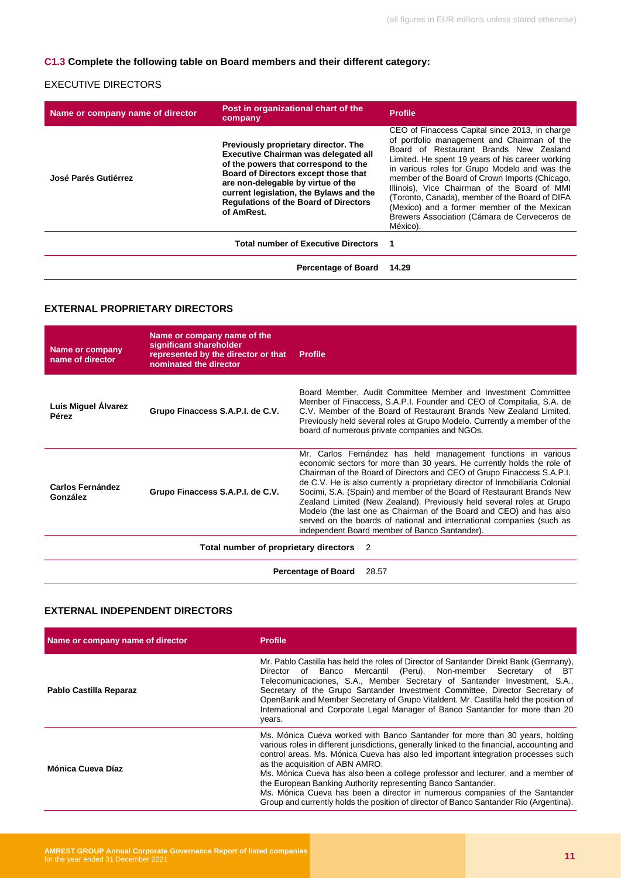### C1.3 Complete the following table on Board members and their different category:

EXECUTIVE DIRECTORS

| Name or company name of director | Post in organizational chart of the company | Profile |
|---|---|---|
| **José Parés Gutiérrez** | **Previously proprietary director. The Executive Chairman was delegated all of the powers that correspond to the Board of Directors except those that are non-delegable by virtue of the current legislation, the Bylaws and the Regulations of the Board of Directors of AmRest.** | CEO of Finaccess Capital since 2013, in charge of portfolio management and Chairman of the Board of Restaurant Brands New Zealand Limited. He spent 19 years of his career working in various roles for Grupo Modelo and was the member of the Board of Crown Imports (Chicago, Illinois), Vice Chairman of the Board of MMI (Toronto, Canada), member of the Board of DIFA (Mexico) and a former member of the Mexican Brewers Association (Cámara de Cerveceros de México). |
| | **Total number of Executive Directors** | **1** |
| | **Percentage of Board** | **14.29** |

**EXTERNAL PROPRIETARY DIRECTORS**

| Name or company name of director | Name or company name of the significant shareholder represented by the director or that nominated the director | Profile |
|---|---|---|
| **Luis Miguel Álvarez Pérez** | **Grupo Finaccess S.A.P.I. de C.V.** | Board Member, Audit Committee Member and Investment Committee Member of Finaccess, S.A.P.I. Founder and CEO of Compitalia, S.A. de C.V. Member of the Board of Restaurant Brands New Zealand Limited. Previously held several roles at Grupo Modelo. Currently a member of the board of numerous private companies and NGOs. |
| **Carlos Fernández González** | **Grupo Finaccess S.A.P.I. de C.V.** | Mr. Carlos Fernández has held management functions in various economic sectors for more than 30 years. He currently holds the role of Chairman of the Board of Directors and CEO of Grupo Finaccess S.A.P.I. de C.V. He is also currently a proprietary director of Inmobiliaria Colonial Socimi, S.A. (Spain) and member of the Board of Restaurant Brands New Zealand Limited (New Zealand). Previously held several roles at Grupo Modelo (the last one as Chairman of the Board and CEO) and has also served on the boards of national and international companies (such as independent Board member of Banco Santander). |
| | **Total number of proprietary directors** | 2 |
| | **Percentage of Board** | 28.57 |

**EXTERNAL INDEPENDENT DIRECTORS**

| Name or company name of director | Profile |
|---|---|
| **Pablo Castilla Reparaz** | Mr. Pablo Castilla has held the roles of Director of Santander Direkt Bank (Germany), Director of Banco Mercantil (Peru), Non-member Secretary of BT Telecomunicaciones, S.A., Member Secretary of Santander Investment, S.A., Secretary of the Grupo Santander Investment Committee, Director Secretary of OpenBank and Member Secretary of Grupo Vitaldent. Mr. Castilla held the position of International and Corporate Legal Manager of Banco Santander for more than 20 years. |
| **Mónica Cueva Díaz** | Ms. Mónica Cueva worked with Banco Santander for more than 30 years, holding various roles in different jurisdictions, generally linked to the financial, accounting and control areas. Ms. Mónica Cueva has also led important integration processes such as the acquisition of ABN AMRO.<br>Ms. Mónica Cueva has also been a college professor and lecturer, and a member of the European Banking Authority representing Banco Santander.<br>Ms. Mónica Cueva has been a director in numerous companies of the Santander Group and currently holds the position of director of Banco Santander Rio (Argentina). |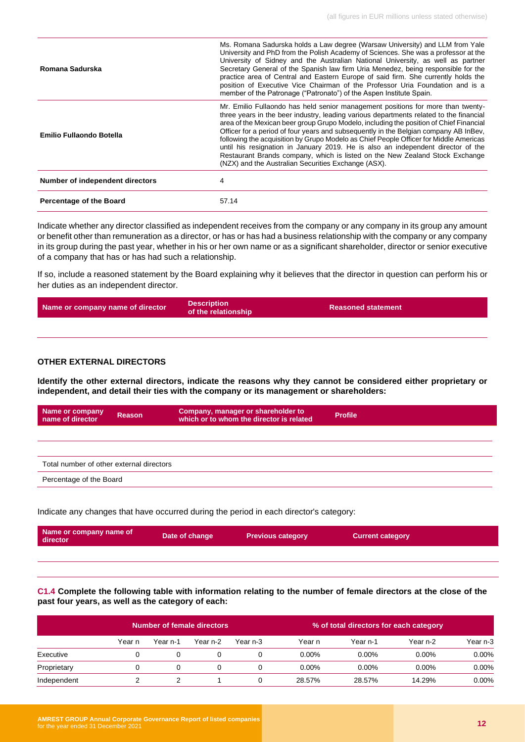| | |
|---|---|
| **Romana Sadurska** | Ms. Romana Sadurska holds a Law degree (Warsaw University) and LLM from Yale University and PhD from the Polish Academy of Sciences. She was a professor at the University of Sidney and the Australian National University, as well as partner Secretary General of the Spanish law firm Uria Menedez, being responsible for the practice area of Central and Eastern Europe of said firm. She currently holds the position of Executive Vice Chairman of the Professor Uria Foundation and is a member of the Patronage ("Patronato") of the Aspen Institute Spain. |
| **Emilio Fullaondo Botella** | Mr. Emilio Fullaondo has held senior management positions for more than twenty-three years in the beer industry, leading various departments related to the financial area of the Mexican beer group Grupo Modelo, including the position of Chief Financial Officer for a period of four years and subsequently in the Belgian company AB InBev, following the acquisition by Grupo Modelo as Chief People Officer for Middle Americas until his resignation in January 2019. He is also an independent director of the Restaurant Brands company, which is listed on the New Zealand Stock Exchange (NZX) and the Australian Securities Exchange (ASX). |
| **Number of independent directors** | 4 |
| **Percentage of the Board** | 57.14 |

Indicate whether any director classified as independent receives from the company or any company in its group any amount or benefit other than remuneration as a director, or has or has had a business relationship with the company or any company in its group during the past year, whether in his or her own name or as a significant shareholder, director or senior executive of a company that has or has had such a relationship.

If so, include a reasoned statement by the Board explaining why it believes that the director in question can perform his or her duties as an independent director.

| Name or company name of director | Description of the relationship | Reasoned statement |
|---|---|---|
| | | |

### OTHER EXTERNAL DIRECTORS

**Identify the other external directors, indicate the reasons why they cannot be considered either proprietary or independent, and detail their ties with the company or its management or shareholders:**

| Name or company name of director | Reason | Company, manager or shareholder to which or to whom the director is related | Profile |
|---|---|---|---|
| | | | |
| Total number of other external directors | | | |
| Percentage of the Board | | | |

Indicate any changes that have occurred during the period in each director's category:

| Name or company name of director | Date of change | Previous category | Current category |
|---|---|---|---|
| | | | |

**C1.4 Complete the following table with information relating to the number of female directors at the close of the past four years, as well as the category of each:**

| | Number of female directors | | | | % of total directors for each category | | | |
|---|---|---|---|---|---|---|---|---|
| | Year n | Year n-1 | Year n-2 | Year n-3 | Year n | Year n-1 | Year n-2 | Year n-3 |
| Executive | 0 | 0 | 0 | 0 | 0.00% | 0.00% | 0.00% | 0.00% |
| Proprietary | 0 | 0 | 0 | 0 | 0.00% | 0.00% | 0.00% | 0.00% |
| Independent | 2 | 2 | 1 | 0 | 28.57% | 28.57% | 14.29% | 0.00% |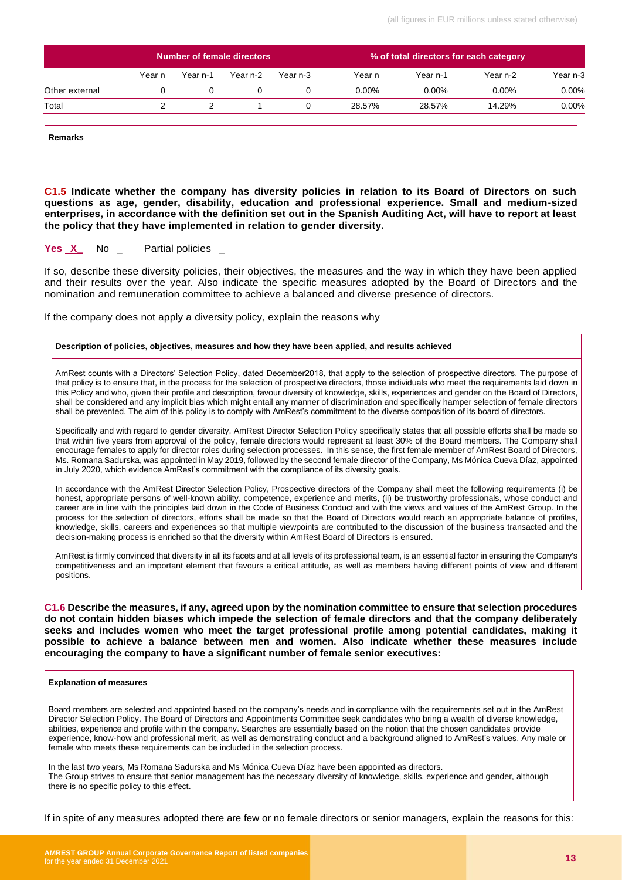(all figures in EUR millions unless stated otherwise)

| | Number of female directors | | | | % of total directors for each category | | | |
|---|---|---|---|---|---|---|---|---|
| | Year n | Year n-1 | Year n-2 | Year n-3 | Year n | Year n-1 | Year n-2 | Year n-3 |
| Other external | 0 | 0 | 0 | 0 | 0.00% | 0.00% | 0.00% | 0.00% |
| Total | 2 | 2 | 1 | 0 | 28.57% | 28.57% | 14.29% | 0.00% |

| Remarks |
|---|
| |

**C1.5 Indicate whether the company has diversity policies in relation to its Board of Directors on such questions as age, gender, disability, education and professional experience. Small and medium-sized enterprises, in accordance with the definition set out in the Spanish Auditing Act, will have to report at least the policy that they have implemented in relation to gender diversity.**

Yes X   No ___   Partial policies __

If so, describe these diversity policies, their objectives, the measures and the way in which they have been applied and their results over the year. Also indicate the specific measures adopted by the Board of Directors and the nomination and remuneration committee to achieve a balanced and diverse presence of directors.

If the company does not apply a diversity policy, explain the reasons why

**Description of policies, objectives, measures and how they have been applied, and results achieved**

AmRest counts with a Directors' Selection Policy, dated December2018, that apply to the selection of prospective directors. The purpose of that policy is to ensure that, in the process for the selection of prospective directors, those individuals who meet the requirements laid down in this Policy and who, given their profile and description, favour diversity of knowledge, skills, experiences and gender on the Board of Directors, shall be considered and any implicit bias which might entail any manner of discrimination and specifically hamper selection of female directors shall be prevented. The aim of this policy is to comply with AmRest's commitment to the diverse composition of its board of directors.

Specifically and with regard to gender diversity, AmRest Director Selection Policy specifically states that all possible efforts shall be made so that within five years from approval of the policy, female directors would represent at least 30% of the Board members. The Company shall encourage females to apply for director roles during selection processes. In this sense, the first female member of AmRest Board of Directors, Ms. Romana Sadurska, was appointed in May 2019, followed by the second female director of the Company, Ms Mónica Cueva Díaz, appointed in July 2020, which evidence AmRest's commitment with the compliance of its diversity goals.

In accordance with the AmRest Director Selection Policy, Prospective directors of the Company shall meet the following requirements (i) be honest, appropriate persons of well-known ability, competence, experience and merits, (ii) be trustworthy professionals, whose conduct and career are in line with the principles laid down in the Code of Business Conduct and with the views and values of the AmRest Group. In the process for the selection of directors, efforts shall be made so that the Board of Directors would reach an appropriate balance of profiles, knowledge, skills, careers and experiences so that multiple viewpoints are contributed to the discussion of the business transacted and the decision-making process is enriched so that the diversity within AmRest Board of Directors is ensured.

AmRest is firmly convinced that diversity in all its facets and at all levels of its professional team, is an essential factor in ensuring the Company's competitiveness and an important element that favours a critical attitude, as well as members having different points of view and different positions.

**C1.6 Describe the measures, if any, agreed upon by the nomination committee to ensure that selection procedures do not contain hidden biases which impede the selection of female directors and that the company deliberately seeks and includes women who meet the target professional profile among potential candidates, making it possible to achieve a balance between men and women. Also indicate whether these measures include encouraging the company to have a significant number of female senior executives:**

**Explanation of measures**

Board members are selected and appointed based on the company's needs and in compliance with the requirements set out in the AmRest Director Selection Policy. The Board of Directors and Appointments Committee seek candidates who bring a wealth of diverse knowledge, abilities, experience and profile within the company. Searches are essentially based on the notion that the chosen candidates provide experience, know-how and professional merit, as well as demonstrating conduct and a background aligned to AmRest's values. Any male or female who meets these requirements can be included in the selection process.

In the last two years, Ms Romana Sadurska and Ms Mónica Cueva Díaz have been appointed as directors.
The Group strives to ensure that senior management has the necessary diversity of knowledge, skills, experience and gender, although there is no specific policy to this effect.

If in spite of any measures adopted there are few or no female directors or senior managers, explain the reasons for this: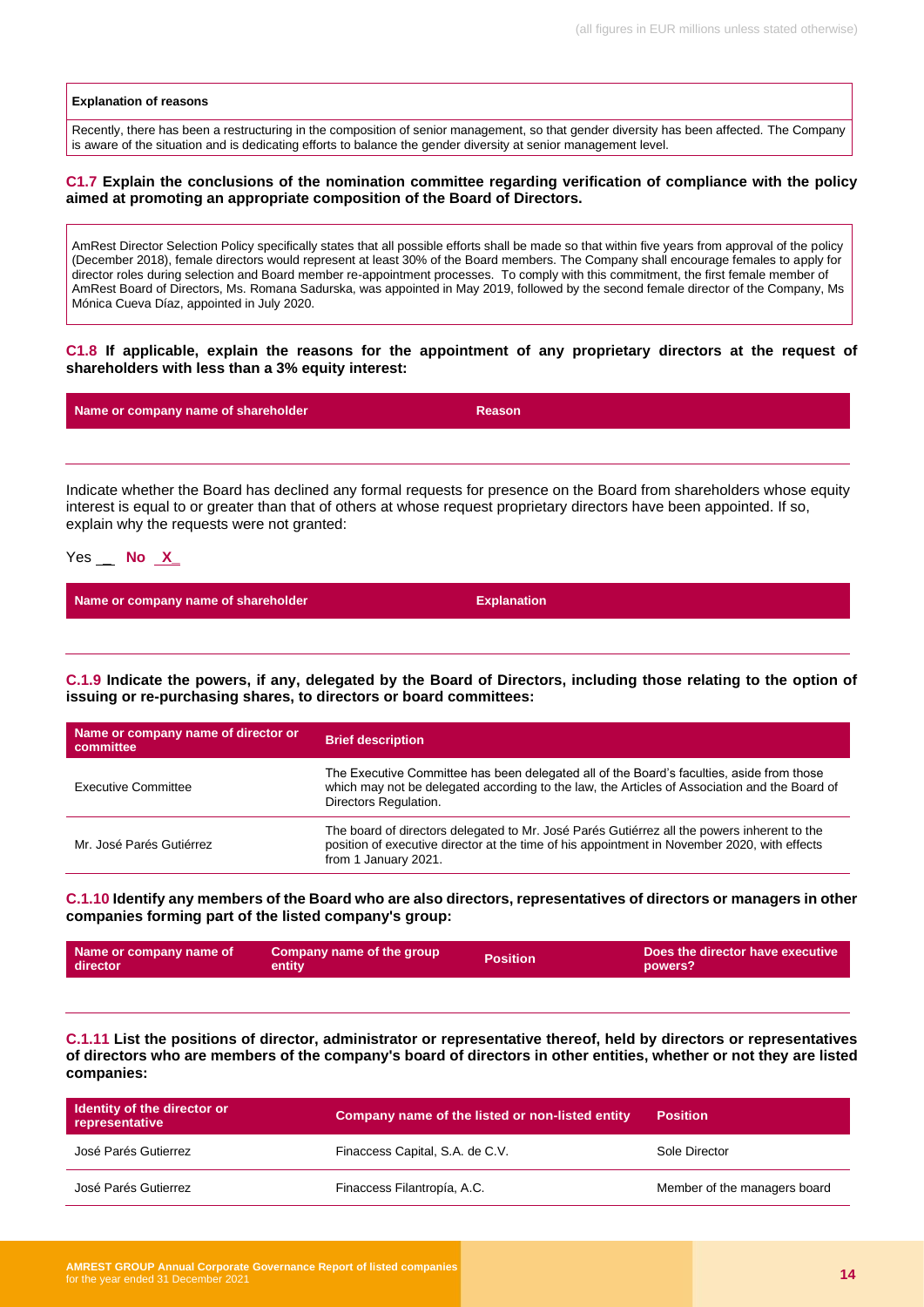| **Explanation of reasons** |
|---|
| Recently, there has been a restructuring in the composition of senior management, so that gender diversity has been affected. The Company is aware of the situation and is dedicating efforts to balance the gender diversity at senior management level. |

**C1.7 Explain the conclusions of the nomination committee regarding verification of compliance with the policy aimed at promoting an appropriate composition of the Board of Directors.**

AmRest Director Selection Policy specifically states that all possible efforts shall be made so that within five years from approval of the policy (December 2018), female directors would represent at least 30% of the Board members. The Company shall encourage females to apply for director roles during selection and Board member re-appointment processes. To comply with this commitment, the first female member of AmRest Board of Directors, Ms. Romana Sadurska, was appointed in May 2019, followed by the second female director of the Company, Ms Mónica Cueva Díaz, appointed in July 2020.

**C1.8 If applicable, explain the reasons for the appointment of any proprietary directors at the request of shareholders with less than a 3% equity interest:**

| Name or company name of shareholder | Reason |
|---|---|
| | |

Indicate whether the Board has declined any formal requests for presence on the Board from shareholders whose equity interest is equal to or greater than that of others at whose request proprietary directors have been appointed. If so, explain why the requests were not granted:

Yes __ **No _X_**

| Name or company name of shareholder | Explanation |
|---|---|
| | |

**C.1.9 Indicate the powers, if any, delegated by the Board of Directors, including those relating to the option of issuing or re-purchasing shares, to directors or board committees:**

| Name or company name of director or committee | Brief description |
|---|---|
| Executive Committee | The Executive Committee has been delegated all of the Board's faculties, aside from those which may not be delegated according to the law, the Articles of Association and the Board of Directors Regulation. |
| Mr. José Parés Gutiérrez | The board of directors delegated to Mr. José Parés Gutiérrez all the powers inherent to the position of executive director at the time of his appointment in November 2020, with effects from 1 January 2021. |

**C.1.10 Identify any members of the Board who are also directors, representatives of directors or managers in other companies forming part of the listed company's group:**

| Name or company name of director | Company name of the group entity | Position | Does the director have executive powers? |
|---|---|---|---|
| | | | |

**C.1.11 List the positions of director, administrator or representative thereof, held by directors or representatives of directors who are members of the company's board of directors in other entities, whether or not they are listed companies:**

| Identity of the director or representative | Company name of the listed or non-listed entity | Position |
|---|---|---|
| José Parés Gutierrez | Finaccess Capital, S.A. de C.V. | Sole Director |
| José Parés Gutierrez | Finaccess Filantropía, A.C. | Member of the managers board |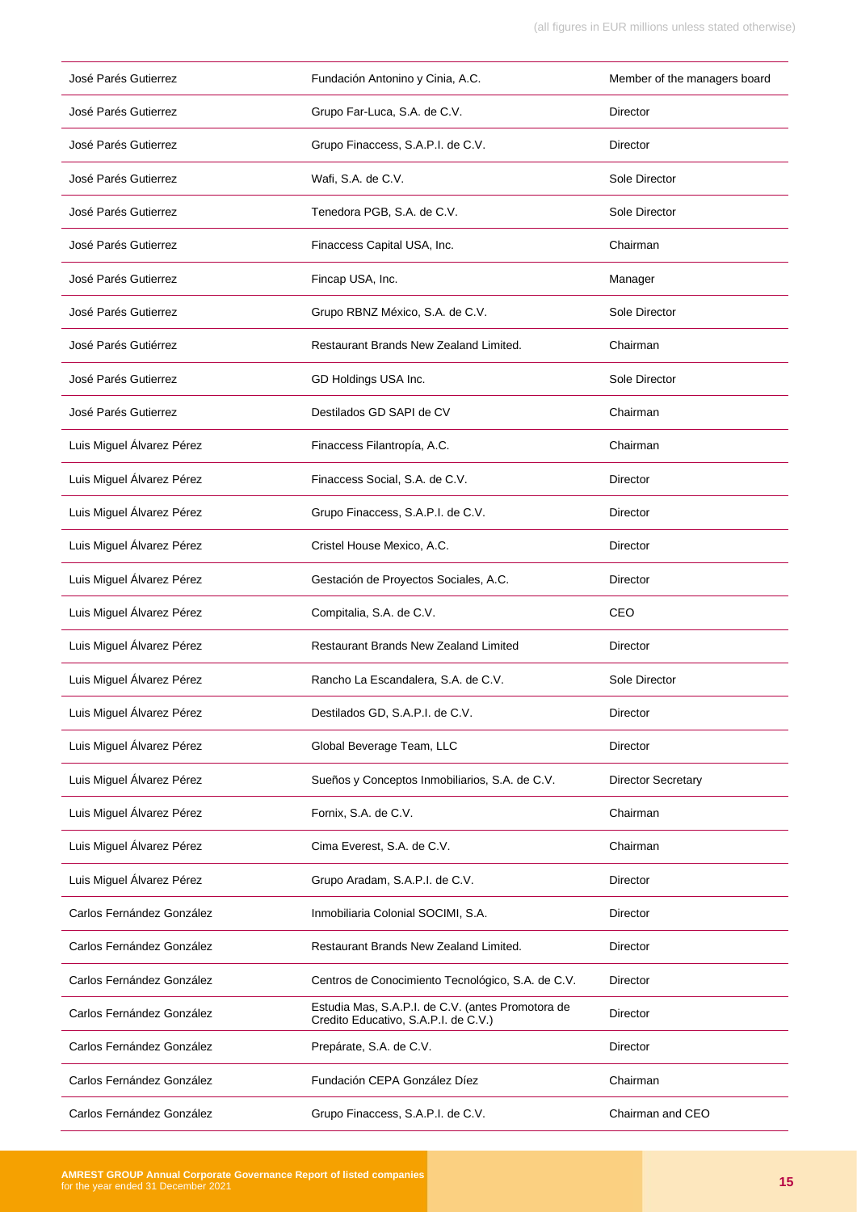| | | |
|---|---|---|
| José Parés Gutierrez | Fundación Antonino y Cinia, A.C. | Member of the managers board |
| José Parés Gutierrez | Grupo Far-Luca, S.A. de C.V. | Director |
| José Parés Gutierrez | Grupo Finaccess, S.A.P.I. de C.V. | Director |
| José Parés Gutierrez | Wafi, S.A. de C.V. | Sole Director |
| José Parés Gutierrez | Tenedora PGB, S.A. de C.V. | Sole Director |
| José Parés Gutierrez | Finaccess Capital USA, Inc. | Chairman |
| José Parés Gutierrez | Fincap USA, Inc. | Manager |
| José Parés Gutierrez | Grupo RBNZ México, S.A. de C.V. | Sole Director |
| José Parés Gutiérrez | Restaurant Brands New Zealand Limited. | Chairman |
| José Parés Gutierrez | GD Holdings USA Inc. | Sole Director |
| José Parés Gutierrez | Destilados GD SAPI de CV | Chairman |
| Luis Miguel Álvarez Pérez | Finaccess Filantropía, A.C. | Chairman |
| Luis Miguel Álvarez Pérez | Finaccess Social, S.A. de C.V. | Director |
| Luis Miguel Álvarez Pérez | Grupo Finaccess, S.A.P.I. de C.V. | Director |
| Luis Miguel Álvarez Pérez | Cristel House Mexico, A.C. | Director |
| Luis Miguel Álvarez Pérez | Gestación de Proyectos Sociales, A.C. | Director |
| Luis Miguel Álvarez Pérez | Compitalia, S.A. de C.V. | CEO |
| Luis Miguel Álvarez Pérez | Restaurant Brands New Zealand Limited | Director |
| Luis Miguel Álvarez Pérez | Rancho La Escandalera, S.A. de C.V. | Sole Director |
| Luis Miguel Álvarez Pérez | Destilados GD, S.A.P.I. de C.V. | Director |
| Luis Miguel Álvarez Pérez | Global Beverage Team, LLC | Director |
| Luis Miguel Álvarez Pérez | Sueños y Conceptos Inmobiliarios, S.A. de C.V. | Director Secretary |
| Luis Miguel Álvarez Pérez | Fornix, S.A. de C.V. | Chairman |
| Luis Miguel Álvarez Pérez | Cima Everest, S.A. de C.V. | Chairman |
| Luis Miguel Álvarez Pérez | Grupo Aradam, S.A.P.I. de C.V. | Director |
| Carlos Fernández González | Inmobiliaria Colonial SOCIMI, S.A. | Director |
| Carlos Fernández González | Restaurant Brands New Zealand Limited. | Director |
| Carlos Fernández González | Centros de Conocimiento Tecnológico, S.A. de C.V. | Director |
| Carlos Fernández González | Estudia Mas, S.A.P.I. de C.V. (antes Promotora de Credito Educativo, S.A.P.I. de C.V.) | Director |
| Carlos Fernández González | Prepárate, S.A. de C.V. | Director |
| Carlos Fernández González | Fundación CEPA González Díez | Chairman |
| Carlos Fernández González | Grupo Finaccess, S.A.P.I. de C.V. | Chairman and CEO |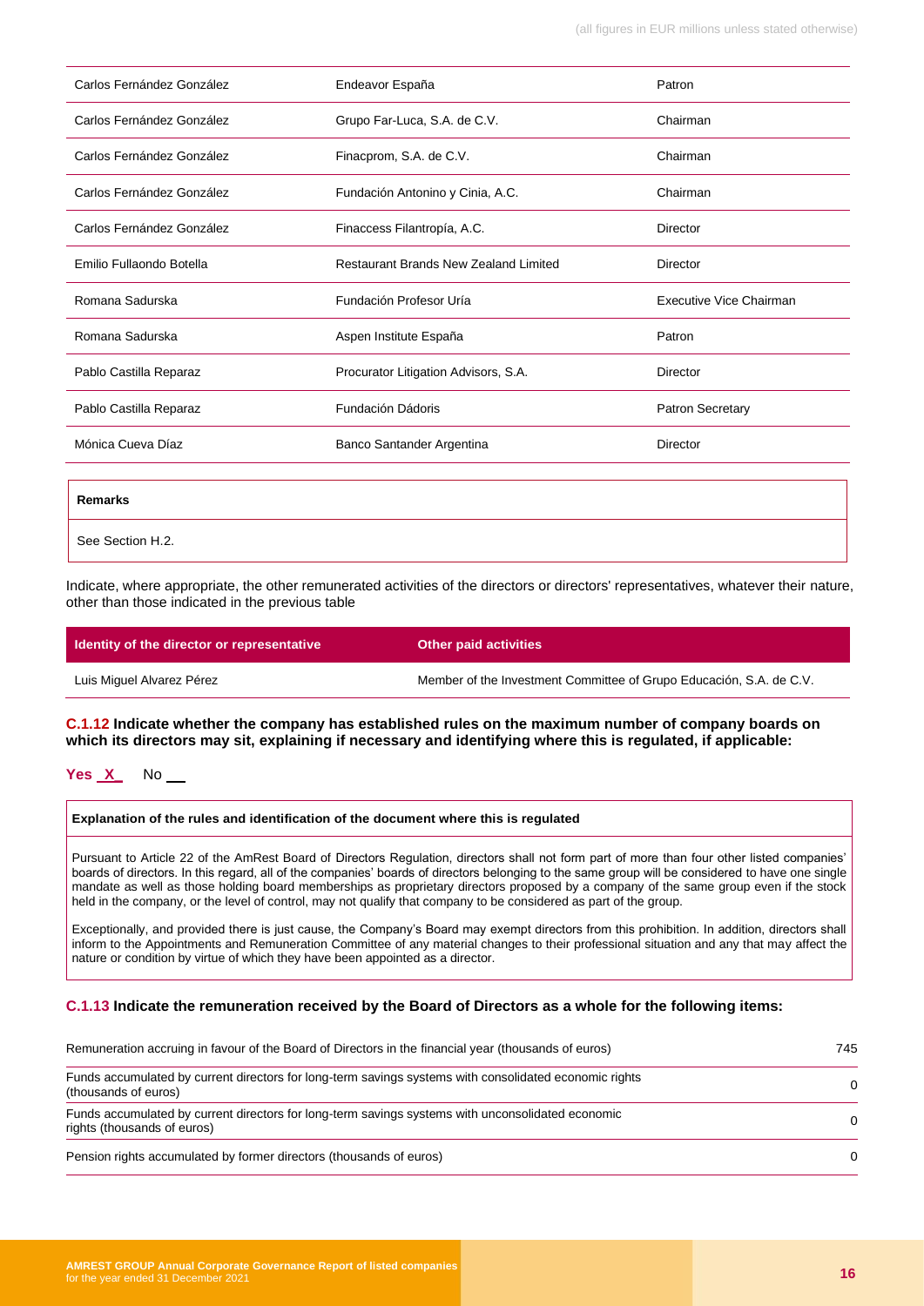| | | |
|---|---|---|
| Carlos Fernández González | Endeavor España | Patron |
| Carlos Fernández González | Grupo Far-Luca, S.A. de C.V. | Chairman |
| Carlos Fernández González | Finacprom, S.A. de C.V. | Chairman |
| Carlos Fernández González | Fundación Antonino y Cinia, A.C. | Chairman |
| Carlos Fernández González | Finaccess Filantropía, A.C. | Director |
| Emilio Fullaondo Botella | Restaurant Brands New Zealand Limited | Director |
| Romana Sadurska | Fundación Profesor Uría | Executive Vice Chairman |
| Romana Sadurska | Aspen Institute España | Patron |
| Pablo Castilla Reparaz | Procurator Litigation Advisors, S.A. | Director |
| Pablo Castilla Reparaz | Fundación Dádoris | Patron Secretary |
| Mónica Cueva Díaz | Banco Santander Argentina | Director |

| Remarks |
|---|
| See Section H.2. |

Indicate, where appropriate, the other remunerated activities of the directors or directors' representatives, whatever their nature, other than those indicated in the previous table

| Identity of the director or representative | Other paid activities |
|---|---|
| Luis Miguel Alvarez Pérez | Member of the Investment Committee of Grupo Educación, S.A. de C.V. |

### C.1.12 Indicate whether the company has established rules on the maximum number of company boards on which its directors may sit, explaining if necessary and identifying where this is regulated, if applicable:

Yes X No __

**Explanation of the rules and identification of the document where this is regulated**

Pursuant to Article 22 of the AmRest Board of Directors Regulation, directors shall not form part of more than four other listed companies' boards of directors. In this regard, all of the companies' boards of directors belonging to the same group will be considered to have one single mandate as well as those holding board memberships as proprietary directors proposed by a company of the same group even if the stock held in the company, or the level of control, may not qualify that company to be considered as part of the group.

Exceptionally, and provided there is just cause, the Company's Board may exempt directors from this prohibition. In addition, directors shall inform to the Appointments and Remuneration Committee of any material changes to their professional situation and any that may affect the nature or condition by virtue of which they have been appointed as a director.

### C.1.13 Indicate the remuneration received by the Board of Directors as a whole for the following items:

| | |
|---|---|
| Remuneration accruing in favour of the Board of Directors in the financial year (thousands of euros) | 745 |
| Funds accumulated by current directors for long-term savings systems with consolidated economic rights (thousands of euros) | 0 |
| Funds accumulated by current directors for long-term savings systems with unconsolidated economic rights (thousands of euros) | 0 |
| Pension rights accumulated by former directors (thousands of euros) | 0 |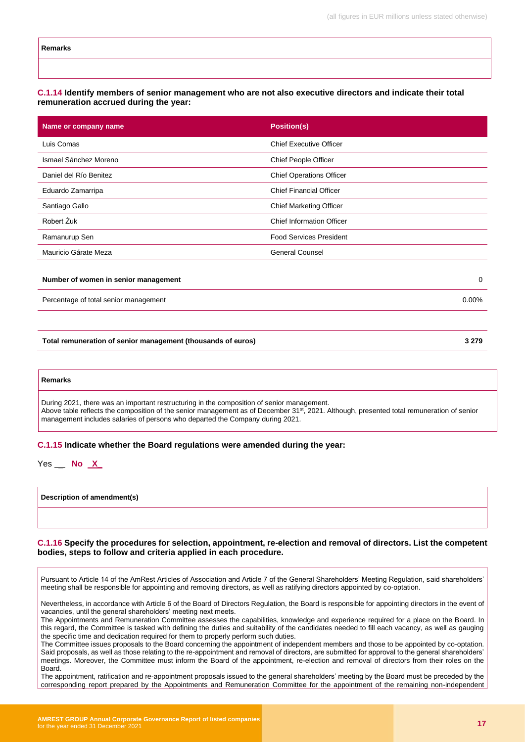| Remarks |
|---|
| |

**C.1.14 Identify members of senior management who are not also executive directors and indicate their total remuneration accrued during the year:**

| Name or company name | Position(s) |
|---|---|
| Luis Comas | Chief Executive Officer |
| Ismael Sánchez Moreno | Chief People Officer |
| Daniel del Río Benitez | Chief Operations Officer |
| Eduardo Zamarripa | Chief Financial Officer |
| Santiago Gallo | Chief Marketing Officer |
| Robert Żuk | Chief Information Officer |
| Ramanurup Sen | Food Services President |
| Mauricio Gárate Meza | General Counsel |

| | |
|---|---|
| **Number of women in senior management** | 0 |
| Percentage of total senior management | 0.00% |

| | |
|---|---|
| **Total remuneration of senior management (thousands of euros)** | **3 279** |

| Remarks |
|---|
| During 2021, there was an important restructuring in the composition of senior management.<br>Above table reflects the composition of the senior management as of December 31st, 2021. Although, presented total remuneration of senior management includes salaries of persons who departed the Company during 2021. |

**C.1.15 Indicate whether the Board regulations were amended during the year:**

Yes __ **No _X_**

| Description of amendment(s) |
|---|
| |

**C.1.16 Specify the procedures for selection, appointment, re-election and removal of directors. List the competent bodies, steps to follow and criteria applied in each procedure.**

Pursuant to Article 14 of the AmRest Articles of Association and Article 7 of the General Shareholders' Meeting Regulation, said shareholders' meeting shall be responsible for appointing and removing directors, as well as ratifying directors appointed by co-optation.

Nevertheless, in accordance with Article 6 of the Board of Directors Regulation, the Board is responsible for appointing directors in the event of vacancies, until the general shareholders' meeting next meets.

The Appointments and Remuneration Committee assesses the capabilities, knowledge and experience required for a place on the Board. In this regard, the Committee is tasked with defining the duties and suitability of the candidates needed to fill each vacancy, as well as gauging the specific time and dedication required for them to properly perform such duties.

The Committee issues proposals to the Board concerning the appointment of independent members and those to be appointed by co-optation. Said proposals, as well as those relating to the re-appointment and removal of directors, are submitted for approval to the general shareholders' meetings. Moreover, the Committee must inform the Board of the appointment, re-election and removal of directors from their roles on the Board.

The appointment, ratification and re-appointment proposals issued to the general shareholders' meeting by the Board must be preceded by the corresponding report prepared by the Appointments and Remuneration Committee for the appointment of the remaining non-independent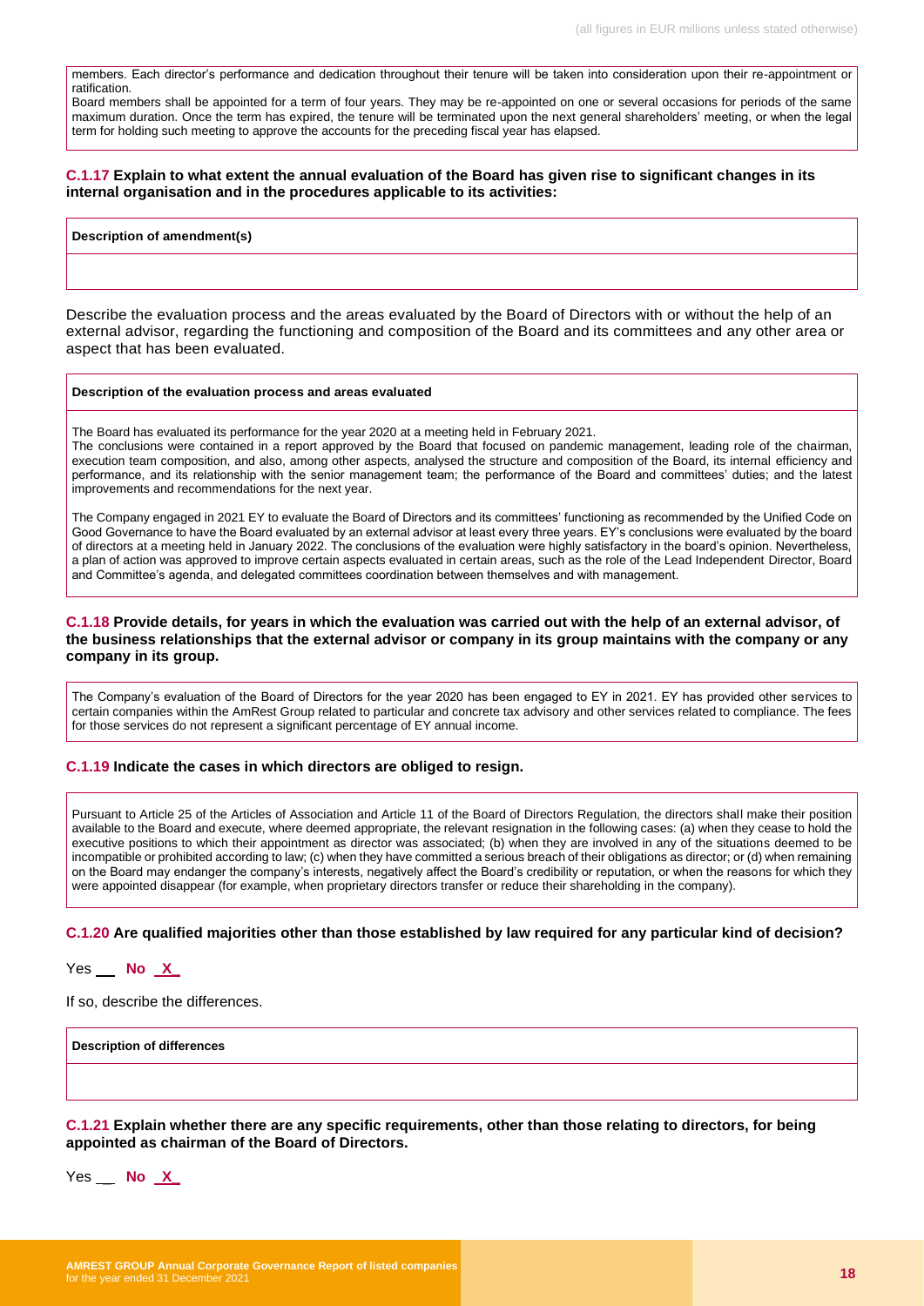members. Each director's performance and dedication throughout their tenure will be taken into consideration upon their re-appointment or ratification.
Board members shall be appointed for a term of four years. They may be re-appointed on one or several occasions for periods of the same maximum duration. Once the term has expired, the tenure will be terminated upon the next general shareholders' meeting, or when the legal term for holding such meeting to approve the accounts for the preceding fiscal year has elapsed.

**C.1.17 Explain to what extent the annual evaluation of the Board has given rise to significant changes in its internal organisation and in the procedures applicable to its activities:**

| Description of amendment(s) |
| --- |
| |

Describe the evaluation process and the areas evaluated by the Board of Directors with or without the help of an external advisor, regarding the functioning and composition of the Board and its committees and any other area or aspect that has been evaluated.

**Description of the evaluation process and areas evaluated**

The Board has evaluated its performance for the year 2020 at a meeting held in February 2021.
The conclusions were contained in a report approved by the Board that focused on pandemic management, leading role of the chairman, execution team composition, and also, among other aspects, analysed the structure and composition of the Board, its internal efficiency and performance, and its relationship with the senior management team; the performance of the Board and committees' duties; and the latest improvements and recommendations for the next year.

The Company engaged in 2021 EY to evaluate the Board of Directors and its committees' functioning as recommended by the Unified Code on Good Governance to have the Board evaluated by an external advisor at least every three years. EY's conclusions were evaluated by the board of directors at a meeting held in January 2022. The conclusions of the evaluation were highly satisfactory in the board's opinion. Nevertheless, a plan of action was approved to improve certain aspects evaluated in certain areas, such as the role of the Lead Independent Director, Board and Committee's agenda, and delegated committees coordination between themselves and with management.

**C.1.18 Provide details, for years in which the evaluation was carried out with the help of an external advisor, of the business relationships that the external advisor or company in its group maintains with the company or any company in its group.**

The Company's evaluation of the Board of Directors for the year 2020 has been engaged to EY in 2021. EY has provided other services to certain companies within the AmRest Group related to particular and concrete tax advisory and other services related to compliance. The fees for those services do not represent a significant percentage of EY annual income.

**C.1.19 Indicate the cases in which directors are obliged to resign.**

Pursuant to Article 25 of the Articles of Association and Article 11 of the Board of Directors Regulation, the directors shall make their position available to the Board and execute, where deemed appropriate, the relevant resignation in the following cases: (a) when they cease to hold the executive positions to which their appointment as director was associated; (b) when they are involved in any of the situations deemed to be incompatible or prohibited according to law; (c) when they have committed a serious breach of their obligations as director; or (d) when remaining on the Board may endanger the company's interests, negatively affect the Board's credibility or reputation, or when the reasons for which they were appointed disappear (for example, when proprietary directors transfer or reduce their shareholding in the company).

**C.1.20 Are qualified majorities other than those established by law required for any particular kind of decision?**

Yes \_\_ **No _X_**

If so, describe the differences.

| Description of differences |
| --- |
| |

**C.1.21 Explain whether there are any specific requirements, other than those relating to directors, for being appointed as chairman of the Board of Directors.**

Yes \_\_ **No _X_**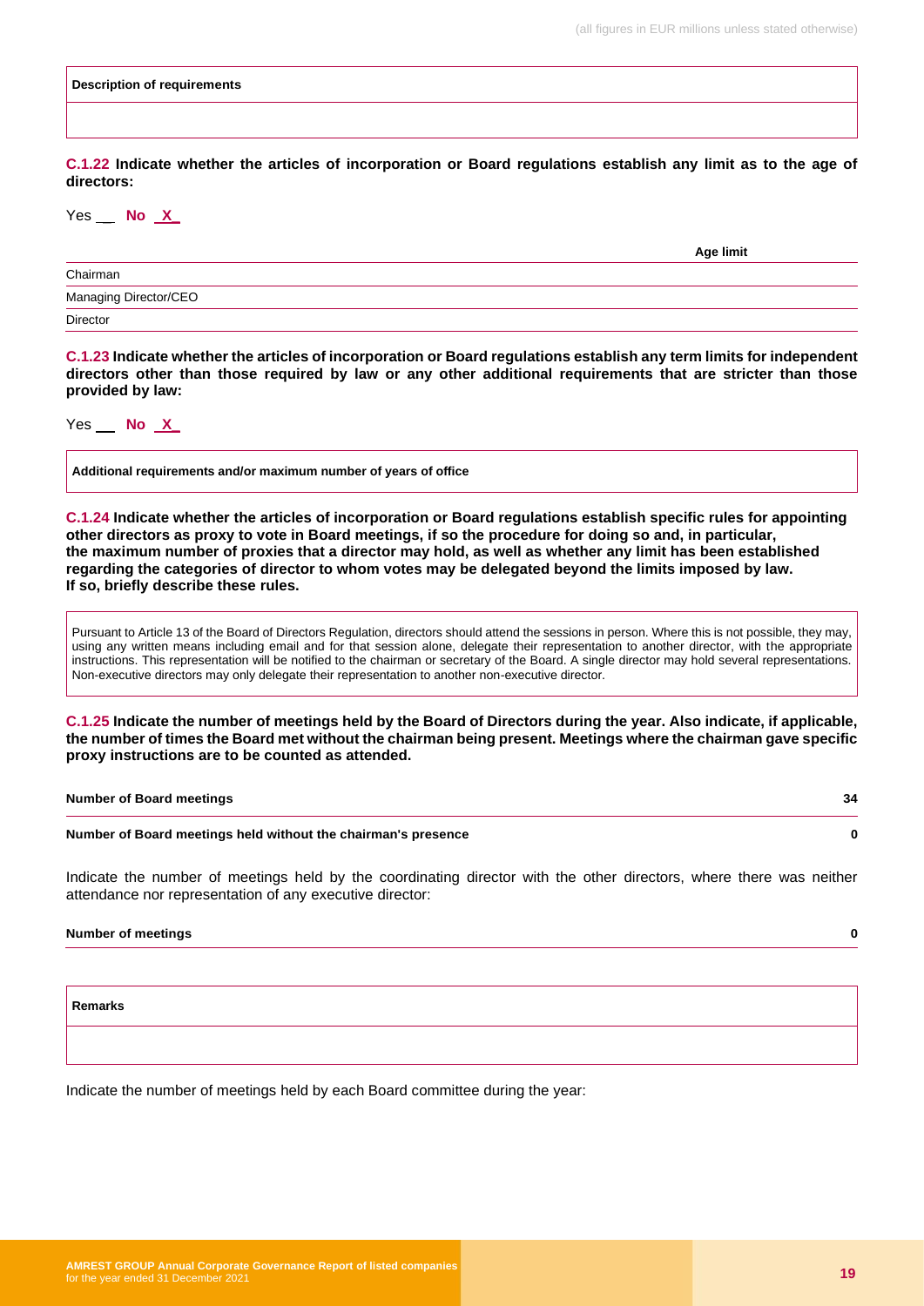| Description of requirements |
| --- |
| |

**C.1.22 Indicate whether the articles of incorporation or Board regulations establish any limit as to the age of directors:**

Yes __ **No _X_**

| | Age limit |
| --- | --- |
| Chairman | |
| Managing Director/CEO | |
| Director | |

**C.1.23 Indicate whether the articles of incorporation or Board regulations establish any term limits for independent directors other than those required by law or any other additional requirements that are stricter than those provided by law:**

Yes __ **No _X_**

| Additional requirements and/or maximum number of years of office |
| --- |

**C.1.24 Indicate whether the articles of incorporation or Board regulations establish specific rules for appointing other directors as proxy to vote in Board meetings, if so the procedure for doing so and, in particular, the maximum number of proxies that a director may hold, as well as whether any limit has been established regarding the categories of director to whom votes may be delegated beyond the limits imposed by law. If so, briefly describe these rules.**

Pursuant to Article 13 of the Board of Directors Regulation, directors should attend the sessions in person. Where this is not possible, they may, using any written means including email and for that session alone, delegate their representation to another director, with the appropriate instructions. This representation will be notified to the chairman or secretary of the Board. A single director may hold several representations. Non-executive directors may only delegate their representation to another non-executive director.

**C.1.25 Indicate the number of meetings held by the Board of Directors during the year. Also indicate, if applicable, the number of times the Board met without the chairman being present. Meetings where the chairman gave specific proxy instructions are to be counted as attended.**

| | |
| --- | --- |
| **Number of Board meetings** | **34** |
| **Number of Board meetings held without the chairman's presence** | **0** |

Indicate the number of meetings held by the coordinating director with the other directors, where there was neither attendance nor representation of any executive director:

| | |
| --- | --- |
| **Number of meetings** | **0** |

| Remarks |
| --- |
| |

Indicate the number of meetings held by each Board committee during the year: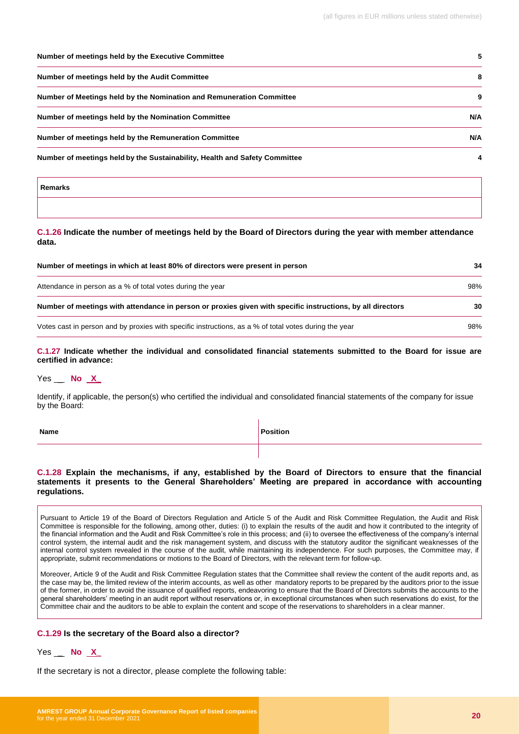| | |
|---|---|
| **Number of meetings held by the Executive Committee** | **5** |
| **Number of meetings held by the Audit Committee** | **8** |
| **Number of Meetings held by the Nomination and Remuneration Committee** | **9** |
| **Number of meetings held by the Nomination Committee** | **N/A** |
| **Number of meetings held by the Remuneration Committee** | **N/A** |
| **Number of meetings held by the Sustainability, Health and Safety Committee** | **4** |

| **Remarks** |
|---|
| |

### C.1.26 Indicate the number of meetings held by the Board of Directors during the year with member attendance data.

| | |
|---|---|
| **Number of meetings in which at least 80% of directors were present in person** | **34** |
| Attendance in person as a % of total votes during the year | 98% |
| **Number of meetings with attendance in person or proxies given with specific instructions, by all directors** | **30** |
| Votes cast in person and by proxies with specific instructions, as a % of total votes during the year | 98% |

### C.1.27 Indicate whether the individual and consolidated financial statements submitted to the Board for issue are certified in advance:

Yes __ **No _X_**

Identify, if applicable, the person(s) who certified the individual and consolidated financial statements of the company for issue by the Board:

| **Name** | **Position** |
|---|---|
| | |

### C.1.28 Explain the mechanisms, if any, established by the Board of Directors to ensure that the financial statements it presents to the General Shareholders' Meeting are prepared in accordance with accounting regulations.

Pursuant to Article 19 of the Board of Directors Regulation and Article 5 of the Audit and Risk Committee Regulation, the Audit and Risk Committee is responsible for the following, among other, duties: (i) to explain the results of the audit and how it contributed to the integrity of the financial information and the Audit and Risk Committee's role in this process; and (ii) to oversee the effectiveness of the company's internal control system, the internal audit and the risk management system, and discuss with the statutory auditor the significant weaknesses of the internal control system revealed in the course of the audit, while maintaining its independence. For such purposes, the Committee may, if appropriate, submit recommendations or motions to the Board of Directors, with the relevant term for follow-up.

Moreover, Article 9 of the Audit and Risk Committee Regulation states that the Committee shall review the content of the audit reports and, as the case may be, the limited review of the interim accounts, as well as other mandatory reports to be prepared by the auditors prior to the issue of the former, in order to avoid the issuance of qualified reports, endeavoring to ensure that the Board of Directors submits the accounts to the general shareholders' meeting in an audit report without reservations or, in exceptional circumstances when such reservations do exist, for the Committee chair and the auditors to be able to explain the content and scope of the reservations to shareholders in a clear manner.

### C.1.29 Is the secretary of the Board also a director?

Yes _ **No _X_**

If the secretary is not a director, please complete the following table: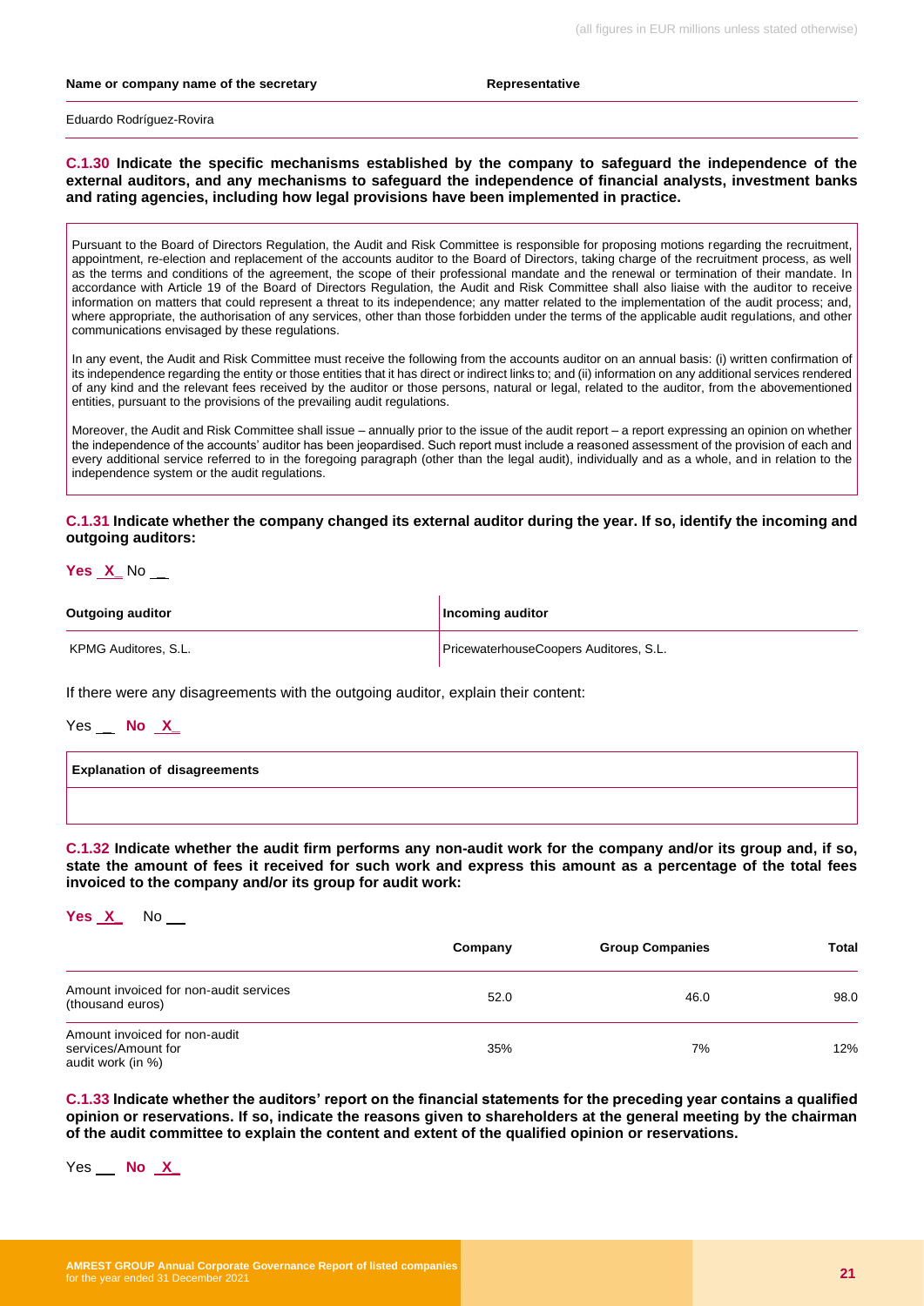| Name or company name of the secretary | Representative |
| --- | --- |
| Eduardo Rodríguez-Rovira | |

**C.1.30 Indicate the specific mechanisms established by the company to safeguard the independence of the external auditors, and any mechanisms to safeguard the independence of financial analysts, investment banks and rating agencies, including how legal provisions have been implemented in practice.**

Pursuant to the Board of Directors Regulation, the Audit and Risk Committee is responsible for proposing motions regarding the recruitment, appointment, re-election and replacement of the accounts auditor to the Board of Directors, taking charge of the recruitment process, as well as the terms and conditions of the agreement, the scope of their professional mandate and the renewal or termination of their mandate. In accordance with Article 19 of the Board of Directors Regulation, the Audit and Risk Committee shall also liaise with the auditor to receive information on matters that could represent a threat to its independence; any matter related to the implementation of the audit process; and, where appropriate, the authorisation of any services, other than those forbidden under the terms of the applicable audit regulations, and other communications envisaged by these regulations.

In any event, the Audit and Risk Committee must receive the following from the accounts auditor on an annual basis: (i) written confirmation of its independence regarding the entity or those entities that it has direct or indirect links to; and (ii) information on any additional services rendered of any kind and the relevant fees received by the auditor or those persons, natural or legal, related to the auditor, from the abovementioned entities, pursuant to the provisions of the prevailing audit regulations.

Moreover, the Audit and Risk Committee shall issue – annually prior to the issue of the audit report – a report expressing an opinion on whether the independence of the accounts' auditor has been jeopardised. Such report must include a reasoned assessment of the provision of each and every additional service referred to in the foregoing paragraph (other than the legal audit), individually and as a whole, and in relation to the independence system or the audit regulations.

**C.1.31 Indicate whether the company changed its external auditor during the year. If so, identify the incoming and outgoing auditors:**

**Yes** X No __

| Outgoing auditor | Incoming auditor |
| --- | --- |
| KPMG Auditores, S.L. | PricewaterhouseCoopers Auditores, S.L. |

If there were any disagreements with the outgoing auditor, explain their content:

Yes __ **No** X

| Explanation of disagreements |
| --- |
| |

**C.1.32 Indicate whether the audit firm performs any non-audit work for the company and/or its group and, if so, state the amount of fees it received for such work and express this amount as a percentage of the total fees invoiced to the company and/or its group for audit work:**

**Yes** X No __

| | Company | Group Companies | Total |
| --- | --- | --- | --- |
| Amount invoiced for non-audit services (thousand euros) | 52.0 | 46.0 | 98.0 |
| Amount invoiced for non-audit services/Amount for audit work (in %) | 35% | 7% | 12% |

**C.1.33 Indicate whether the auditors' report on the financial statements for the preceding year contains a qualified opinion or reservations. If so, indicate the reasons given to shareholders at the general meeting by the chairman of the audit committee to explain the content and extent of the qualified opinion or reservations.**

Yes __ **No** X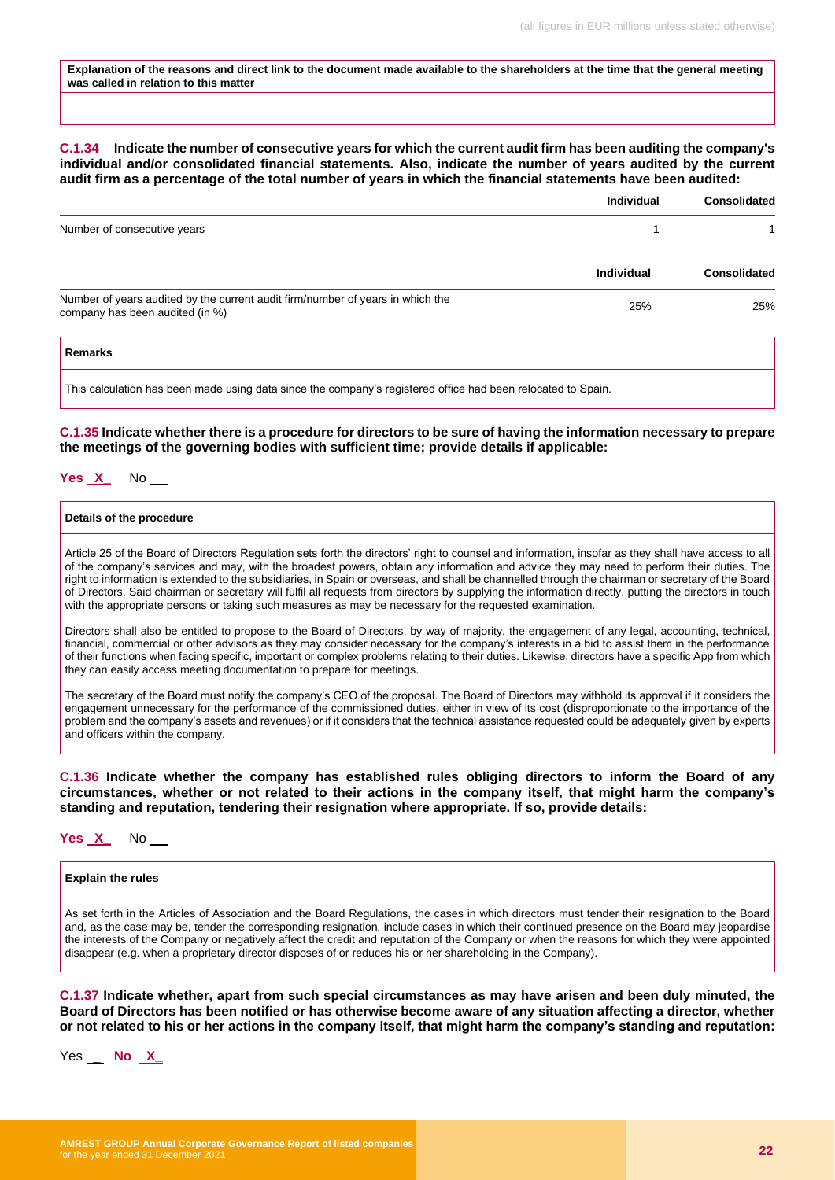| Explanation of the reasons and direct link to the document made available to the shareholders at the time that the general meeting was called in relation to this matter |
|---|
| |

**C.1.34 Indicate the number of consecutive years for which the current audit firm has been auditing the company's individual and/or consolidated financial statements. Also, indicate the number of years audited by the current audit firm as a percentage of the total number of years in which the financial statements have been audited:**

| | Individual | Consolidated |
|---|---|---|
| Number of consecutive years | 1 | 1 |

| | Individual | Consolidated |
|---|---|---|
| Number of years audited by the current audit firm/number of years in which the company has been audited (in %) | 25% | 25% |

| Remarks |
|---|
| This calculation has been made using data since the company's registered office had been relocated to Spain. |

**C.1.35 Indicate whether there is a procedure for directors to be sure of having the information necessary to prepare the meetings of the governing bodies with sufficient time; provide details if applicable:**

**Yes X** No \_\_

**Details of the procedure**

Article 25 of the Board of Directors Regulation sets forth the directors' right to counsel and information, insofar as they shall have access to all of the company's services and may, with the broadest powers, obtain any information and advice they may need to perform their duties. The right to information is extended to the subsidiaries, in Spain or overseas, and shall be channelled through the chairman or secretary of the Board of Directors. Said chairman or secretary will fulfil all requests from directors by supplying the information directly, putting the directors in touch with the appropriate persons or taking such measures as may be necessary for the requested examination.

Directors shall also be entitled to propose to the Board of Directors, by way of majority, the engagement of any legal, accounting, technical, financial, commercial or other advisors as they may consider necessary for the company's interests in a bid to assist them in the performance of their functions when facing specific, important or complex problems relating to their duties. Likewise, directors have a specific App from which they can easily access meeting documentation to prepare for meetings.

The secretary of the Board must notify the company's CEO of the proposal. The Board of Directors may withhold its approval if it considers the engagement unnecessary for the performance of the commissioned duties, either in view of its cost (disproportionate to the importance of the problem and the company's assets and revenues) or if it considers that the technical assistance requested could be adequately given by experts and officers within the company.

**C.1.36 Indicate whether the company has established rules obliging directors to inform the Board of any circumstances, whether or not related to their actions in the company itself, that might harm the company's standing and reputation, tendering their resignation where appropriate. If so, provide details:**

**Yes X** No \_\_

**Explain the rules**

As set forth in the Articles of Association and the Board Regulations, the cases in which directors must tender their resignation to the Board and, as the case may be, tender the corresponding resignation, include cases in which their continued presence on the Board may jeopardise the interests of the Company or negatively affect the credit and reputation of the Company or when the reasons for which they were appointed disappear (e.g. when a proprietary director disposes of or reduces his or her shareholding in the Company).

**C.1.37 Indicate whether, apart from such special circumstances as may have arisen and been duly minuted, the Board of Directors has been notified or has otherwise become aware of any situation affecting a director, whether or not related to his or her actions in the company itself, that might harm the company's standing and reputation:**

Yes \_\_ **No X**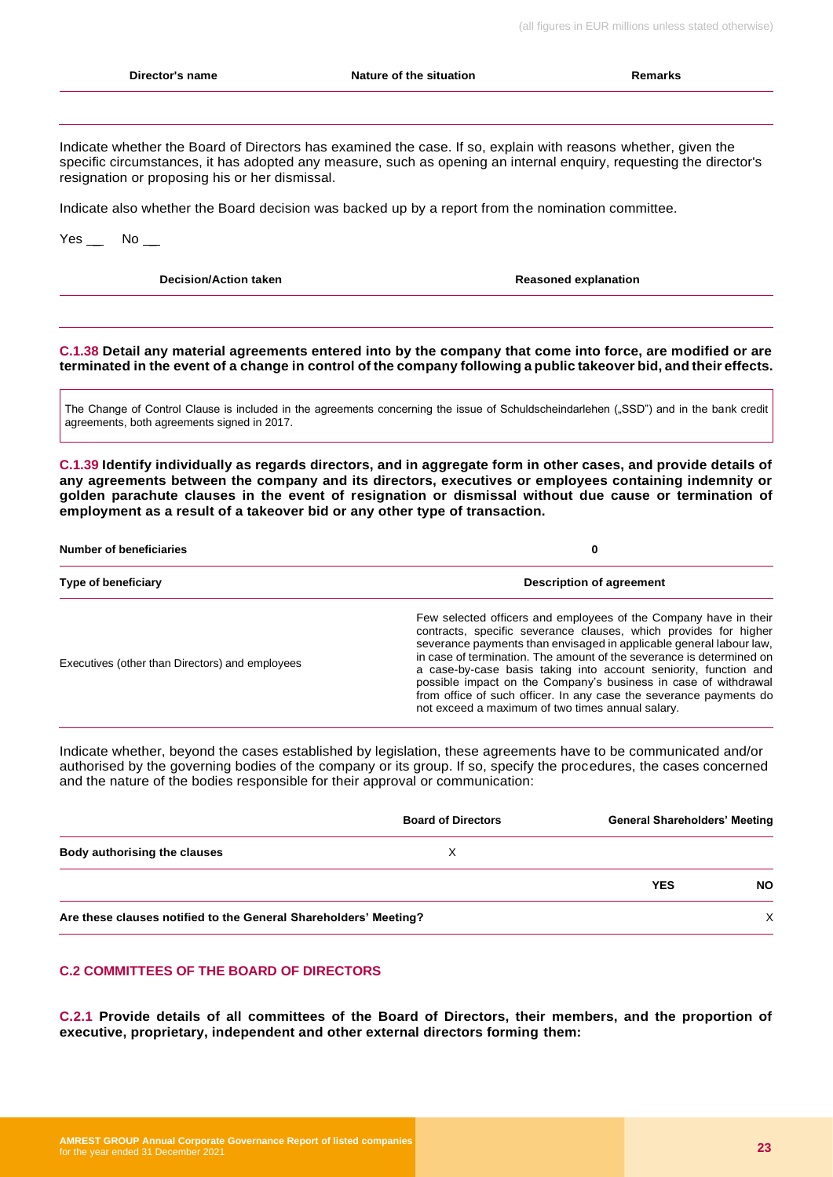| Director's name | Nature of the situation | Remarks |
|---|---|---|
| | | |

Indicate whether the Board of Directors has examined the case. If so, explain with reasons whether, given the specific circumstances, it has adopted any measure, such as opening an internal enquiry, requesting the director's resignation or proposing his or her dismissal.

Indicate also whether the Board decision was backed up by a report from the nomination committee.

Yes __ No __

| Decision/Action taken | Reasoned explanation |
|---|---|
| | |

**C.1.38 Detail any material agreements entered into by the company that come into force, are modified or are terminated in the event of a change in control of the company following a public takeover bid, and their effects.**

The Change of Control Clause is included in the agreements concerning the issue of Schuldscheindarlehen („SSD") and in the bank credit agreements, both agreements signed in 2017.

**C.1.39 Identify individually as regards directors, and in aggregate form in other cases, and provide details of any agreements between the company and its directors, executives or employees containing indemnity or golden parachute clauses in the event of resignation or dismissal without due cause or termination of employment as a result of a takeover bid or any other type of transaction.**

| Number of beneficiaries | 0 |
|---|---|
| **Type of beneficiary** | **Description of agreement** |
| Executives (other than Directors) and employees | Few selected officers and employees of the Company have in their contracts, specific severance clauses, which provides for higher severance payments than envisaged in applicable general labour law, in case of termination. The amount of the severance is determined on a case-by-case basis taking into account seniority, function and possible impact on the Company's business in case of withdrawal from office of such officer. In any case the severance payments do not exceed a maximum of two times annual salary. |

Indicate whether, beyond the cases established by legislation, these agreements have to be communicated and/or authorised by the governing bodies of the company or its group. If so, specify the procedures, the cases concerned and the nature of the bodies responsible for their approval or communication:

| | Board of Directors | General Shareholders' Meeting |
|---|---|---|
| **Body authorising the clauses** | X | |

| | YES | NO |
|---|---|---|
| **Are these clauses notified to the General Shareholders' Meeting?** | | X |

## C.2 COMMITTEES OF THE BOARD OF DIRECTORS

**C.2.1 Provide details of all committees of the Board of Directors, their members, and the proportion of executive, proprietary, independent and other external directors forming them:**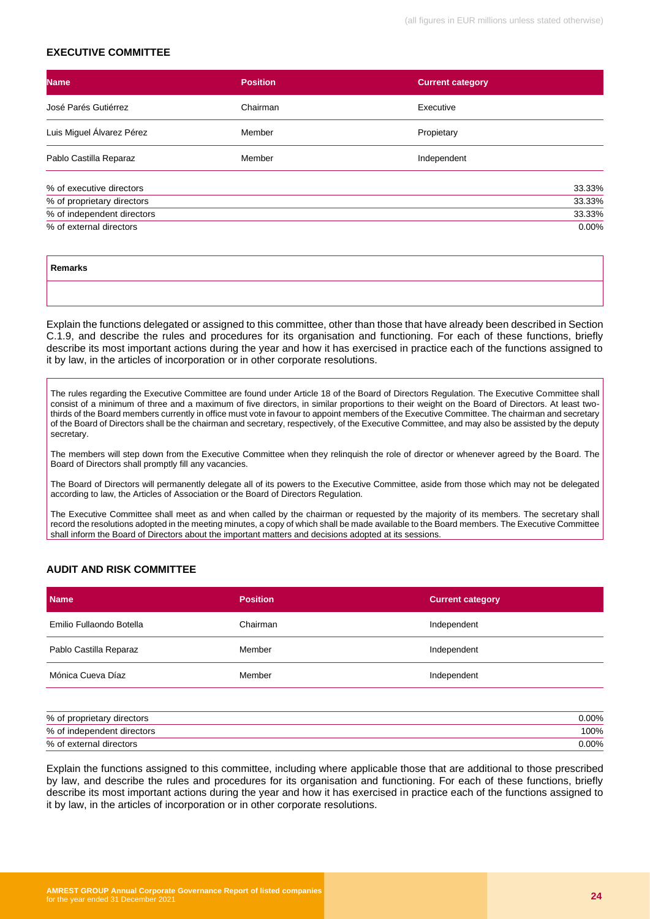### EXECUTIVE COMMITTEE

| Name | Position | Current category |
|---|---|---|
| José Parés Gutiérrez | Chairman | Executive |
| Luis Miguel Álvarez Pérez | Member | Propietary |
| Pablo Castilla Reparaz | Member | Independent |

| | |
|---|---|
| % of executive directors | 33.33% |
| % of proprietary directors | 33.33% |
| % of independent directors | 33.33% |
| % of external directors | 0.00% |

| Remarks |
|---|
| |

Explain the functions delegated or assigned to this committee, other than those that have already been described in Section C.1.9, and describe the rules and procedures for its organisation and functioning. For each of these functions, briefly describe its most important actions during the year and how it has exercised in practice each of the functions assigned to it by law, in the articles of incorporation or in other corporate resolutions.

The rules regarding the Executive Committee are found under Article 18 of the Board of Directors Regulation. The Executive Committee shall consist of a minimum of three and a maximum of five directors, in similar proportions to their weight on the Board of Directors. At least two-thirds of the Board members currently in office must vote in favour to appoint members of the Executive Committee. The chairman and secretary of the Board of Directors shall be the chairman and secretary, respectively, of the Executive Committee, and may also be assisted by the deputy secretary.

The members will step down from the Executive Committee when they relinquish the role of director or whenever agreed by the Board. The Board of Directors shall promptly fill any vacancies.

The Board of Directors will permanently delegate all of its powers to the Executive Committee, aside from those which may not be delegated according to law, the Articles of Association or the Board of Directors Regulation.

The Executive Committee shall meet as and when called by the chairman or requested by the majority of its members. The secretary shall record the resolutions adopted in the meeting minutes, a copy of which shall be made available to the Board members. The Executive Committee shall inform the Board of Directors about the important matters and decisions adopted at its sessions.

### AUDIT AND RISK COMMITTEE

| Name | Position | Current category |
|---|---|---|
| Emilio Fullaondo Botella | Chairman | Independent |
| Pablo Castilla Reparaz | Member | Independent |
| Mónica Cueva Díaz | Member | Independent |

| | |
|---|---|
| % of proprietary directors | 0.00% |
| % of independent directors | 100% |
| % of external directors | 0.00% |

Explain the functions assigned to this committee, including where applicable those that are additional to those prescribed by law, and describe the rules and procedures for its organisation and functioning. For each of these functions, briefly describe its most important actions during the year and how it has exercised in practice each of the functions assigned to it by law, in the articles of incorporation or in other corporate resolutions.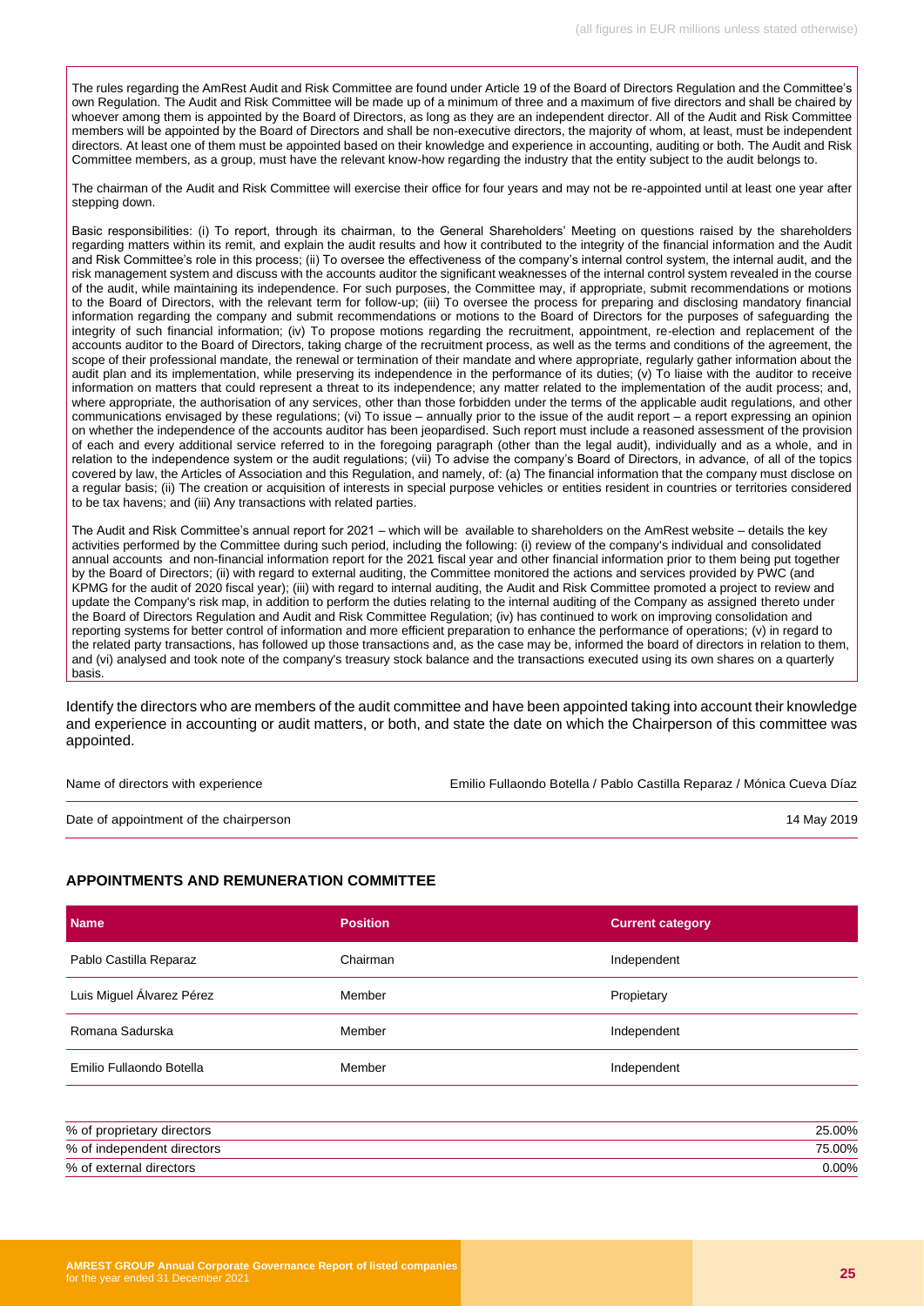The rules regarding the AmRest Audit and Risk Committee are found under Article 19 of the Board of Directors Regulation and the Committee's own Regulation. The Audit and Risk Committee will be made up of a minimum of three and a maximum of five directors and shall be chaired by whoever among them is appointed by the Board of Directors, as long as they are an independent director. All of the Audit and Risk Committee members will be appointed by the Board of Directors and shall be non-executive directors, the majority of whom, at least, must be independent directors. At least one of them must be appointed based on their knowledge and experience in accounting, auditing or both. The Audit and Risk Committee members, as a group, must have the relevant know-how regarding the industry that the entity subject to the audit belongs to.

The chairman of the Audit and Risk Committee will exercise their office for four years and may not be re-appointed until at least one year after stepping down.

Basic responsibilities: (i) To report, through its chairman, to the General Shareholders' Meeting on questions raised by the shareholders regarding matters within its remit, and explain the audit results and how it contributed to the integrity of the financial information and the Audit and Risk Committee's role in this process; (ii) To oversee the effectiveness of the company's internal control system, the internal audit, and the risk management system and discuss with the accounts auditor the significant weaknesses of the internal control system revealed in the course of the audit, while maintaining its independence. For such purposes, the Committee may, if appropriate, submit recommendations or motions to the Board of Directors, with the relevant term for follow-up; (iii) To oversee the process for preparing and disclosing mandatory financial information regarding the company and submit recommendations or motions to the Board of Directors for the purposes of safeguarding the integrity of such financial information; (iv) To propose motions regarding the recruitment, appointment, re-election and replacement of the accounts auditor to the Board of Directors, taking charge of the recruitment process, as well as the terms and conditions of the agreement, the scope of their professional mandate, the renewal or termination of their mandate and where appropriate, regularly gather information about the audit plan and its implementation, while preserving its independence in the performance of its duties; (v) To liaise with the auditor to receive information on matters that could represent a threat to its independence; any matter related to the implementation of the audit process; and, where appropriate, the authorisation of any services, other than those forbidden under the terms of the applicable audit regulations, and other communications envisaged by these regulations; (vi) To issue – annually prior to the issue of the audit report – a report expressing an opinion on whether the independence of the accounts auditor has been jeopardised. Such report must include a reasoned assessment of the provision of each and every additional service referred to in the foregoing paragraph (other than the legal audit), individually and as a whole, and in relation to the independence system or the audit regulations; (vii) To advise the company's Board of Directors, in advance, of all of the topics covered by law, the Articles of Association and this Regulation, and namely, of: (a) The financial information that the company must disclose on a regular basis; (ii) The creation or acquisition of interests in special purpose vehicles or entities resident in countries or territories considered to be tax havens; and (iii) Any transactions with related parties.

The Audit and Risk Committee's annual report for 2021 – which will be available to shareholders on the AmRest website – details the key activities performed by the Committee during such period, including the following: (i) review of the company's individual and consolidated annual accounts and non-financial information report for the 2021 fiscal year and other financial information prior to them being put together by the Board of Directors; (ii) with regard to external auditing, the Committee monitored the actions and services provided by PWC (and KPMG for the audit of 2020 fiscal year); (iii) with regard to internal auditing, the Audit and Risk Committee promoted a project to review and update the Company's risk map, in addition to perform the duties relating to the internal auditing of the Company as assigned thereto under the Board of Directors Regulation and Audit and Risk Committee Regulation; (iv) has continued to work on improving consolidation and reporting systems for better control of information and more efficient preparation to enhance the performance of operations; (v) in regard to the related party transactions, has followed up those transactions and, as the case may be, informed the board of directors in relation to them, and (vi) analysed and took note of the company's treasury stock balance and the transactions executed using its own shares on a quarterly basis.

Identify the directors who are members of the audit committee and have been appointed taking into account their knowledge and experience in accounting or audit matters, or both, and state the date on which the Chairperson of this committee was appointed.

| | |
|---|---|
| Name of directors with experience | Emilio Fullaondo Botella / Pablo Castilla Reparaz / Mónica Cueva Díaz |
| Date of appointment of the chairperson | 14 May 2019 |

### APPOINTMENTS AND REMUNERATION COMMITTEE

| Name | Position | Current category |
|---|---|---|
| Pablo Castilla Reparaz | Chairman | Independent |
| Luis Miguel Álvarez Pérez | Member | Propietary |
| Romana Sadurska | Member | Independent |
| Emilio Fullaondo Botella | Member | Independent |

| | |
|---|---|
| % of proprietary directors | 25.00% |
| % of independent directors | 75.00% |
| % of external directors | 0.00% |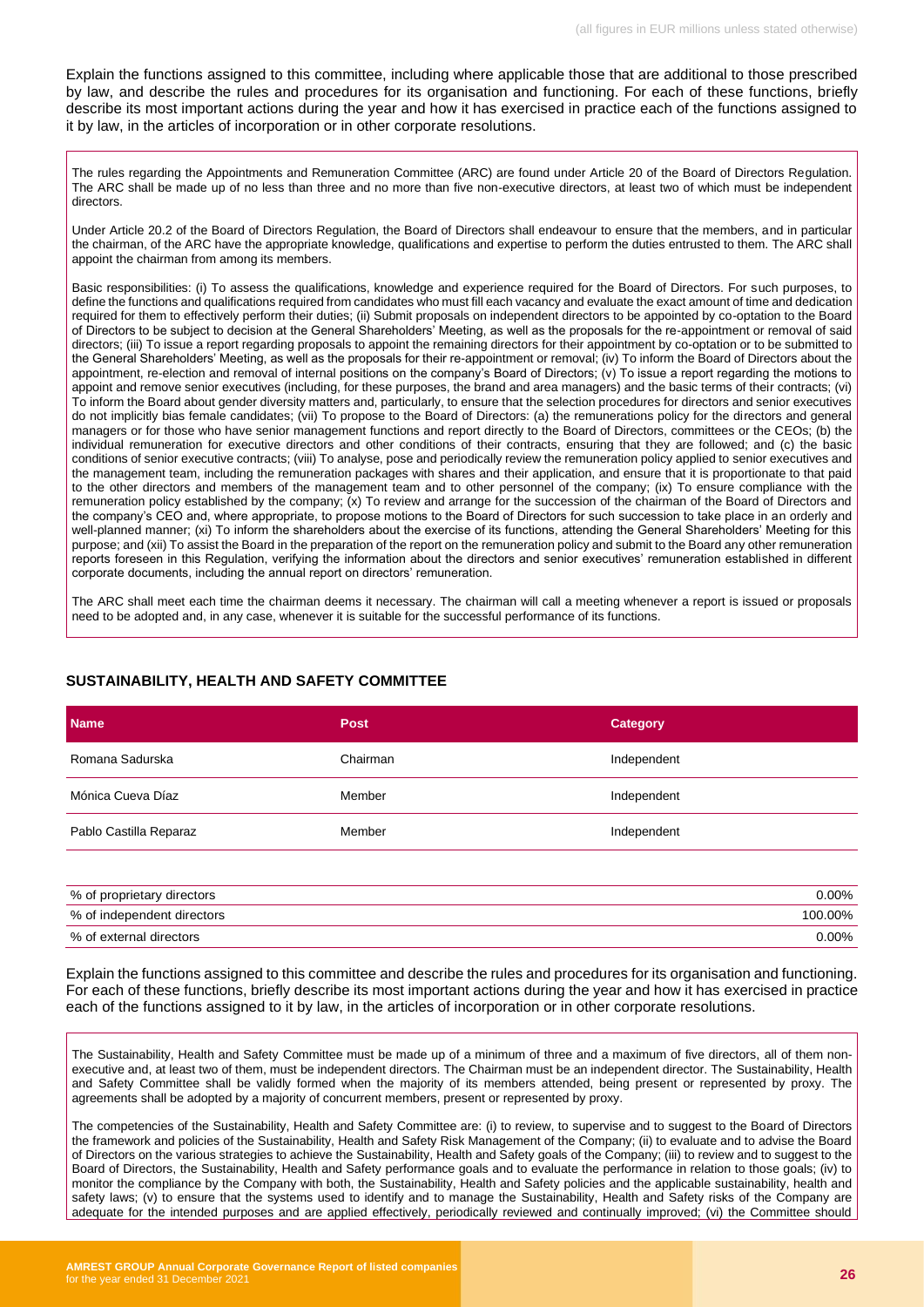Explain the functions assigned to this committee, including where applicable those that are additional to those prescribed by law, and describe the rules and procedures for its organisation and functioning. For each of these functions, briefly describe its most important actions during the year and how it has exercised in practice each of the functions assigned to it by law, in the articles of incorporation or in other corporate resolutions.

The rules regarding the Appointments and Remuneration Committee (ARC) are found under Article 20 of the Board of Directors Regulation. The ARC shall be made up of no less than three and no more than five non-executive directors, at least two of which must be independent directors.

Under Article 20.2 of the Board of Directors Regulation, the Board of Directors shall endeavour to ensure that the members, and in particular the chairman, of the ARC have the appropriate knowledge, qualifications and expertise to perform the duties entrusted to them. The ARC shall appoint the chairman from among its members.

Basic responsibilities: (i) To assess the qualifications, knowledge and experience required for the Board of Directors. For such purposes, to define the functions and qualifications required from candidates who must fill each vacancy and evaluate the exact amount of time and dedication required for them to effectively perform their duties; (ii) Submit proposals on independent directors to be appointed by co-optation to the Board of Directors to be subject to decision at the General Shareholders' Meeting, as well as the proposals for the re-appointment or removal of said directors; (iii) To issue a report regarding proposals to appoint the remaining directors for their appointment by co-optation or to be submitted to the General Shareholders' Meeting, as well as the proposals for their re-appointment or removal; (iv) To inform the Board of Directors about the appointment, re-election and removal of internal positions on the company's Board of Directors; (v) To issue a report regarding the motions to appoint and remove senior executives (including, for these purposes, the brand and area managers) and the basic terms of their contracts; (vi) To inform the Board about gender diversity matters and, particularly, to ensure that the selection procedures for directors and senior executives do not implicitly bias female candidates; (vii) To propose to the Board of Directors: (a) the remunerations policy for the directors and general managers or for those who have senior management functions and report directly to the Board of Directors, committees or the CEOs; (b) the individual remuneration for executive directors and other conditions of their contracts, ensuring that they are followed; and (c) the basic conditions of senior executive contracts; (viii) To analyse, pose and periodically review the remuneration policy applied to senior executives and the management team, including the remuneration packages with shares and their application, and ensure that it is proportionate to that paid to the other directors and members of the management team and to other personnel of the company; (ix) To ensure compliance with the remuneration policy established by the company; (x) To review and arrange for the succession of the chairman of the Board of Directors and the company's CEO and, where appropriate, to propose motions to the Board of Directors for such succession to take place in an orderly and well-planned manner; (xi) To inform the shareholders about the exercise of its functions, attending the General Shareholders' Meeting for this purpose; and (xii) To assist the Board in the preparation of the report on the remuneration policy and submit to the Board any other remuneration reports foreseen in this Regulation, verifying the information about the directors and senior executives' remuneration established in different corporate documents, including the annual report on directors' remuneration.

The ARC shall meet each time the chairman deems it necessary. The chairman will call a meeting whenever a report is issued or proposals need to be adopted and, in any case, whenever it is suitable for the successful performance of its functions.

### SUSTAINABILITY, HEALTH AND SAFETY COMMITTEE

| Name | Post | Category |
|---|---|---|
| Romana Sadurska | Chairman | Independent |
| Mónica Cueva Díaz | Member | Independent |
| Pablo Castilla Reparaz | Member | Independent |

| | |
|---|---|
| % of proprietary directors | 0.00% |
| % of independent directors | 100.00% |
| % of external directors | 0.00% |

Explain the functions assigned to this committee and describe the rules and procedures for its organisation and functioning. For each of these functions, briefly describe its most important actions during the year and how it has exercised in practice each of the functions assigned to it by law, in the articles of incorporation or in other corporate resolutions.

The Sustainability, Health and Safety Committee must be made up of a minimum of three and a maximum of five directors, all of them non-executive and, at least two of them, must be independent directors. The Chairman must be an independent director. The Sustainability, Health and Safety Committee shall be validly formed when the majority of its members attended, being present or represented by proxy. The agreements shall be adopted by a majority of concurrent members, present or represented by proxy.

The competencies of the Sustainability, Health and Safety Committee are: (i) to review, to supervise and to suggest to the Board of Directors the framework and policies of the Sustainability, Health and Safety Risk Management of the Company; (ii) to evaluate and to advise the Board of Directors on the various strategies to achieve the Sustainability, Health and Safety goals of the Company; (iii) to review and to suggest to the Board of Directors, the Sustainability, Health and Safety performance goals and to evaluate the performance in relation to those goals; (iv) to monitor the compliance by the Company with both, the Sustainability, Health and Safety policies and the applicable sustainability, health and safety laws; (v) to ensure that the systems used to identify and to manage the Sustainability, Health and Safety risks of the Company are adequate for the intended purposes and are applied effectively, periodically reviewed and continually improved; (vi) the Committee should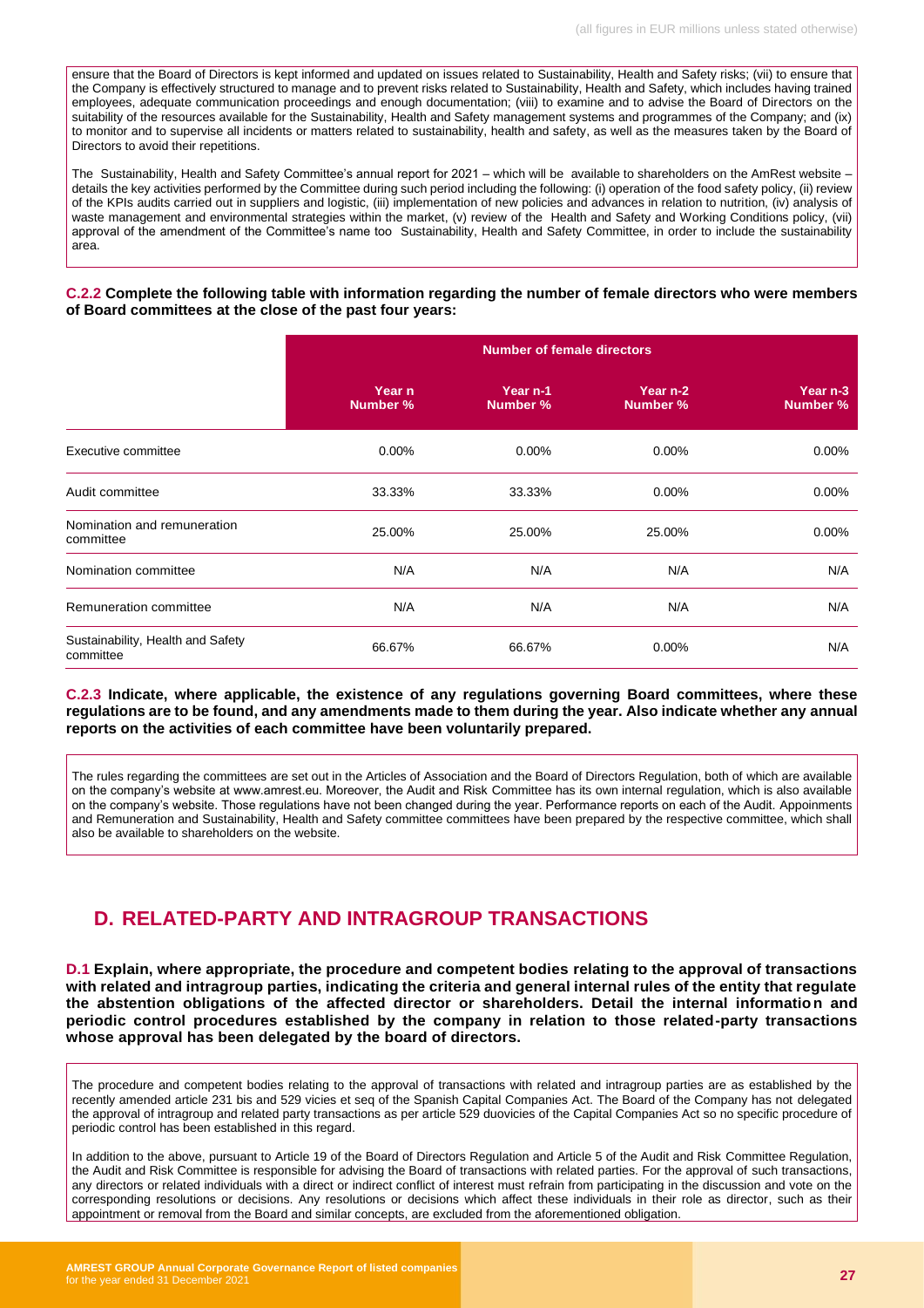ensure that the Board of Directors is kept informed and updated on issues related to Sustainability, Health and Safety risks; (vii) to ensure that the Company is effectively structured to manage and to prevent risks related to Sustainability, Health and Safety, which includes having trained employees, adequate communication proceedings and enough documentation; (viii) to examine and to advise the Board of Directors on the suitability of the resources available for the Sustainability, Health and Safety management systems and programmes of the Company; and (ix) to monitor and to supervise all incidents or matters related to sustainability, health and safety, as well as the measures taken by the Board of Directors to avoid their repetitions.

The Sustainability, Health and Safety Committee's annual report for 2021 – which will be available to shareholders on the AmRest website – details the key activities performed by the Committee during such period including the following: (i) operation of the food safety policy, (ii) review of the KPIs audits carried out in suppliers and logistic, (iii) implementation of new policies and advances in relation to nutrition, (iv) analysis of waste management and environmental strategies within the market, (v) review of the Health and Safety and Working Conditions policy, (vii) approval of the amendment of the Committee's name too Sustainability, Health and Safety Committee, in order to include the sustainability area.

**C.2.2 Complete the following table with information regarding the number of female directors who were members of Board committees at the close of the past four years:**

| | Number of female directors | | | |
|---|---|---|---|---|
| | Year n Number % | Year n-1 Number % | Year n-2 Number % | Year n-3 Number % |
| Executive committee | 0.00% | 0.00% | 0.00% | 0.00% |
| Audit committee | 33.33% | 33.33% | 0.00% | 0.00% |
| Nomination and remuneration committee | 25.00% | 25.00% | 25.00% | 0.00% |
| Nomination committee | N/A | N/A | N/A | N/A |
| Remuneration committee | N/A | N/A | N/A | N/A |
| Sustainability, Health and Safety committee | 66.67% | 66.67% | 0.00% | N/A |

**C.2.3 Indicate, where applicable, the existence of any regulations governing Board committees, where these regulations are to be found, and any amendments made to them during the year. Also indicate whether any annual reports on the activities of each committee have been voluntarily prepared.**

The rules regarding the committees are set out in the Articles of Association and the Board of Directors Regulation, both of which are available on the company's website at www.amrest.eu. Moreover, the Audit and Risk Committee has its own internal regulation, which is also available on the company's website. Those regulations have not been changed during the year. Performance reports on each of the Audit. Appoinments and Remuneration and Sustainability, Health and Safety committee committees have been prepared by the respective committee, which shall also be available to shareholders on the website.

## D. RELATED-PARTY AND INTRAGROUP TRANSACTIONS

**D.1 Explain, where appropriate, the procedure and competent bodies relating to the approval of transactions with related and intragroup parties, indicating the criteria and general internal rules of the entity that regulate the abstention obligations of the affected director or shareholders. Detail the internal information and periodic control procedures established by the company in relation to those related-party transactions whose approval has been delegated by the board of directors.**

The procedure and competent bodies relating to the approval of transactions with related and intragroup parties are as established by the recently amended article 231 bis and 529 vicies et seq of the Spanish Capital Companies Act. The Board of the Company has not delegated the approval of intragroup and related party transactions as per article 529 duovicies of the Capital Companies Act so no specific procedure of periodic control has been established in this regard.

In addition to the above, pursuant to Article 19 of the Board of Directors Regulation and Article 5 of the Audit and Risk Committee Regulation, the Audit and Risk Committee is responsible for advising the Board of transactions with related parties. For the approval of such transactions, any directors or related individuals with a direct or indirect conflict of interest must refrain from participating in the discussion and vote on the corresponding resolutions or decisions. Any resolutions or decisions which affect these individuals in their role as director, such as their appointment or removal from the Board and similar concepts, are excluded from the aforementioned obligation.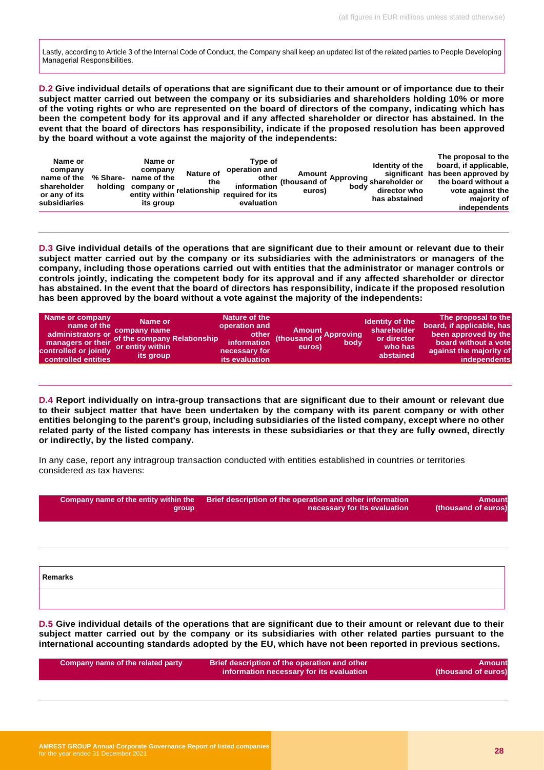Lastly, according to Article 3 of the Internal Code of Conduct, the Company shall keep an updated list of the related parties to People Developing Managerial Responsibilities.

**D.2 Give individual details of operations that are significant due to their amount or of importance due to their subject matter carried out between the company or its subsidiaries and shareholders holding 10% or more of the voting rights or who are represented on the board of directors of the company, indicating which has been the competent body for its approval and if any affected shareholder or director has abstained. In the event that the board of directors has responsibility, indicate if the proposed resolution has been approved by the board without a vote against the majority of the independents:**

| Name or company name of the shareholder or any of its subsidiaries | % Share-holding | Name or company name of the company or entity within its group | Nature of the relationship | Type of operation and other information required for its evaluation | Amount (thousand of euros) | Approving body | Identity of the significant shareholder or director who has abstained | The proposal to the board, if applicable, has been approved by the board without a vote against the majority of independents |
|---|---|---|---|---|---|---|---|---|

**D.3 Give individual details of the operations that are significant due to their amount or relevant due to their subject matter carried out by the company or its subsidiaries with the administrators or managers of the company, including those operations carried out with entities that the administrator or manager controls or controls jointly, indicating the competent body for its approval and if any affected shareholder or director has abstained. In the event that the board of directors has responsibility, indicate if the proposed resolution has been approved by the board without a vote against the majority of the independents:**

| Name or company name of the administrators or managers or their controlled or jointly controlled entities | Name or company name of the company or entity within its group | Relationship | Nature of the operation and other information necessary for its evaluation | Amount (thousand of euros) | Approving body | Identity of the shareholder or director who has abstained | The proposal to the board, if applicable, has been approved by the board without a vote against the majority of independents |
|---|---|---|---|---|---|---|---|

**D.4 Report individually on intra-group transactions that are significant due to their amount or relevant due to their subject matter that have been undertaken by the company with its parent company or with other entities belonging to the parent's group, including subsidiaries of the listed company, except where no other related party of the listed company has interests in these subsidiaries or that they are fully owned, directly or indirectly, by the listed company.**

In any case, report any intragroup transaction conducted with entities established in countries or territories considered as tax havens:

| Company name of the entity within the group | Brief description of the operation and other information necessary for its evaluation | Amount (thousand of euros) |
|---|---|---|

| Remarks |
|---|
| |

**D.5 Give individual details of the operations that are significant due to their amount or relevant due to their subject matter carried out by the company or its subsidiaries with other related parties pursuant to the international accounting standards adopted by the EU, which have not been reported in previous sections.**

| Company name of the related party | Brief description of the operation and other information necessary for its evaluation | Amount (thousand of euros) |
|---|---|---|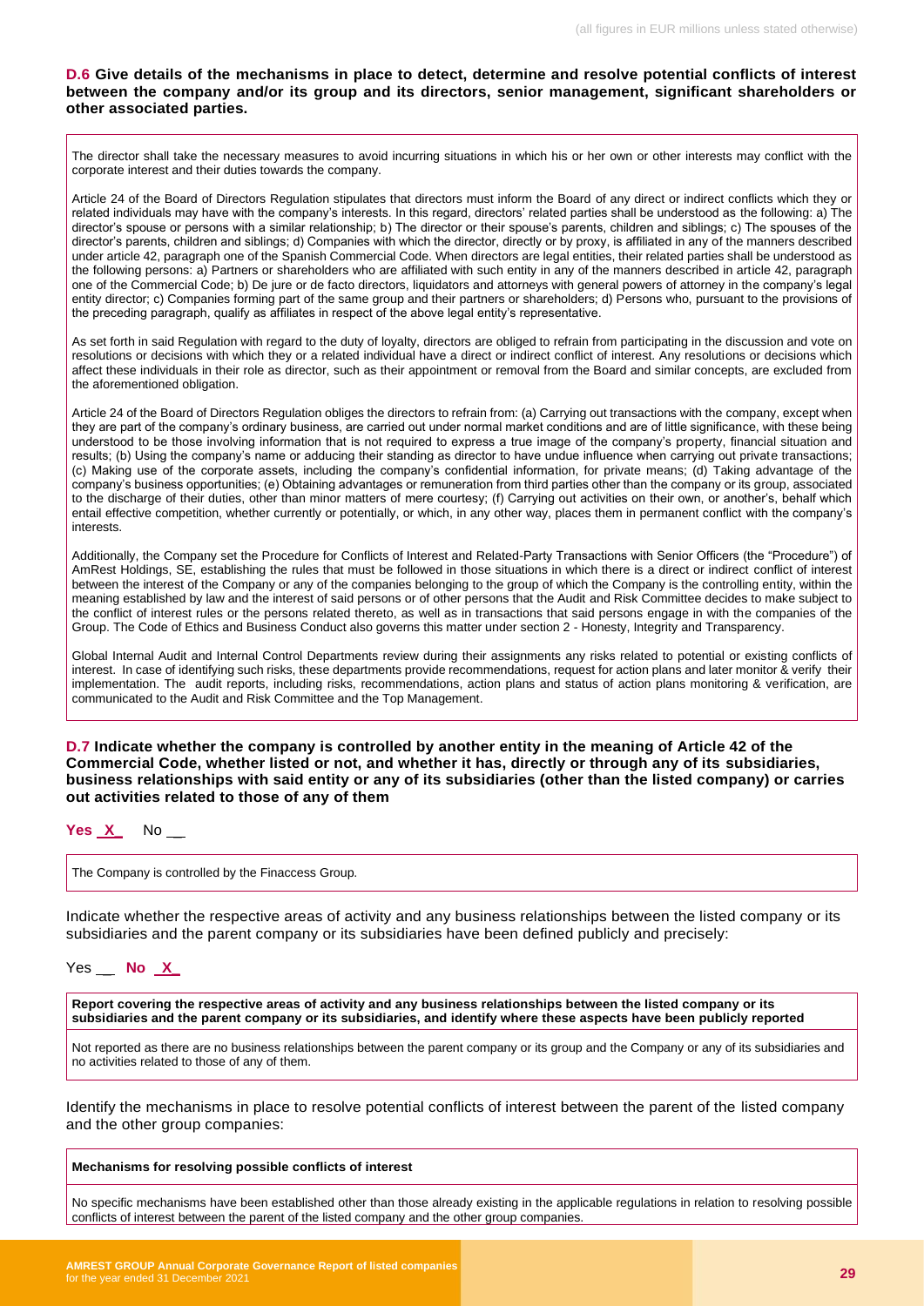**D.6 Give details of the mechanisms in place to detect, determine and resolve potential conflicts of interest between the company and/or its group and its directors, senior management, significant shareholders or other associated parties.**

The director shall take the necessary measures to avoid incurring situations in which his or her own or other interests may conflict with the corporate interest and their duties towards the company.

Article 24 of the Board of Directors Regulation stipulates that directors must inform the Board of any direct or indirect conflicts which they or related individuals may have with the company's interests. In this regard, directors' related parties shall be understood as the following: a) The director's spouse or persons with a similar relationship; b) The director or their spouse's parents, children and siblings; c) The spouses of the director's parents, children and siblings; d) Companies with which the director, directly or by proxy, is affiliated in any of the manners described under article 42, paragraph one of the Spanish Commercial Code. When directors are legal entities, their related parties shall be understood as the following persons: a) Partners or shareholders who are affiliated with such entity in any of the manners described in article 42, paragraph one of the Commercial Code; b) De jure or de facto directors, liquidators and attorneys with general powers of attorney in the company's legal entity director; c) Companies forming part of the same group and their partners or shareholders; d) Persons who, pursuant to the provisions of the preceding paragraph, qualify as affiliates in respect of the above legal entity's representative.

As set forth in said Regulation with regard to the duty of loyalty, directors are obliged to refrain from participating in the discussion and vote on resolutions or decisions with which they or a related individual have a direct or indirect conflict of interest. Any resolutions or decisions which affect these individuals in their role as director, such as their appointment or removal from the Board and similar concepts, are excluded from the aforementioned obligation.

Article 24 of the Board of Directors Regulation obliges the directors to refrain from: (a) Carrying out transactions with the company, except when they are part of the company's ordinary business, are carried out under normal market conditions and are of little significance, with these being understood to be those involving information that is not required to express a true image of the company's property, financial situation and results; (b) Using the company's name or adducing their standing as director to have undue influence when carrying out private transactions; (c) Making use of the corporate assets, including the company's confidential information, for private means; (d) Taking advantage of the company's business opportunities; (e) Obtaining advantages or remuneration from third parties other than the company or its group, associated to the discharge of their duties, other than minor matters of mere courtesy; (f) Carrying out activities on their own, or another's, behalf which entail effective competition, whether currently or potentially, or which, in any other way, places them in permanent conflict with the company's interests.

Additionally, the Company set the Procedure for Conflicts of Interest and Related-Party Transactions with Senior Officers (the "Procedure") of AmRest Holdings, SE, establishing the rules that must be followed in those situations in which there is a direct or indirect conflict of interest between the interest of the Company or any of the companies belonging to the group of which the Company is the controlling entity, within the meaning established by law and the interest of said persons or of other persons that the Audit and Risk Committee decides to make subject to the conflict of interest rules or the persons related thereto, as well as in transactions that said persons engage in with the companies of the Group. The Code of Ethics and Business Conduct also governs this matter under section 2 - Honesty, Integrity and Transparency.

Global Internal Audit and Internal Control Departments review during their assignments any risks related to potential or existing conflicts of interest. In case of identifying such risks, these departments provide recommendations, request for action plans and later monitor & verify their implementation. The audit reports, including risks, recommendations, action plans and status of action plans monitoring & verification, are communicated to the Audit and Risk Committee and the Top Management.

**D.7 Indicate whether the company is controlled by another entity in the meaning of Article 42 of the Commercial Code, whether listed or not, and whether it has, directly or through any of its subsidiaries, business relationships with said entity or any of its subsidiaries (other than the listed company) or carries out activities related to those of any of them**

**Yes X** No __

The Company is controlled by the Finaccess Group.

Indicate whether the respective areas of activity and any business relationships between the listed company or its subsidiaries and the parent company or its subsidiaries have been defined publicly and precisely:

Yes __ **No X**

| **Report covering the respective areas of activity and any business relationships between the listed company or its subsidiaries and the parent company or its subsidiaries, and identify where these aspects have been publicly reported** |
| --- |
| Not reported as there are no business relationships between the parent company or its group and the Company or any of its subsidiaries and no activities related to those of any of them. |

Identify the mechanisms in place to resolve potential conflicts of interest between the parent of the listed company and the other group companies:

| **Mechanisms for resolving possible conflicts of interest** |
| --- |
| No specific mechanisms have been established other than those already existing in the applicable regulations in relation to resolving possible conflicts of interest between the parent of the listed company and the other group companies. |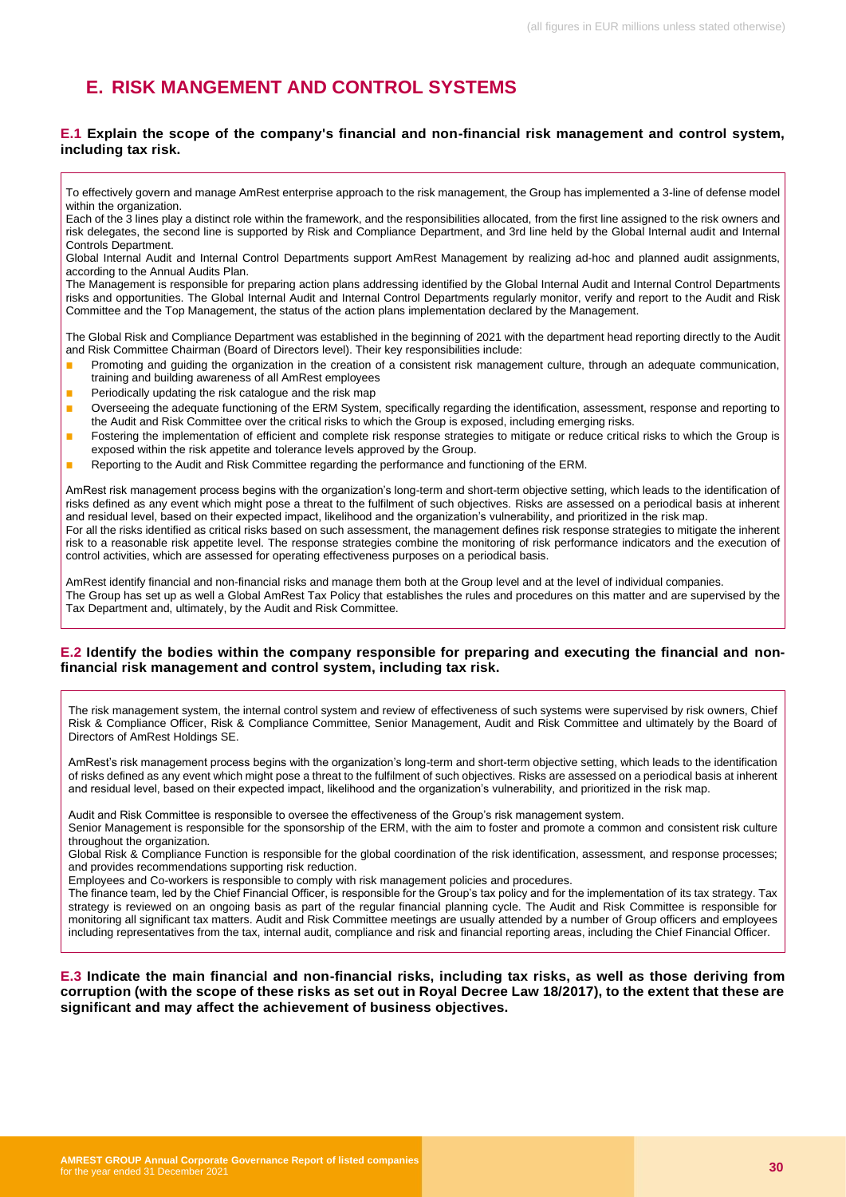# E. RISK MANGEMENT AND CONTROL SYSTEMS

**E.1 Explain the scope of the company's financial and non-financial risk management and control system, including tax risk.**

To effectively govern and manage AmRest enterprise approach to the risk management, the Group has implemented a 3-line of defense model within the organization.
Each of the 3 lines play a distinct role within the framework, and the responsibilities allocated, from the first line assigned to the risk owners and risk delegates, the second line is supported by Risk and Compliance Department, and 3rd line held by the Global Internal audit and Internal Controls Department.
Global Internal Audit and Internal Control Departments support AmRest Management by realizing ad-hoc and planned audit assignments, according to the Annual Audits Plan.
The Management is responsible for preparing action plans addressing identified by the Global Internal Audit and Internal Control Departments risks and opportunities. The Global Internal Audit and Internal Control Departments regularly monitor, verify and report to the Audit and Risk Committee and the Top Management, the status of the action plans implementation declared by the Management.

The Global Risk and Compliance Department was established in the beginning of 2021 with the department head reporting directly to the Audit and Risk Committee Chairman (Board of Directors level). Their key responsibilities include:

- Promoting and guiding the organization in the creation of a consistent risk management culture, through an adequate communication, training and building awareness of all AmRest employees
- Periodically updating the risk catalogue and the risk map
- Overseeing the adequate functioning of the ERM System, specifically regarding the identification, assessment, response and reporting to the Audit and Risk Committee over the critical risks to which the Group is exposed, including emerging risks.
- Fostering the implementation of efficient and complete risk response strategies to mitigate or reduce critical risks to which the Group is exposed within the risk appetite and tolerance levels approved by the Group.
- Reporting to the Audit and Risk Committee regarding the performance and functioning of the ERM.

AmRest risk management process begins with the organization's long-term and short-term objective setting, which leads to the identification of risks defined as any event which might pose a threat to the fulfilment of such objectives. Risks are assessed on a periodical basis at inherent and residual level, based on their expected impact, likelihood and the organization's vulnerability, and prioritized in the risk map.
For all the risks identified as critical risks based on such assessment, the management defines risk response strategies to mitigate the inherent risk to a reasonable risk appetite level. The response strategies combine the monitoring of risk performance indicators and the execution of control activities, which are assessed for operating effectiveness purposes on a periodical basis.

AmRest identify financial and non-financial risks and manage them both at the Group level and at the level of individual companies.
The Group has set up as well a Global AmRest Tax Policy that establishes the rules and procedures on this matter and are supervised by the Tax Department and, ultimately, by the Audit and Risk Committee.

**E.2 Identify the bodies within the company responsible for preparing and executing the financial and non-financial risk management and control system, including tax risk.**

The risk management system, the internal control system and review of effectiveness of such systems were supervised by risk owners, Chief Risk & Compliance Officer, Risk & Compliance Committee, Senior Management, Audit and Risk Committee and ultimately by the Board of Directors of AmRest Holdings SE.

AmRest's risk management process begins with the organization's long-term and short-term objective setting, which leads to the identification of risks defined as any event which might pose a threat to the fulfilment of such objectives. Risks are assessed on a periodical basis at inherent and residual level, based on their expected impact, likelihood and the organization's vulnerability, and prioritized in the risk map.

Audit and Risk Committee is responsible to oversee the effectiveness of the Group's risk management system.
Senior Management is responsible for the sponsorship of the ERM, with the aim to foster and promote a common and consistent risk culture throughout the organization.
Global Risk & Compliance Function is responsible for the global coordination of the risk identification, assessment, and response processes; and provides recommendations supporting risk reduction.
Employees and Co-workers is responsible to comply with risk management policies and procedures.
The finance team, led by the Chief Financial Officer, is responsible for the Group's tax policy and for the implementation of its tax strategy. Tax strategy is reviewed on an ongoing basis as part of the regular financial planning cycle. The Audit and Risk Committee is responsible for monitoring all significant tax matters. Audit and Risk Committee meetings are usually attended by a number of Group officers and employees including representatives from the tax, internal audit, compliance and risk and financial reporting areas, including the Chief Financial Officer.

**E.3 Indicate the main financial and non-financial risks, including tax risks, as well as those deriving from corruption (with the scope of these risks as set out in Royal Decree Law 18/2017), to the extent that these are significant and may affect the achievement of business objectives.**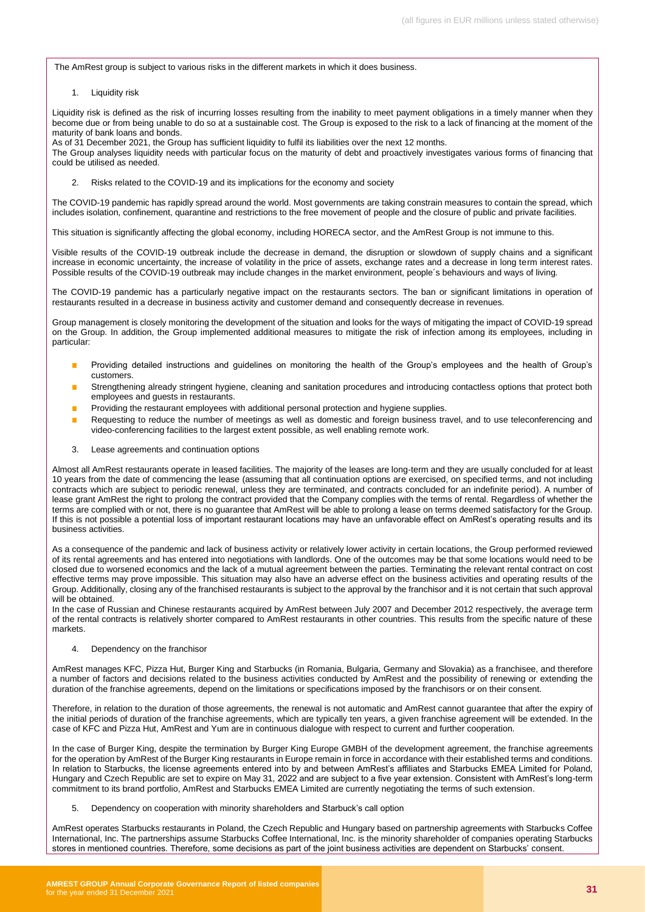The AmRest group is subject to various risks in the different markets in which it does business.

1. Liquidity risk

Liquidity risk is defined as the risk of incurring losses resulting from the inability to meet payment obligations in a timely manner when they become due or from being unable to do so at a sustainable cost. The Group is exposed to the risk to a lack of financing at the moment of the maturity of bank loans and bonds.
As of 31 December 2021, the Group has sufficient liquidity to fulfil its liabilities over the next 12 months.
The Group analyses liquidity needs with particular focus on the maturity of debt and proactively investigates various forms of financing that could be utilised as needed.

2. Risks related to the COVID-19 and its implications for the economy and society

The COVID-19 pandemic has rapidly spread around the world. Most governments are taking constrain measures to contain the spread, which includes isolation, confinement, quarantine and restrictions to the free movement of people and the closure of public and private facilities.

This situation is significantly affecting the global economy, including HORECA sector, and the AmRest Group is not immune to this.

Visible results of the COVID-19 outbreak include the decrease in demand, the disruption or slowdown of supply chains and a significant increase in economic uncertainty, the increase of volatility in the price of assets, exchange rates and a decrease in long term interest rates. Possible results of the COVID-19 outbreak may include changes in the market environment, people´s behaviours and ways of living.

The COVID-19 pandemic has a particularly negative impact on the restaurants sectors. The ban or significant limitations in operation of restaurants resulted in a decrease in business activity and customer demand and consequently decrease in revenues.

Group management is closely monitoring the development of the situation and looks for the ways of mitigating the impact of COVID-19 spread on the Group. In addition, the Group implemented additional measures to mitigate the risk of infection among its employees, including in particular:

- Providing detailed instructions and guidelines on monitoring the health of the Group's employees and the health of Group's customers.
- Strengthening already stringent hygiene, cleaning and sanitation procedures and introducing contactless options that protect both employees and guests in restaurants.
- Providing the restaurant employees with additional personal protection and hygiene supplies.
- Requesting to reduce the number of meetings as well as domestic and foreign business travel, and to use teleconferencing and video-conferencing facilities to the largest extent possible, as well enabling remote work.

3. Lease agreements and continuation options

Almost all AmRest restaurants operate in leased facilities. The majority of the leases are long-term and they are usually concluded for at least 10 years from the date of commencing the lease (assuming that all continuation options are exercised, on specified terms, and not including contracts which are subject to periodic renewal, unless they are terminated, and contracts concluded for an indefinite period). A number of lease grant AmRest the right to prolong the contract provided that the Company complies with the terms of rental. Regardless of whether the terms are complied with or not, there is no guarantee that AmRest will be able to prolong a lease on terms deemed satisfactory for the Group. If this is not possible a potential loss of important restaurant locations may have an unfavorable effect on AmRest's operating results and its business activities.

As a consequence of the pandemic and lack of business activity or relatively lower activity in certain locations, the Group performed reviewed of its rental agreements and has entered into negotiations with landlords. One of the outcomes may be that some locations would need to be closed due to worsened economics and the lack of a mutual agreement between the parties. Terminating the relevant rental contract on cost effective terms may prove impossible. This situation may also have an adverse effect on the business activities and operating results of the Group. Additionally, closing any of the franchised restaurants is subject to the approval by the franchisor and it is not certain that such approval will be obtained.
In the case of Russian and Chinese restaurants acquired by AmRest between July 2007 and December 2012 respectively, the average term of the rental contracts is relatively shorter compared to AmRest restaurants in other countries. This results from the specific nature of these markets.

4. Dependency on the franchisor

AmRest manages KFC, Pizza Hut, Burger King and Starbucks (in Romania, Bulgaria, Germany and Slovakia) as a franchisee, and therefore a number of factors and decisions related to the business activities conducted by AmRest and the possibility of renewing or extending the duration of the franchise agreements, depend on the limitations or specifications imposed by the franchisors or on their consent.

Therefore, in relation to the duration of those agreements, the renewal is not automatic and AmRest cannot guarantee that after the expiry of the initial periods of duration of the franchise agreements, which are typically ten years, a given franchise agreement will be extended. In the case of KFC and Pizza Hut, AmRest and Yum are in continuous dialogue with respect to current and further cooperation.

In the case of Burger King, despite the termination by Burger King Europe GMBH of the development agreement, the franchise agreements for the operation by AmRest of the Burger King restaurants in Europe remain in force in accordance with their established terms and conditions. In relation to Starbucks, the license agreements entered into by and between AmRest's affiliates and Starbucks EMEA Limited for Poland, Hungary and Czech Republic are set to expire on May 31, 2022 and are subject to a five year extension. Consistent with AmRest's long-term commitment to its brand portfolio, AmRest and Starbucks EMEA Limited are currently negotiating the terms of such extension.

5. Dependency on cooperation with minority shareholders and Starbuck's call option

AmRest operates Starbucks restaurants in Poland, the Czech Republic and Hungary based on partnership agreements with Starbucks Coffee International, Inc. The partnerships assume Starbucks Coffee International, Inc. is the minority shareholder of companies operating Starbucks stores in mentioned countries. Therefore, some decisions as part of the joint business activities are dependent on Starbucks' consent.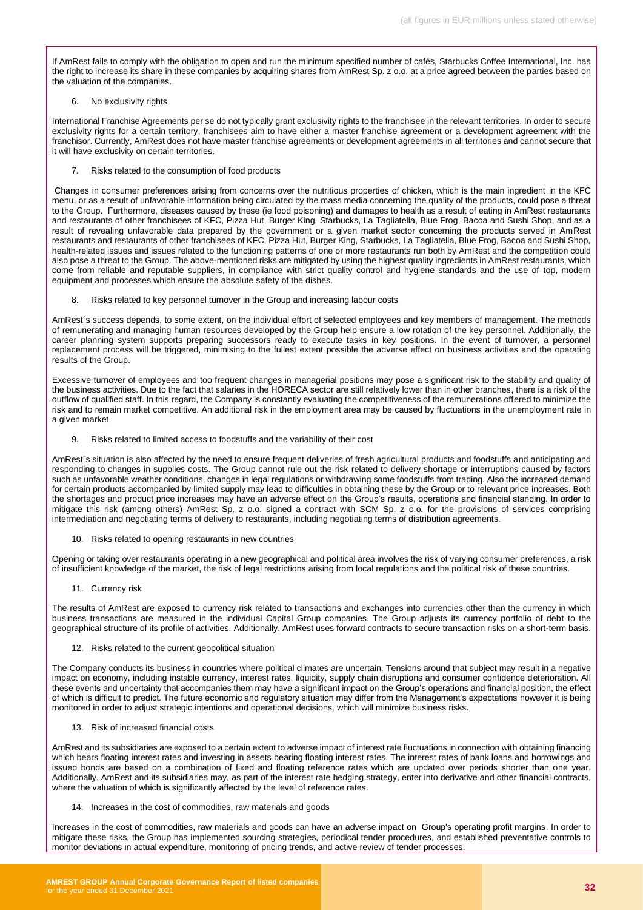If AmRest fails to comply with the obligation to open and run the minimum specified number of cafés, Starbucks Coffee International, Inc. has the right to increase its share in these companies by acquiring shares from AmRest Sp. z o.o. at a price agreed between the parties based on the valuation of the companies.

6. No exclusivity rights

International Franchise Agreements per se do not typically grant exclusivity rights to the franchisee in the relevant territories. In order to secure exclusivity rights for a certain territory, franchisees aim to have either a master franchise agreement or a development agreement with the franchisor. Currently, AmRest does not have master franchise agreements or development agreements in all territories and cannot secure that it will have exclusivity on certain territories.

7. Risks related to the consumption of food products

Changes in consumer preferences arising from concerns over the nutritious properties of chicken, which is the main ingredient in the KFC menu, or as a result of unfavorable information being circulated by the mass media concerning the quality of the products, could pose a threat to the Group. Furthermore, diseases caused by these (ie food poisoning) and damages to health as a result of eating in AmRest restaurants and restaurants of other franchisees of KFC, Pizza Hut, Burger King, Starbucks, La Tagliatella, Blue Frog, Bacoa and Sushi Shop, and as a result of revealing unfavorable data prepared by the government or a given market sector concerning the products served in AmRest restaurants and restaurants of other franchisees of KFC, Pizza Hut, Burger King, Starbucks, La Tagliatella, Blue Frog, Bacoa and Sushi Shop, health-related issues and issues related to the functioning patterns of one or more restaurants run both by AmRest and the competition could also pose a threat to the Group. The above-mentioned risks are mitigated by using the highest quality ingredients in AmRest restaurants, which come from reliable and reputable suppliers, in compliance with strict quality control and hygiene standards and the use of top, modern equipment and processes which ensure the absolute safety of the dishes.

8. Risks related to key personnel turnover in the Group and increasing labour costs

AmRest´s success depends, to some extent, on the individual effort of selected employees and key members of management. The methods of remunerating and managing human resources developed by the Group help ensure a low rotation of the key personnel. Additionally, the career planning system supports preparing successors ready to execute tasks in key positions. In the event of turnover, a personnel replacement process will be triggered, minimising to the fullest extent possible the adverse effect on business activities and the operating results of the Group.

Excessive turnover of employees and too frequent changes in managerial positions may pose a significant risk to the stability and quality of the business activities. Due to the fact that salaries in the HORECA sector are still relatively lower than in other branches, there is a risk of the outflow of qualified staff. In this regard, the Company is constantly evaluating the competitiveness of the remunerations offered to minimize the risk and to remain market competitive. An additional risk in the employment area may be caused by fluctuations in the unemployment rate in a given market.

9. Risks related to limited access to foodstuffs and the variability of their cost

AmRest´s situation is also affected by the need to ensure frequent deliveries of fresh agricultural products and foodstuffs and anticipating and responding to changes in supplies costs. The Group cannot rule out the risk related to delivery shortage or interruptions caused by factors such as unfavorable weather conditions, changes in legal regulations or withdrawing some foodstuffs from trading. Also the increased demand for certain products accompanied by limited supply may lead to difficulties in obtaining these by the Group or to relevant price increases. Both the shortages and product price increases may have an adverse effect on the Group's results, operations and financial standing. In order to mitigate this risk (among others) AmRest Sp. z o.o. signed a contract with SCM Sp. z o.o. for the provisions of services comprising intermediation and negotiating terms of delivery to restaurants, including negotiating terms of distribution agreements.

10. Risks related to opening restaurants in new countries

Opening or taking over restaurants operating in a new geographical and political area involves the risk of varying consumer preferences, a risk of insufficient knowledge of the market, the risk of legal restrictions arising from local regulations and the political risk of these countries.

11. Currency risk

The results of AmRest are exposed to currency risk related to transactions and exchanges into currencies other than the currency in which business transactions are measured in the individual Capital Group companies. The Group adjusts its currency portfolio of debt to the geographical structure of its profile of activities. Additionally, AmRest uses forward contracts to secure transaction risks on a short-term basis.

12. Risks related to the current geopolitical situation

The Company conducts its business in countries where political climates are uncertain. Tensions around that subject may result in a negative impact on economy, including instable currency, interest rates, liquidity, supply chain disruptions and consumer confidence deterioration. All these events and uncertainty that accompanies them may have a significant impact on the Group's operations and financial position, the effect of which is difficult to predict. The future economic and regulatory situation may differ from the Management's expectations however it is being monitored in order to adjust strategic intentions and operational decisions, which will minimize business risks.

13. Risk of increased financial costs

AmRest and its subsidiaries are exposed to a certain extent to adverse impact of interest rate fluctuations in connection with obtaining financing which bears floating interest rates and investing in assets bearing floating interest rates. The interest rates of bank loans and borrowings and issued bonds are based on a combination of fixed and floating reference rates which are updated over periods shorter than one year. Additionally, AmRest and its subsidiaries may, as part of the interest rate hedging strategy, enter into derivative and other financial contracts, where the valuation of which is significantly affected by the level of reference rates.

14. Increases in the cost of commodities, raw materials and goods

Increases in the cost of commodities, raw materials and goods can have an adverse impact on Group's operating profit margins. In order to mitigate these risks, the Group has implemented sourcing strategies, periodical tender procedures, and established preventative controls to monitor deviations in actual expenditure, monitoring of pricing trends, and active review of tender processes.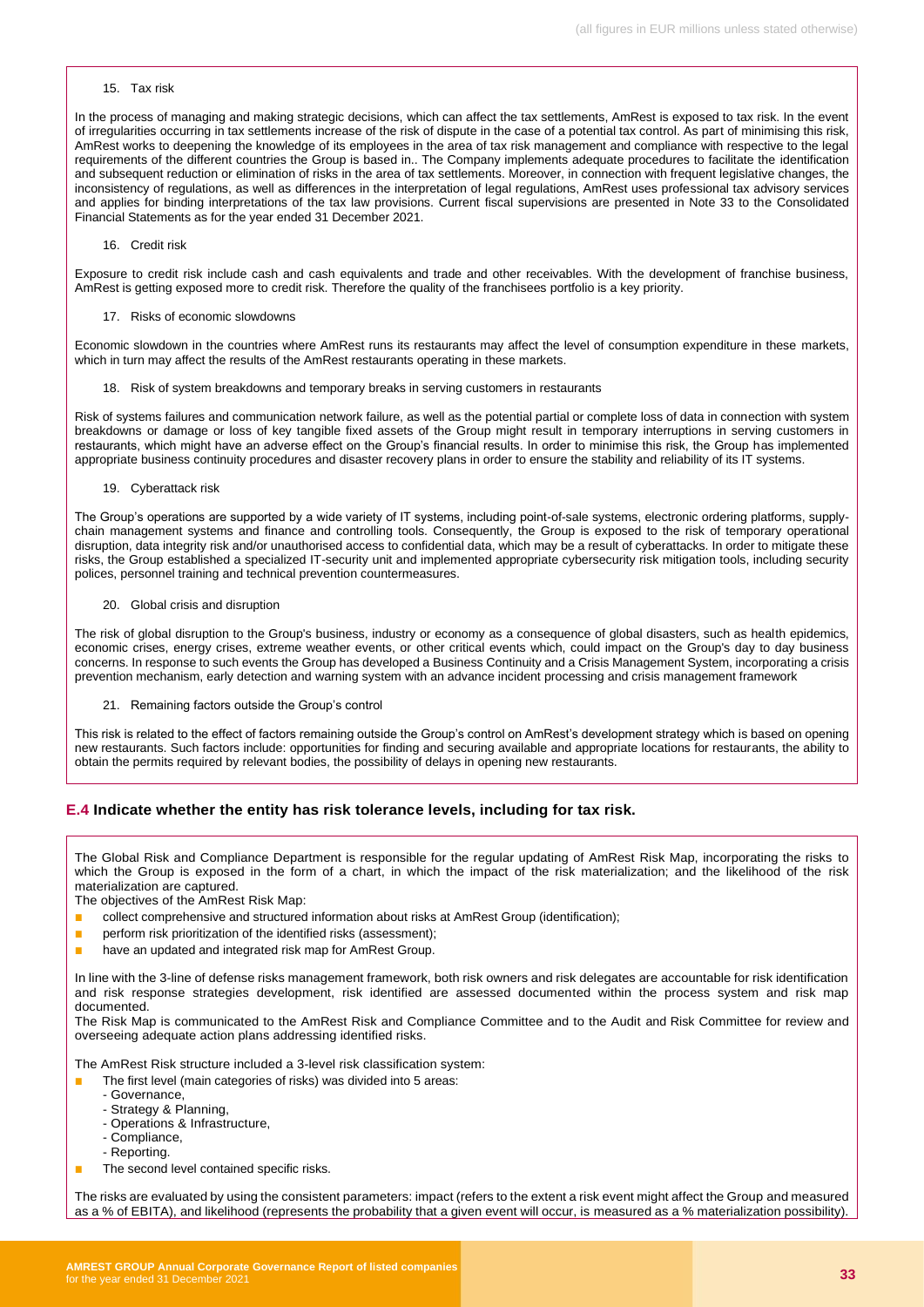15. Tax risk

In the process of managing and making strategic decisions, which can affect the tax settlements, AmRest is exposed to tax risk. In the event of irregularities occurring in tax settlements increase of the risk of dispute in the case of a potential tax control. As part of minimising this risk, AmRest works to deepening the knowledge of its employees in the area of tax risk management and compliance with respective to the legal requirements of the different countries the Group is based in.. The Company implements adequate procedures to facilitate the identification and subsequent reduction or elimination of risks in the area of tax settlements. Moreover, in connection with frequent legislative changes, the inconsistency of regulations, as well as differences in the interpretation of legal regulations, AmRest uses professional tax advisory services and applies for binding interpretations of the tax law provisions. Current fiscal supervisions are presented in Note 33 to the Consolidated Financial Statements as for the year ended 31 December 2021.

16. Credit risk

Exposure to credit risk include cash and cash equivalents and trade and other receivables. With the development of franchise business, AmRest is getting exposed more to credit risk. Therefore the quality of the franchisees portfolio is a key priority.

17. Risks of economic slowdowns

Economic slowdown in the countries where AmRest runs its restaurants may affect the level of consumption expenditure in these markets, which in turn may affect the results of the AmRest restaurants operating in these markets.

18. Risk of system breakdowns and temporary breaks in serving customers in restaurants

Risk of systems failures and communication network failure, as well as the potential partial or complete loss of data in connection with system breakdowns or damage or loss of key tangible fixed assets of the Group might result in temporary interruptions in serving customers in restaurants, which might have an adverse effect on the Group's financial results. In order to minimise this risk, the Group has implemented appropriate business continuity procedures and disaster recovery plans in order to ensure the stability and reliability of its IT systems.

19. Cyberattack risk

The Group's operations are supported by a wide variety of IT systems, including point-of-sale systems, electronic ordering platforms, supply-chain management systems and finance and controlling tools. Consequently, the Group is exposed to the risk of temporary operational disruption, data integrity risk and/or unauthorised access to confidential data, which may be a result of cyberattacks. In order to mitigate these risks, the Group established a specialized IT-security unit and implemented appropriate cybersecurity risk mitigation tools, including security polices, personnel training and technical prevention countermeasures.

20. Global crisis and disruption

The risk of global disruption to the Group's business, industry or economy as a consequence of global disasters, such as health epidemics, economic crises, energy crises, extreme weather events, or other critical events which, could impact on the Group's day to day business concerns. In response to such events the Group has developed a Business Continuity and a Crisis Management System, incorporating a crisis prevention mechanism, early detection and warning system with an advance incident processing and crisis management framework

21. Remaining factors outside the Group's control

This risk is related to the effect of factors remaining outside the Group's control on AmRest's development strategy which is based on opening new restaurants. Such factors include: opportunities for finding and securing available and appropriate locations for restaurants, the ability to obtain the permits required by relevant bodies, the possibility of delays in opening new restaurants.

## E.4 Indicate whether the entity has risk tolerance levels, including for tax risk.

The Global Risk and Compliance Department is responsible for the regular updating of AmRest Risk Map, incorporating the risks to which the Group is exposed in the form of a chart, in which the impact of the risk materialization; and the likelihood of the risk materialization are captured.

The objectives of the AmRest Risk Map:

- collect comprehensive and structured information about risks at AmRest Group (identification);
- perform risk prioritization of the identified risks (assessment);
- have an updated and integrated risk map for AmRest Group.

In line with the 3-line of defense risks management framework, both risk owners and risk delegates are accountable for risk identification and risk response strategies development, risk identified are assessed documented within the process system and risk map documented.

The Risk Map is communicated to the AmRest Risk and Compliance Committee and to the Audit and Risk Committee for review and overseeing adequate action plans addressing identified risks.

The AmRest Risk structure included a 3-level risk classification system:

- The first level (main categories of risks) was divided into 5 areas:
  - Governance,
  - Strategy & Planning,
  - Operations & Infrastructure,
  - Compliance,
  - Reporting.
- The second level contained specific risks.

The risks are evaluated by using the consistent parameters: impact (refers to the extent a risk event might affect the Group and measured as a % of EBITA), and likelihood (represents the probability that a given event will occur, is measured as a % materialization possibility).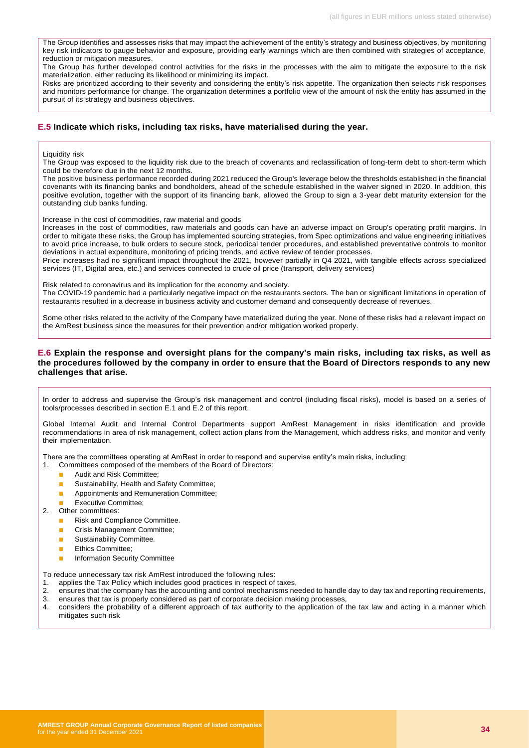The Group identifies and assesses risks that may impact the achievement of the entity's strategy and business objectives, by monitoring key risk indicators to gauge behavior and exposure, providing early warnings which are then combined with strategies of acceptance, reduction or mitigation measures.
The Group has further developed control activities for the risks in the processes with the aim to mitigate the exposure to the risk materialization, either reducing its likelihood or minimizing its impact.
Risks are prioritized according to their severity and considering the entity's risk appetite. The organization then selects risk responses and monitors performance for change. The organization determines a portfolio view of the amount of risk the entity has assumed in the pursuit of its strategy and business objectives.

### E.5 Indicate which risks, including tax risks, have materialised during the year.

Liquidity risk
The Group was exposed to the liquidity risk due to the breach of covenants and reclassification of long-term debt to short-term which could be therefore due in the next 12 months.
The positive business performance recorded during 2021 reduced the Group's leverage below the thresholds established in the financial covenants with its financing banks and bondholders, ahead of the schedule established in the waiver signed in 2020. In addition, this positive evolution, together with the support of its financing bank, allowed the Group to sign a 3-year debt maturity extension for the outstanding club banks funding.

Increase in the cost of commodities, raw material and goods
Increases in the cost of commodities, raw materials and goods can have an adverse impact on Group's operating profit margins. In order to mitigate these risks, the Group has implemented sourcing strategies, from Spec optimizations and value engineering initiatives to avoid price increase, to bulk orders to secure stock, periodical tender procedures, and established preventative controls to monitor deviations in actual expenditure, monitoring of pricing trends, and active review of tender processes.
Price increases had no significant impact throughout the 2021, however partially in Q4 2021, with tangible effects across specialized services (IT, Digital area, etc.) and services connected to crude oil price (transport, delivery services)

Risk related to coronavirus and its implication for the economy and society.
The COVID-19 pandemic had a particularly negative impact on the restaurants sectors. The ban or significant limitations in operation of restaurants resulted in a decrease in business activity and customer demand and consequently decrease of revenues.

Some other risks related to the activity of the Company have materialized during the year. None of these risks had a relevant impact on the AmRest business since the measures for their prevention and/or mitigation worked properly.

### E.6 Explain the response and oversight plans for the company's main risks, including tax risks, as well as the procedures followed by the company in order to ensure that the Board of Directors responds to any new challenges that arise.

In order to address and supervise the Group's risk management and control (including fiscal risks), model is based on a series of tools/processes described in section E.1 and E.2 of this report.

Global Internal Audit and Internal Control Departments support AmRest Management in risks identification and provide recommendations in area of risk management, collect action plans from the Management, which address risks, and monitor and verify their implementation.

There are the committees operating at AmRest in order to respond and supervise entity's main risks, including:

1. Committees composed of the members of the Board of Directors:
   - Audit and Risk Committee;
   - Sustainability, Health and Safety Committee;
   - Appointments and Remuneration Committee;
   - Executive Committee;
2. Other committees:
   - Risk and Compliance Committee.
   - Crisis Management Committee;
   - Sustainability Committee.
   - Ethics Committee;
   - Information Security Committee

To reduce unnecessary tax risk AmRest introduced the following rules:

1. applies the Tax Policy which includes good practices in respect of taxes,
2. ensures that the company has the accounting and control mechanisms needed to handle day to day tax and reporting requirements,
3. ensures that tax is properly considered as part of corporate decision making processes,
4. considers the probability of a different approach of tax authority to the application of the tax law and acting in a manner which mitigates such risk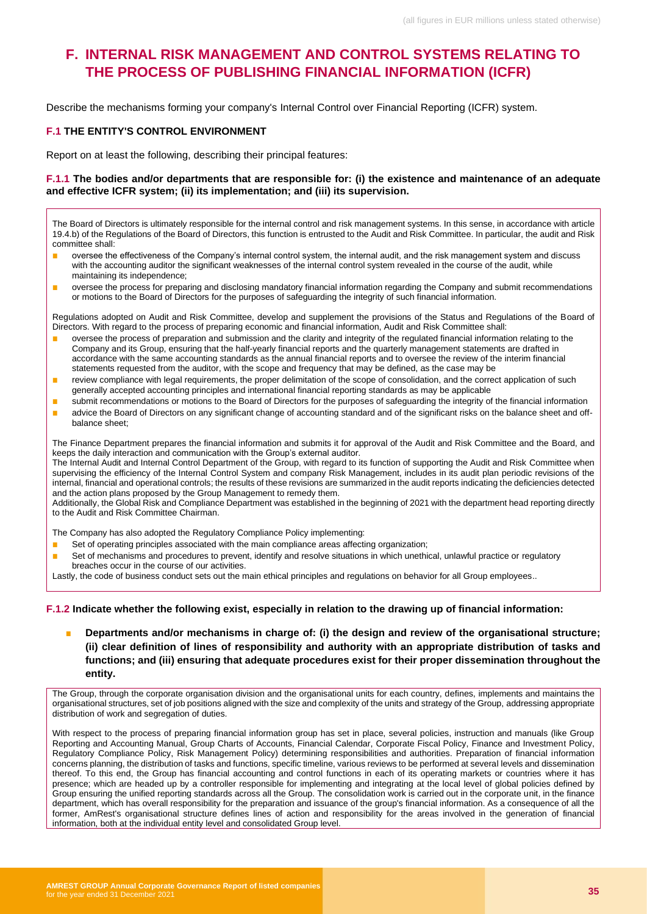# F. INTERNAL RISK MANAGEMENT AND CONTROL SYSTEMS RELATING TO THE PROCESS OF PUBLISHING FINANCIAL INFORMATION (ICFR)

Describe the mechanisms forming your company's Internal Control over Financial Reporting (ICFR) system.

## F.1 THE ENTITY'S CONTROL ENVIRONMENT

Report on at least the following, describing their principal features:

### F.1.1 The bodies and/or departments that are responsible for: (i) the existence and maintenance of an adequate and effective ICFR system; (ii) its implementation; and (iii) its supervision.

The Board of Directors is ultimately responsible for the internal control and risk management systems. In this sense, in accordance with article 19.4.b) of the Regulations of the Board of Directors, this function is entrusted to the Audit and Risk Committee. In particular, the audit and Risk committee shall:

- oversee the effectiveness of the Company's internal control system, the internal audit, and the risk management system and discuss with the accounting auditor the significant weaknesses of the internal control system revealed in the course of the audit, while maintaining its independence;
- oversee the process for preparing and disclosing mandatory financial information regarding the Company and submit recommendations or motions to the Board of Directors for the purposes of safeguarding the integrity of such financial information.

Regulations adopted on Audit and Risk Committee, develop and supplement the provisions of the Status and Regulations of the Board of Directors. With regard to the process of preparing economic and financial information, Audit and Risk Committee shall:

- oversee the process of preparation and submission and the clarity and integrity of the regulated financial information relating to the Company and its Group, ensuring that the half-yearly financial reports and the quarterly management statements are drafted in accordance with the same accounting standards as the annual financial reports and to oversee the review of the interim financial statements requested from the auditor, with the scope and frequency that may be defined, as the case may be
- review compliance with legal requirements, the proper delimitation of the scope of consolidation, and the correct application of such generally accepted accounting principles and international financial reporting standards as may be applicable
- submit recommendations or motions to the Board of Directors for the purposes of safeguarding the integrity of the financial information
- advice the Board of Directors on any significant change of accounting standard and of the significant risks on the balance sheet and off-balance sheet;

The Finance Department prepares the financial information and submits it for approval of the Audit and Risk Committee and the Board, and keeps the daily interaction and communication with the Group's external auditor.

The Internal Audit and Internal Control Department of the Group, with regard to its function of supporting the Audit and Risk Committee when supervising the efficiency of the Internal Control System and company Risk Management, includes in its audit plan periodic revisions of the internal, financial and operational controls; the results of these revisions are summarized in the audit reports indicating the deficiencies detected and the action plans proposed by the Group Management to remedy them.

Additionally, the Global Risk and Compliance Department was established in the beginning of 2021 with the department head reporting directly to the Audit and Risk Committee Chairman.

The Company has also adopted the Regulatory Compliance Policy implementing:

- Set of operating principles associated with the main compliance areas affecting organization;
- Set of mechanisms and procedures to prevent, identify and resolve situations in which unethical, unlawful practice or regulatory breaches occur in the course of our activities.

Lastly, the code of business conduct sets out the main ethical principles and regulations on behavior for all Group employees..

### F.1.2 Indicate whether the following exist, especially in relation to the drawing up of financial information:

- **Departments and/or mechanisms in charge of: (i) the design and review of the organisational structure; (ii) clear definition of lines of responsibility and authority with an appropriate distribution of tasks and functions; and (iii) ensuring that adequate procedures exist for their proper dissemination throughout the entity.**

The Group, through the corporate organisation division and the organisational units for each country, defines, implements and maintains the organisational structures, set of job positions aligned with the size and complexity of the units and strategy of the Group, addressing appropriate distribution of work and segregation of duties.

With respect to the process of preparing financial information group has set in place, several policies, instruction and manuals (like Group Reporting and Accounting Manual, Group Charts of Accounts, Financial Calendar, Corporate Fiscal Policy, Finance and Investment Policy, Regulatory Compliance Policy, Risk Management Policy) determining responsibilities and authorities. Preparation of financial information concerns planning, the distribution of tasks and functions, specific timeline, various reviews to be performed at several levels and dissemination thereof. To this end, the Group has financial accounting and control functions in each of its operating markets or countries where it has presence; which are headed up by a controller responsible for implementing and integrating at the local level of global policies defined by Group ensuring the unified reporting standards across all the Group. The consolidation work is carried out in the corporate unit, in the finance department, which has overall responsibility for the preparation and issuance of the group's financial information. As a consequence of all the former, AmRest's organisational structure defines lines of action and responsibility for the areas involved in the generation of financial information, both at the individual entity level and consolidated Group level.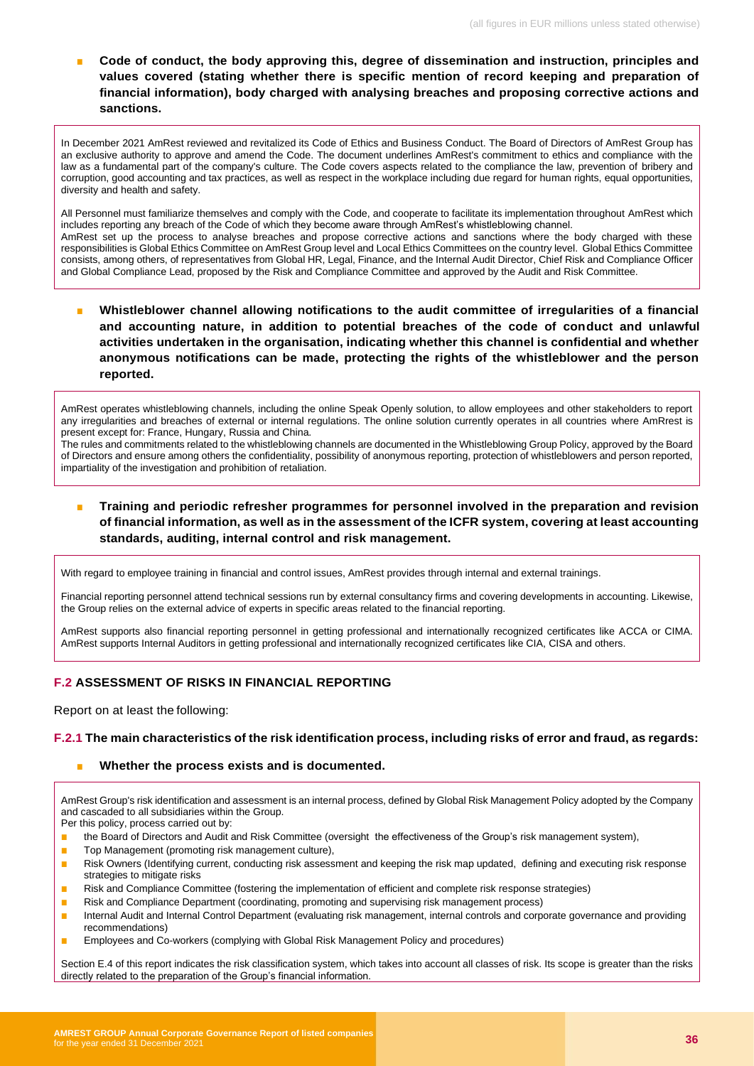- **Code of conduct, the body approving this, degree of dissemination and instruction, principles and values covered (stating whether there is specific mention of record keeping and preparation of financial information), body charged with analysing breaches and proposing corrective actions and sanctions.**

In December 2021 AmRest reviewed and revitalized its Code of Ethics and Business Conduct. The Board of Directors of AmRest Group has an exclusive authority to approve and amend the Code. The document underlines AmRest's commitment to ethics and compliance with the law as a fundamental part of the company's culture. The Code covers aspects related to the compliance the law, prevention of bribery and corruption, good accounting and tax practices, as well as respect in the workplace including due regard for human rights, equal opportunities, diversity and health and safety.

All Personnel must familiarize themselves and comply with the Code, and cooperate to facilitate its implementation throughout AmRest which includes reporting any breach of the Code of which they become aware through AmRest's whistleblowing channel.
AmRest set up the process to analyse breaches and propose corrective actions and sanctions where the body charged with these responsibilities is Global Ethics Committee on AmRest Group level and Local Ethics Committees on the country level. Global Ethics Committee consists, among others, of representatives from Global HR, Legal, Finance, and the Internal Audit Director, Chief Risk and Compliance Officer and Global Compliance Lead, proposed by the Risk and Compliance Committee and approved by the Audit and Risk Committee.

- **Whistleblower channel allowing notifications to the audit committee of irregularities of a financial and accounting nature, in addition to potential breaches of the code of conduct and unlawful activities undertaken in the organisation, indicating whether this channel is confidential and whether anonymous notifications can be made, protecting the rights of the whistleblower and the person reported.**

AmRest operates whistleblowing channels, including the online Speak Openly solution, to allow employees and other stakeholders to report any irregularities and breaches of external or internal regulations. The online solution currently operates in all countries where AmRrest is present except for: France, Hungary, Russia and China.
The rules and commitments related to the whistleblowing channels are documented in the Whistleblowing Group Policy, approved by the Board of Directors and ensure among others the confidentiality, possibility of anonymous reporting, protection of whistleblowers and person reported, impartiality of the investigation and prohibition of retaliation.

- **Training and periodic refresher programmes for personnel involved in the preparation and revision of financial information, as well as in the assessment of the ICFR system, covering at least accounting standards, auditing, internal control and risk management.**

With regard to employee training in financial and control issues, AmRest provides through internal and external trainings.

Financial reporting personnel attend technical sessions run by external consultancy firms and covering developments in accounting. Likewise, the Group relies on the external advice of experts in specific areas related to the financial reporting.

AmRest supports also financial reporting personnel in getting professional and internationally recognized certificates like ACCA or CIMA. AmRest supports Internal Auditors in getting professional and internationally recognized certificates like CIA, CISA and others.

### F.2 ASSESSMENT OF RISKS IN FINANCIAL REPORTING

Report on at least the following:

**F.2.1 The main characteristics of the risk identification process, including risks of error and fraud, as regards:**

- **Whether the process exists and is documented.**

AmRest Group's risk identification and assessment is an internal process, defined by Global Risk Management Policy adopted by the Company and cascaded to all subsidiaries within the Group.
Per this policy, process carried out by:

- the Board of Directors and Audit and Risk Committee (oversight the effectiveness of the Group's risk management system),
- Top Management (promoting risk management culture),
- Risk Owners (Identifying current, conducting risk assessment and keeping the risk map updated, defining and executing risk response strategies to mitigate risks
- Risk and Compliance Committee (fostering the implementation of efficient and complete risk response strategies)
- Risk and Compliance Department (coordinating, promoting and supervising risk management process)
- Internal Audit and Internal Control Department (evaluating risk management, internal controls and corporate governance and providing recommendations)
- Employees and Co-workers (complying with Global Risk Management Policy and procedures)

Section E.4 of this report indicates the risk classification system, which takes into account all classes of risk. Its scope is greater than the risks directly related to the preparation of the Group's financial information.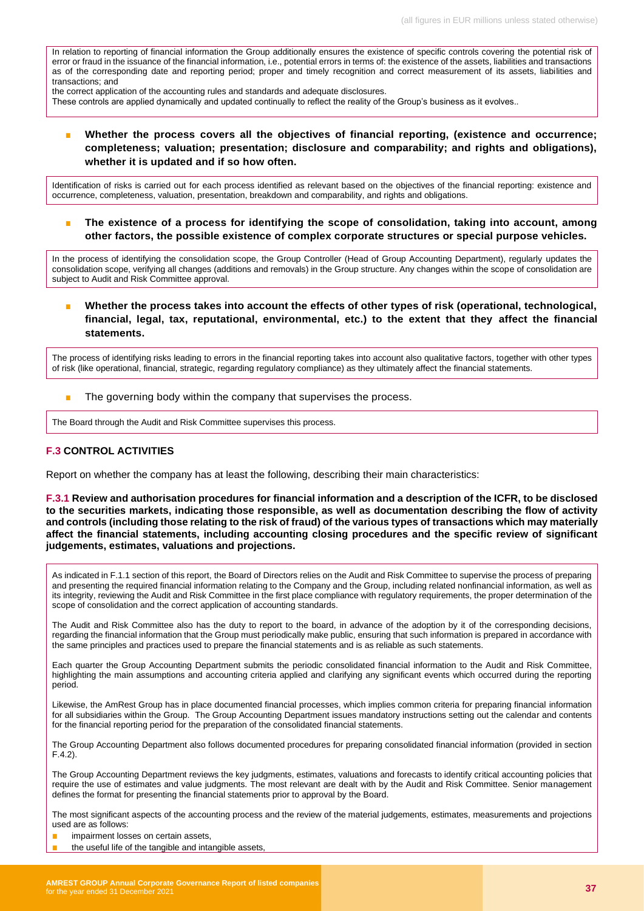In relation to reporting of financial information the Group additionally ensures the existence of specific controls covering the potential risk of error or fraud in the issuance of the financial information, i.e., potential errors in terms of: the existence of the assets, liabilities and transactions as of the corresponding date and reporting period; proper and timely recognition and correct measurement of its assets, liabilities and transactions; and

the correct application of the accounting rules and standards and adequate disclosures.

These controls are applied dynamically and updated continually to reflect the reality of the Group's business as it evolves..

- **Whether the process covers all the objectives of financial reporting, (existence and occurrence; completeness; valuation; presentation; disclosure and comparability; and rights and obligations), whether it is updated and if so how often.**

Identification of risks is carried out for each process identified as relevant based on the objectives of the financial reporting: existence and occurrence, completeness, valuation, presentation, breakdown and comparability, and rights and obligations.

- **The existence of a process for identifying the scope of consolidation, taking into account, among other factors, the possible existence of complex corporate structures or special purpose vehicles.**

In the process of identifying the consolidation scope, the Group Controller (Head of Group Accounting Department), regularly updates the consolidation scope, verifying all changes (additions and removals) in the Group structure. Any changes within the scope of consolidation are subject to Audit and Risk Committee approval.

- **Whether the process takes into account the effects of other types of risk (operational, technological, financial, legal, tax, reputational, environmental, etc.) to the extent that they affect the financial statements.**

The process of identifying risks leading to errors in the financial reporting takes into account also qualitative factors, together with other types of risk (like operational, financial, strategic, regarding regulatory compliance) as they ultimately affect the financial statements.

- The governing body within the company that supervises the process.

The Board through the Audit and Risk Committee supervises this process.

### F.3 CONTROL ACTIVITIES

Report on whether the company has at least the following, describing their main characteristics:

**F.3.1 Review and authorisation procedures for financial information and a description of the ICFR, to be disclosed to the securities markets, indicating those responsible, as well as documentation describing the flow of activity and controls (including those relating to the risk of fraud) of the various types of transactions which may materially affect the financial statements, including accounting closing procedures and the specific review of significant judgements, estimates, valuations and projections.**

As indicated in F.1.1 section of this report, the Board of Directors relies on the Audit and Risk Committee to supervise the process of preparing and presenting the required financial information relating to the Company and the Group, including related nonfinancial information, as well as its integrity, reviewing the Audit and Risk Committee in the first place compliance with regulatory requirements, the proper determination of the scope of consolidation and the correct application of accounting standards.

The Audit and Risk Committee also has the duty to report to the board, in advance of the adoption by it of the corresponding decisions, regarding the financial information that the Group must periodically make public, ensuring that such information is prepared in accordance with the same principles and practices used to prepare the financial statements and is as reliable as such statements.

Each quarter the Group Accounting Department submits the periodic consolidated financial information to the Audit and Risk Committee, highlighting the main assumptions and accounting criteria applied and clarifying any significant events which occurred during the reporting period.

Likewise, the AmRest Group has in place documented financial processes, which implies common criteria for preparing financial information for all subsidiaries within the Group. The Group Accounting Department issues mandatory instructions setting out the calendar and contents for the financial reporting period for the preparation of the consolidated financial statements.

The Group Accounting Department also follows documented procedures for preparing consolidated financial information (provided in section F.4.2).

The Group Accounting Department reviews the key judgments, estimates, valuations and forecasts to identify critical accounting policies that require the use of estimates and value judgments. The most relevant are dealt with by the Audit and Risk Committee. Senior management defines the format for presenting the financial statements prior to approval by the Board.

The most significant aspects of the accounting process and the review of the material judgements, estimates, measurements and projections used are as follows:

- impairment losses on certain assets,
- the useful life of the tangible and intangible assets,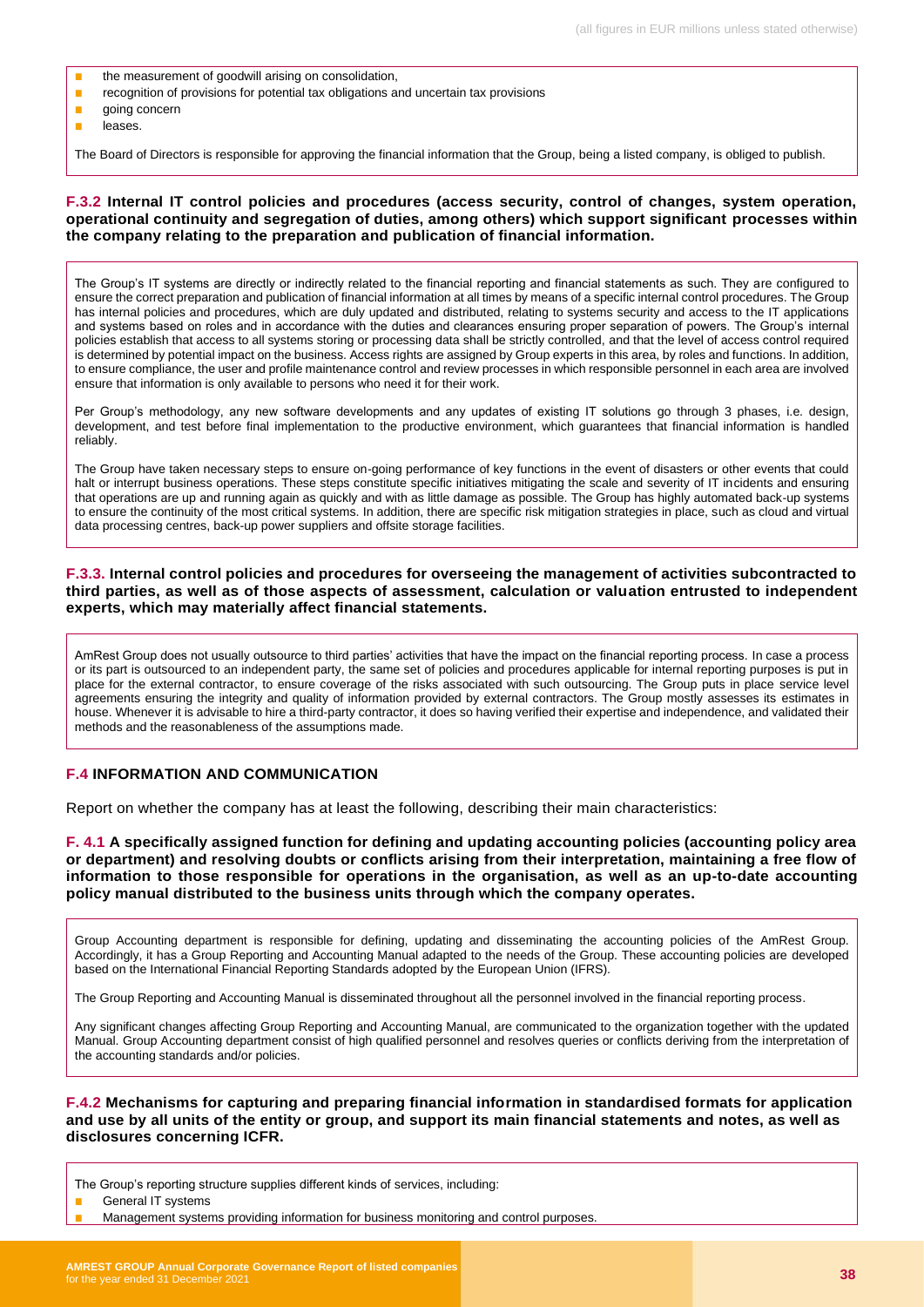- the measurement of goodwill arising on consolidation,
- recognition of provisions for potential tax obligations and uncertain tax provisions
- going concern
- leases.

The Board of Directors is responsible for approving the financial information that the Group, being a listed company, is obliged to publish.

**F.3.2 Internal IT control policies and procedures (access security, control of changes, system operation, operational continuity and segregation of duties, among others) which support significant processes within the company relating to the preparation and publication of financial information.**

The Group's IT systems are directly or indirectly related to the financial reporting and financial statements as such. They are configured to ensure the correct preparation and publication of financial information at all times by means of a specific internal control procedures. The Group has internal policies and procedures, which are duly updated and distributed, relating to systems security and access to the IT applications and systems based on roles and in accordance with the duties and clearances ensuring proper separation of powers. The Group's internal policies establish that access to all systems storing or processing data shall be strictly controlled, and that the level of access control required is determined by potential impact on the business. Access rights are assigned by Group experts in this area, by roles and functions. In addition, to ensure compliance, the user and profile maintenance control and review processes in which responsible personnel in each area are involved ensure that information is only available to persons who need it for their work.

Per Group's methodology, any new software developments and any updates of existing IT solutions go through 3 phases, i.e. design, development, and test before final implementation to the productive environment, which guarantees that financial information is handled reliably.

The Group have taken necessary steps to ensure on-going performance of key functions in the event of disasters or other events that could halt or interrupt business operations. These steps constitute specific initiatives mitigating the scale and severity of IT incidents and ensuring that operations are up and running again as quickly and with as little damage as possible. The Group has highly automated back-up systems to ensure the continuity of the most critical systems. In addition, there are specific risk mitigation strategies in place, such as cloud and virtual data processing centres, back-up power suppliers and offsite storage facilities.

**F.3.3. Internal control policies and procedures for overseeing the management of activities subcontracted to third parties, as well as of those aspects of assessment, calculation or valuation entrusted to independent experts, which may materially affect financial statements.**

AmRest Group does not usually outsource to third parties' activities that have the impact on the financial reporting process. In case a process or its part is outsourced to an independent party, the same set of policies and procedures applicable for internal reporting purposes is put in place for the external contractor, to ensure coverage of the risks associated with such outsourcing. The Group puts in place service level agreements ensuring the integrity and quality of information provided by external contractors. The Group mostly assesses its estimates in house. Whenever it is advisable to hire a third-party contractor, it does so having verified their expertise and independence, and validated their methods and the reasonableness of the assumptions made.

## F.4 INFORMATION AND COMMUNICATION

Report on whether the company has at least the following, describing their main characteristics:

**F. 4.1 A specifically assigned function for defining and updating accounting policies (accounting policy area or department) and resolving doubts or conflicts arising from their interpretation, maintaining a free flow of information to those responsible for operations in the organisation, as well as an up-to-date accounting policy manual distributed to the business units through which the company operates.**

Group Accounting department is responsible for defining, updating and disseminating the accounting policies of the AmRest Group. Accordingly, it has a Group Reporting and Accounting Manual adapted to the needs of the Group. These accounting policies are developed based on the International Financial Reporting Standards adopted by the European Union (IFRS).

The Group Reporting and Accounting Manual is disseminated throughout all the personnel involved in the financial reporting process.

Any significant changes affecting Group Reporting and Accounting Manual, are communicated to the organization together with the updated Manual. Group Accounting department consist of high qualified personnel and resolves queries or conflicts deriving from the interpretation of the accounting standards and/or policies.

**F.4.2 Mechanisms for capturing and preparing financial information in standardised formats for application and use by all units of the entity or group, and support its main financial statements and notes, as well as disclosures concerning ICFR.**

The Group's reporting structure supplies different kinds of services, including:

- General IT systems
- Management systems providing information for business monitoring and control purposes.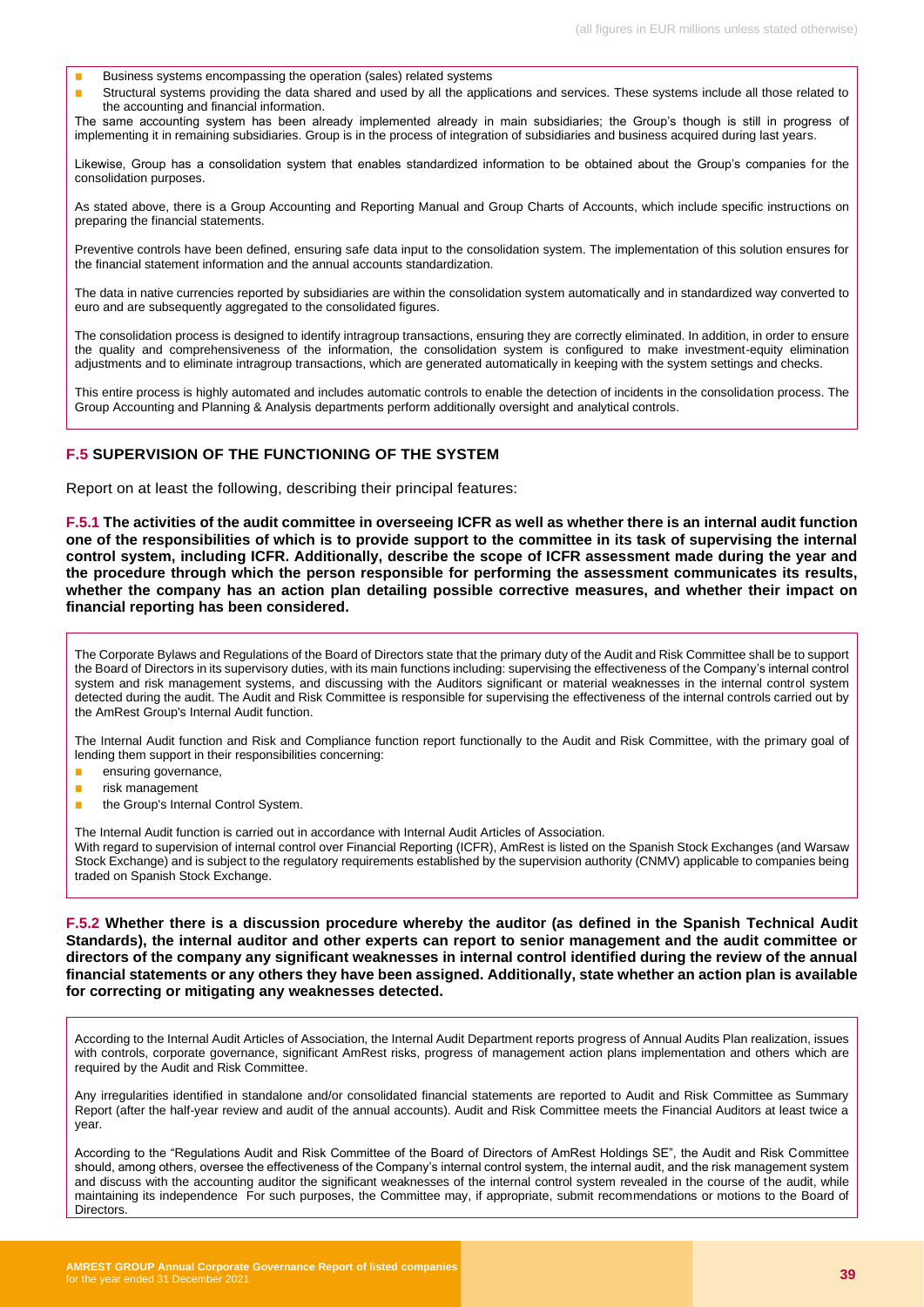- Business systems encompassing the operation (sales) related systems
- Structural systems providing the data shared and used by all the applications and services. These systems include all those related to the accounting and financial information.

The same accounting system has been already implemented already in main subsidiaries; the Group's though is still in progress of implementing it in remaining subsidiaries. Group is in the process of integration of subsidiaries and business acquired during last years.

Likewise, Group has a consolidation system that enables standardized information to be obtained about the Group's companies for the consolidation purposes.

As stated above, there is a Group Accounting and Reporting Manual and Group Charts of Accounts, which include specific instructions on preparing the financial statements.

Preventive controls have been defined, ensuring safe data input to the consolidation system. The implementation of this solution ensures for the financial statement information and the annual accounts standardization.

The data in native currencies reported by subsidiaries are within the consolidation system automatically and in standardized way converted to euro and are subsequently aggregated to the consolidated figures.

The consolidation process is designed to identify intragroup transactions, ensuring they are correctly eliminated. In addition, in order to ensure the quality and comprehensiveness of the information, the consolidation system is configured to make investment-equity elimination adjustments and to eliminate intragroup transactions, which are generated automatically in keeping with the system settings and checks.

This entire process is highly automated and includes automatic controls to enable the detection of incidents in the consolidation process. The Group Accounting and Planning & Analysis departments perform additionally oversight and analytical controls.

## F.5 SUPERVISION OF THE FUNCTIONING OF THE SYSTEM

Report on at least the following, describing their principal features:

**F.5.1 The activities of the audit committee in overseeing ICFR as well as whether there is an internal audit function one of the responsibilities of which is to provide support to the committee in its task of supervising the internal control system, including ICFR. Additionally, describe the scope of ICFR assessment made during the year and the procedure through which the person responsible for performing the assessment communicates its results, whether the company has an action plan detailing possible corrective measures, and whether their impact on financial reporting has been considered.**

The Corporate Bylaws and Regulations of the Board of Directors state that the primary duty of the Audit and Risk Committee shall be to support the Board of Directors in its supervisory duties, with its main functions including: supervising the effectiveness of the Company's internal control system and risk management systems, and discussing with the Auditors significant or material weaknesses in the internal control system detected during the audit. The Audit and Risk Committee is responsible for supervising the effectiveness of the internal controls carried out by the AmRest Group's Internal Audit function.

The Internal Audit function and Risk and Compliance function report functionally to the Audit and Risk Committee, with the primary goal of lending them support in their responsibilities concerning:

- ensuring governance,
- risk management
- the Group's Internal Control System.

The Internal Audit function is carried out in accordance with Internal Audit Articles of Association.
With regard to supervision of internal control over Financial Reporting (ICFR), AmRest is listed on the Spanish Stock Exchanges (and Warsaw Stock Exchange) and is subject to the regulatory requirements established by the supervision authority (CNMV) applicable to companies being traded on Spanish Stock Exchange.

**F.5.2 Whether there is a discussion procedure whereby the auditor (as defined in the Spanish Technical Audit Standards), the internal auditor and other experts can report to senior management and the audit committee or directors of the company any significant weaknesses in internal control identified during the review of the annual financial statements or any others they have been assigned. Additionally, state whether an action plan is available for correcting or mitigating any weaknesses detected.**

According to the Internal Audit Articles of Association, the Internal Audit Department reports progress of Annual Audits Plan realization, issues with controls, corporate governance, significant AmRest risks, progress of management action plans implementation and others which are required by the Audit and Risk Committee.

Any irregularities identified in standalone and/or consolidated financial statements are reported to Audit and Risk Committee as Summary Report (after the half-year review and audit of the annual accounts). Audit and Risk Committee meets the Financial Auditors at least twice a year.

According to the "Regulations Audit and Risk Committee of the Board of Directors of AmRest Holdings SE", the Audit and Risk Committee should, among others, oversee the effectiveness of the Company's internal control system, the internal audit, and the risk management system and discuss with the accounting auditor the significant weaknesses of the internal control system revealed in the course of the audit, while maintaining its independence For such purposes, the Committee may, if appropriate, submit recommendations or motions to the Board of Directors.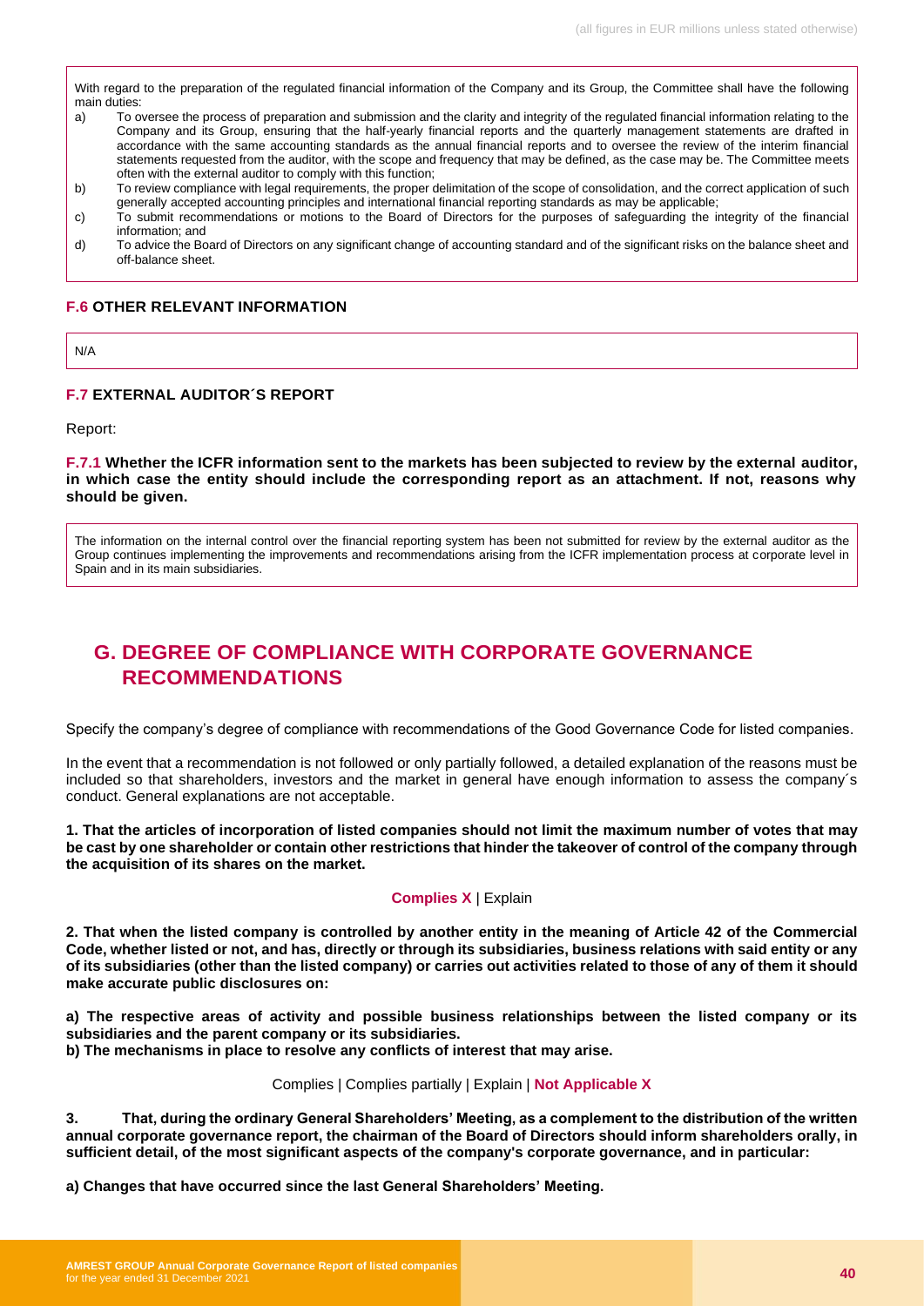With regard to the preparation of the regulated financial information of the Company and its Group, the Committee shall have the following main duties:

a) To oversee the process of preparation and submission and the clarity and integrity of the regulated financial information relating to the Company and its Group, ensuring that the half-yearly financial reports and the quarterly management statements are drafted in accordance with the same accounting standards as the annual financial reports and to oversee the review of the interim financial statements requested from the auditor, with the scope and frequency that may be defined, as the case may be. The Committee meets often with the external auditor to comply with this function;
b) To review compliance with legal requirements, the proper delimitation of the scope of consolidation, and the correct application of such generally accepted accounting principles and international financial reporting standards as may be applicable;
c) To submit recommendations or motions to the Board of Directors for the purposes of safeguarding the integrity of the financial information; and
d) To advice the Board of Directors on any significant change of accounting standard and of the significant risks on the balance sheet and off-balance sheet.

### F.6 OTHER RELEVANT INFORMATION

N/A

### F.7 EXTERNAL AUDITOR´S REPORT

Report:

**F.7.1 Whether the ICFR information sent to the markets has been subjected to review by the external auditor, in which case the entity should include the corresponding report as an attachment. If not, reasons why should be given.**

The information on the internal control over the financial reporting system has been not submitted for review by the external auditor as the Group continues implementing the improvements and recommendations arising from the ICFR implementation process at corporate level in Spain and in its main subsidiaries.

## G. DEGREE OF COMPLIANCE WITH CORPORATE GOVERNANCE RECOMMENDATIONS

Specify the company's degree of compliance with recommendations of the Good Governance Code for listed companies.

In the event that a recommendation is not followed or only partially followed, a detailed explanation of the reasons must be included so that shareholders, investors and the market in general have enough information to assess the company´s conduct. General explanations are not acceptable.

**1. That the articles of incorporation of listed companies should not limit the maximum number of votes that may be cast by one shareholder or contain other restrictions that hinder the takeover of control of the company through the acquisition of its shares on the market.**

**Complies X** | Explain

**2. That when the listed company is controlled by another entity in the meaning of Article 42 of the Commercial Code, whether listed or not, and has, directly or through its subsidiaries, business relations with said entity or any of its subsidiaries (other than the listed company) or carries out activities related to those of any of them it should make accurate public disclosures on:**

**a) The respective areas of activity and possible business relationships between the listed company or its subsidiaries and the parent company or its subsidiaries.**

**b) The mechanisms in place to resolve any conflicts of interest that may arise.**

Complies | Complies partially | Explain | **Not Applicable X**

**3. That, during the ordinary General Shareholders' Meeting, as a complement to the distribution of the written annual corporate governance report, the chairman of the Board of Directors should inform shareholders orally, in sufficient detail, of the most significant aspects of the company's corporate governance, and in particular:**

**a) Changes that have occurred since the last General Shareholders' Meeting.**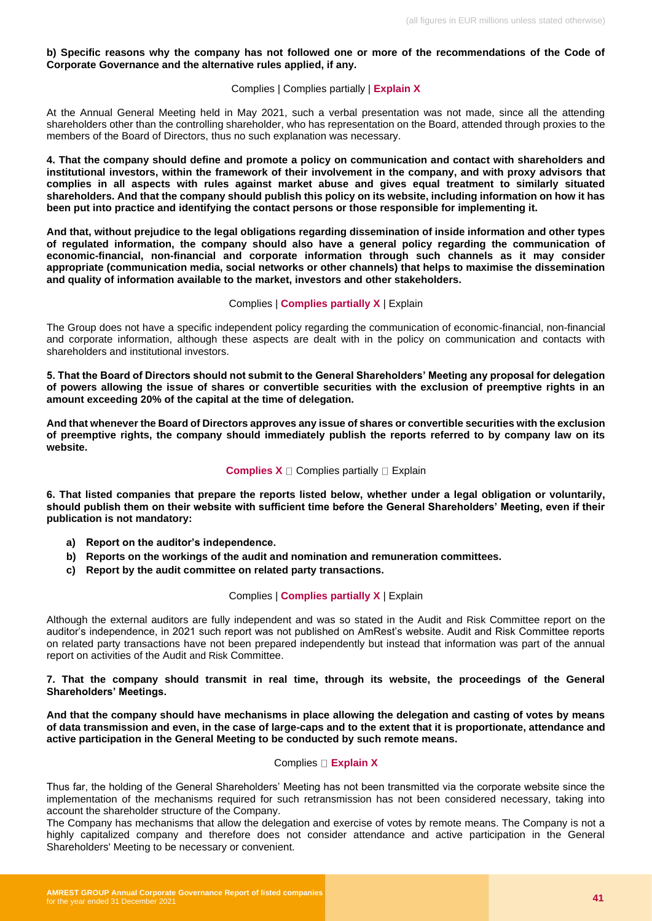**b) Specific reasons why the company has not followed one or more of the recommendations of the Code of Corporate Governance and the alternative rules applied, if any.**

Complies | Complies partially | **Explain X**

At the Annual General Meeting held in May 2021, such a verbal presentation was not made, since all the attending shareholders other than the controlling shareholder, who has representation on the Board, attended through proxies to the members of the Board of Directors, thus no such explanation was necessary.

**4. That the company should define and promote a policy on communication and contact with shareholders and institutional investors, within the framework of their involvement in the company, and with proxy advisors that complies in all aspects with rules against market abuse and gives equal treatment to similarly situated shareholders. And that the company should publish this policy on its website, including information on how it has been put into practice and identifying the contact persons or those responsible for implementing it.**

**And that, without prejudice to the legal obligations regarding dissemination of inside information and other types of regulated information, the company should also have a general policy regarding the communication of economic-financial, non-financial and corporate information through such channels as it may consider appropriate (communication media, social networks or other channels) that helps to maximise the dissemination and quality of information available to the market, investors and other stakeholders.**

Complies | **Complies partially X** | Explain

The Group does not have a specific independent policy regarding the communication of economic-financial, non-financial and corporate information, although these aspects are dealt with in the policy on communication and contacts with shareholders and institutional investors.

**5. That the Board of Directors should not submit to the General Shareholders' Meeting any proposal for delegation of powers allowing the issue of shares or convertible securities with the exclusion of preemptive rights in an amount exceeding 20% of the capital at the time of delegation.**

**And that whenever the Board of Directors approves any issue of shares or convertible securities with the exclusion of preemptive rights, the company should immediately publish the reports referred to by company law on its website.**

**Complies X** ☐ Complies partially ☐ Explain

**6. That listed companies that prepare the reports listed below, whether under a legal obligation or voluntarily, should publish them on their website with sufficient time before the General Shareholders' Meeting, even if their publication is not mandatory:**

- **a) Report on the auditor's independence.**
- **b) Reports on the workings of the audit and nomination and remuneration committees.**
- **c) Report by the audit committee on related party transactions.**

Complies | **Complies partially X** | Explain

Although the external auditors are fully independent and was so stated in the Audit and Risk Committee report on the auditor's independence, in 2021 such report was not published on AmRest's website. Audit and Risk Committee reports on related party transactions have not been prepared independently but instead that information was part of the annual report on activities of the Audit and Risk Committee.

**7. That the company should transmit in real time, through its website, the proceedings of the General Shareholders' Meetings.**

**And that the company should have mechanisms in place allowing the delegation and casting of votes by means of data transmission and even, in the case of large-caps and to the extent that it is proportionate, attendance and active participation in the General Meeting to be conducted by such remote means.**

Complies ☐ **Explain X**

Thus far, the holding of the General Shareholders' Meeting has not been transmitted via the corporate website since the implementation of the mechanisms required for such retransmission has not been considered necessary, taking into account the shareholder structure of the Company.
The Company has mechanisms that allow the delegation and exercise of votes by remote means. The Company is not a highly capitalized company and therefore does not consider attendance and active participation in the General Shareholders' Meeting to be necessary or convenient.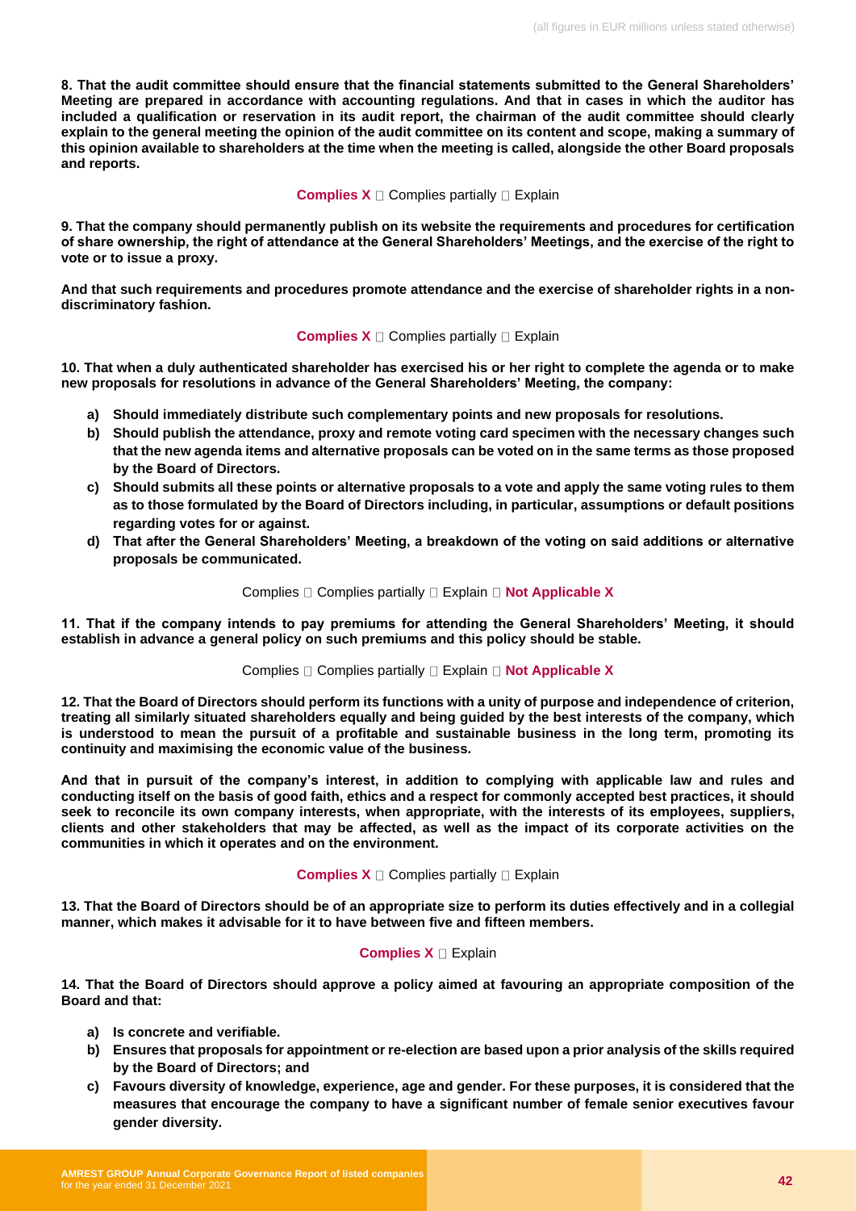**8. That the audit committee should ensure that the financial statements submitted to the General Shareholders' Meeting are prepared in accordance with accounting regulations. And that in cases in which the auditor has included a qualification or reservation in its audit report, the chairman of the audit committee should clearly explain to the general meeting the opinion of the audit committee on its content and scope, making a summary of this opinion available to shareholders at the time when the meeting is called, alongside the other Board proposals and reports.**

**Complies X** ☐ Complies partially ☐ Explain

**9. That the company should permanently publish on its website the requirements and procedures for certification of share ownership, the right of attendance at the General Shareholders' Meetings, and the exercise of the right to vote or to issue a proxy.**

**And that such requirements and procedures promote attendance and the exercise of shareholder rights in a non-discriminatory fashion.**

**Complies X** ☐ Complies partially ☐ Explain

**10. That when a duly authenticated shareholder has exercised his or her right to complete the agenda or to make new proposals for resolutions in advance of the General Shareholders' Meeting, the company:**

- **a) Should immediately distribute such complementary points and new proposals for resolutions.**
- **b) Should publish the attendance, proxy and remote voting card specimen with the necessary changes such that the new agenda items and alternative proposals can be voted on in the same terms as those proposed by the Board of Directors.**
- **c) Should submits all these points or alternative proposals to a vote and apply the same voting rules to them as to those formulated by the Board of Directors including, in particular, assumptions or default positions regarding votes for or against.**
- **d) That after the General Shareholders' Meeting, a breakdown of the voting on said additions or alternative proposals be communicated.**

Complies ☐ Complies partially ☐ Explain ☐ **Not Applicable X**

**11. That if the company intends to pay premiums for attending the General Shareholders' Meeting, it should establish in advance a general policy on such premiums and this policy should be stable.**

Complies ☐ Complies partially ☐ Explain ☐ **Not Applicable X**

**12. That the Board of Directors should perform its functions with a unity of purpose and independence of criterion, treating all similarly situated shareholders equally and being guided by the best interests of the company, which is understood to mean the pursuit of a profitable and sustainable business in the long term, promoting its continuity and maximising the economic value of the business.**

**And that in pursuit of the company's interest, in addition to complying with applicable law and rules and conducting itself on the basis of good faith, ethics and a respect for commonly accepted best practices, it should seek to reconcile its own company interests, when appropriate, with the interests of its employees, suppliers, clients and other stakeholders that may be affected, as well as the impact of its corporate activities on the communities in which it operates and on the environment.**

**Complies X** ☐ Complies partially ☐ Explain

**13. That the Board of Directors should be of an appropriate size to perform its duties effectively and in a collegial manner, which makes it advisable for it to have between five and fifteen members.**

**Complies X** ☐ Explain

**14. That the Board of Directors should approve a policy aimed at favouring an appropriate composition of the Board and that:**

- **a) Is concrete and verifiable.**
- **b) Ensures that proposals for appointment or re-election are based upon a prior analysis of the skills required by the Board of Directors; and**
- **c) Favours diversity of knowledge, experience, age and gender. For these purposes, it is considered that the measures that encourage the company to have a significant number of female senior executives favour gender diversity.**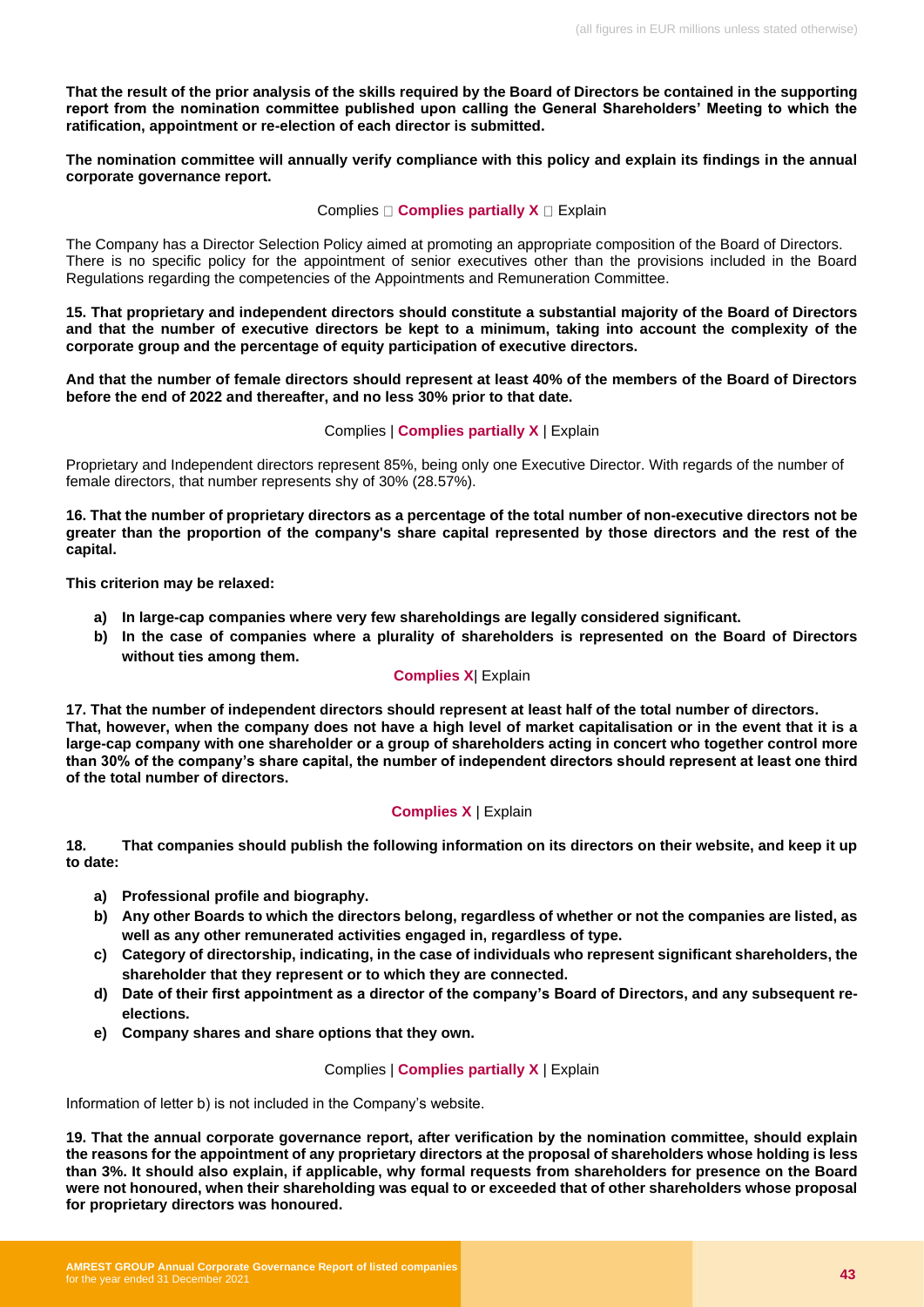**That the result of the prior analysis of the skills required by the Board of Directors be contained in the supporting report from the nomination committee published upon calling the General Shareholders' Meeting to which the ratification, appointment or re-election of each director is submitted.**

**The nomination committee will annually verify compliance with this policy and explain its findings in the annual corporate governance report.**

Complies ☐ **Complies partially X** ☐ Explain

The Company has a Director Selection Policy aimed at promoting an appropriate composition of the Board of Directors. There is no specific policy for the appointment of senior executives other than the provisions included in the Board Regulations regarding the competencies of the Appointments and Remuneration Committee.

**15. That proprietary and independent directors should constitute a substantial majority of the Board of Directors and that the number of executive directors be kept to a minimum, taking into account the complexity of the corporate group and the percentage of equity participation of executive directors.**

**And that the number of female directors should represent at least 40% of the members of the Board of Directors before the end of 2022 and thereafter, and no less 30% prior to that date.**

Complies | **Complies partially X** | Explain

Proprietary and Independent directors represent 85%, being only one Executive Director. With regards of the number of female directors, that number represents shy of 30% (28.57%).

**16. That the number of proprietary directors as a percentage of the total number of non-executive directors not be greater than the proportion of the company's share capital represented by those directors and the rest of the capital.**

**This criterion may be relaxed:**

- **a) In large-cap companies where very few shareholdings are legally considered significant.**
- **b) In the case of companies where a plurality of shareholders is represented on the Board of Directors without ties among them.**

**Complies X**| Explain

**17. That the number of independent directors should represent at least half of the total number of directors. That, however, when the company does not have a high level of market capitalisation or in the event that it is a large-cap company with one shareholder or a group of shareholders acting in concert who together control more than 30% of the company's share capital, the number of independent directors should represent at least one third of the total number of directors.**

**Complies X** | Explain

**18. That companies should publish the following information on its directors on their website, and keep it up to date:**

- **a) Professional profile and biography.**
- **b) Any other Boards to which the directors belong, regardless of whether or not the companies are listed, as well as any other remunerated activities engaged in, regardless of type.**
- **c) Category of directorship, indicating, in the case of individuals who represent significant shareholders, the shareholder that they represent or to which they are connected.**
- **d) Date of their first appointment as a director of the company's Board of Directors, and any subsequent re-elections.**
- **e) Company shares and share options that they own.**

Complies | **Complies partially X** | Explain

Information of letter b) is not included in the Company's website.

**19. That the annual corporate governance report, after verification by the nomination committee, should explain the reasons for the appointment of any proprietary directors at the proposal of shareholders whose holding is less than 3%. It should also explain, if applicable, why formal requests from shareholders for presence on the Board were not honoured, when their shareholding was equal to or exceeded that of other shareholders whose proposal for proprietary directors was honoured.**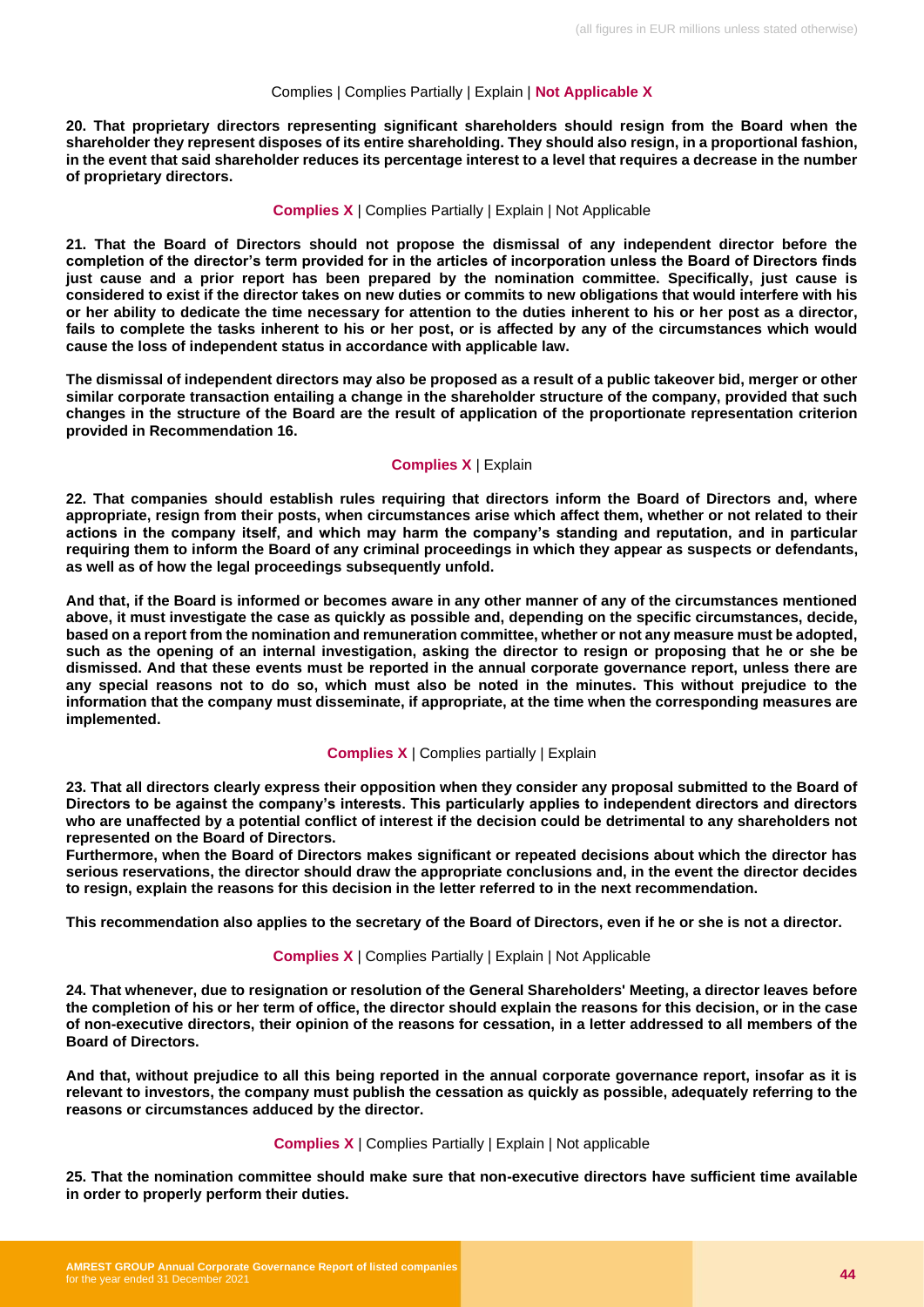Complies | Complies Partially | Explain | **Not Applicable X**

**20. That proprietary directors representing significant shareholders should resign from the Board when the shareholder they represent disposes of its entire shareholding. They should also resign, in a proportional fashion, in the event that said shareholder reduces its percentage interest to a level that requires a decrease in the number of proprietary directors.**

**Complies X** | Complies Partially | Explain | Not Applicable

**21. That the Board of Directors should not propose the dismissal of any independent director before the completion of the director's term provided for in the articles of incorporation unless the Board of Directors finds just cause and a prior report has been prepared by the nomination committee. Specifically, just cause is considered to exist if the director takes on new duties or commits to new obligations that would interfere with his or her ability to dedicate the time necessary for attention to the duties inherent to his or her post as a director, fails to complete the tasks inherent to his or her post, or is affected by any of the circumstances which would cause the loss of independent status in accordance with applicable law.**

**The dismissal of independent directors may also be proposed as a result of a public takeover bid, merger or other similar corporate transaction entailing a change in the shareholder structure of the company, provided that such changes in the structure of the Board are the result of application of the proportionate representation criterion provided in Recommendation 16.**

**Complies X** | Explain

**22. That companies should establish rules requiring that directors inform the Board of Directors and, where appropriate, resign from their posts, when circumstances arise which affect them, whether or not related to their actions in the company itself, and which may harm the company's standing and reputation, and in particular requiring them to inform the Board of any criminal proceedings in which they appear as suspects or defendants, as well as of how the legal proceedings subsequently unfold.**

**And that, if the Board is informed or becomes aware in any other manner of any of the circumstances mentioned above, it must investigate the case as quickly as possible and, depending on the specific circumstances, decide, based on a report from the nomination and remuneration committee, whether or not any measure must be adopted, such as the opening of an internal investigation, asking the director to resign or proposing that he or she be dismissed. And that these events must be reported in the annual corporate governance report, unless there are any special reasons not to do so, which must also be noted in the minutes. This without prejudice to the information that the company must disseminate, if appropriate, at the time when the corresponding measures are implemented.**

**Complies X** | Complies partially | Explain

**23. That all directors clearly express their opposition when they consider any proposal submitted to the Board of Directors to be against the company's interests. This particularly applies to independent directors and directors who are unaffected by a potential conflict of interest if the decision could be detrimental to any shareholders not represented on the Board of Directors.**
**Furthermore, when the Board of Directors makes significant or repeated decisions about which the director has serious reservations, the director should draw the appropriate conclusions and, in the event the director decides to resign, explain the reasons for this decision in the letter referred to in the next recommendation.**

**This recommendation also applies to the secretary of the Board of Directors, even if he or she is not a director.**

**Complies X** | Complies Partially | Explain | Not Applicable

**24. That whenever, due to resignation or resolution of the General Shareholders' Meeting, a director leaves before the completion of his or her term of office, the director should explain the reasons for this decision, or in the case of non-executive directors, their opinion of the reasons for cessation, in a letter addressed to all members of the Board of Directors.**

**And that, without prejudice to all this being reported in the annual corporate governance report, insofar as it is relevant to investors, the company must publish the cessation as quickly as possible, adequately referring to the reasons or circumstances adduced by the director.**

**Complies X** | Complies Partially | Explain | Not applicable

**25. That the nomination committee should make sure that non-executive directors have sufficient time available in order to properly perform their duties.**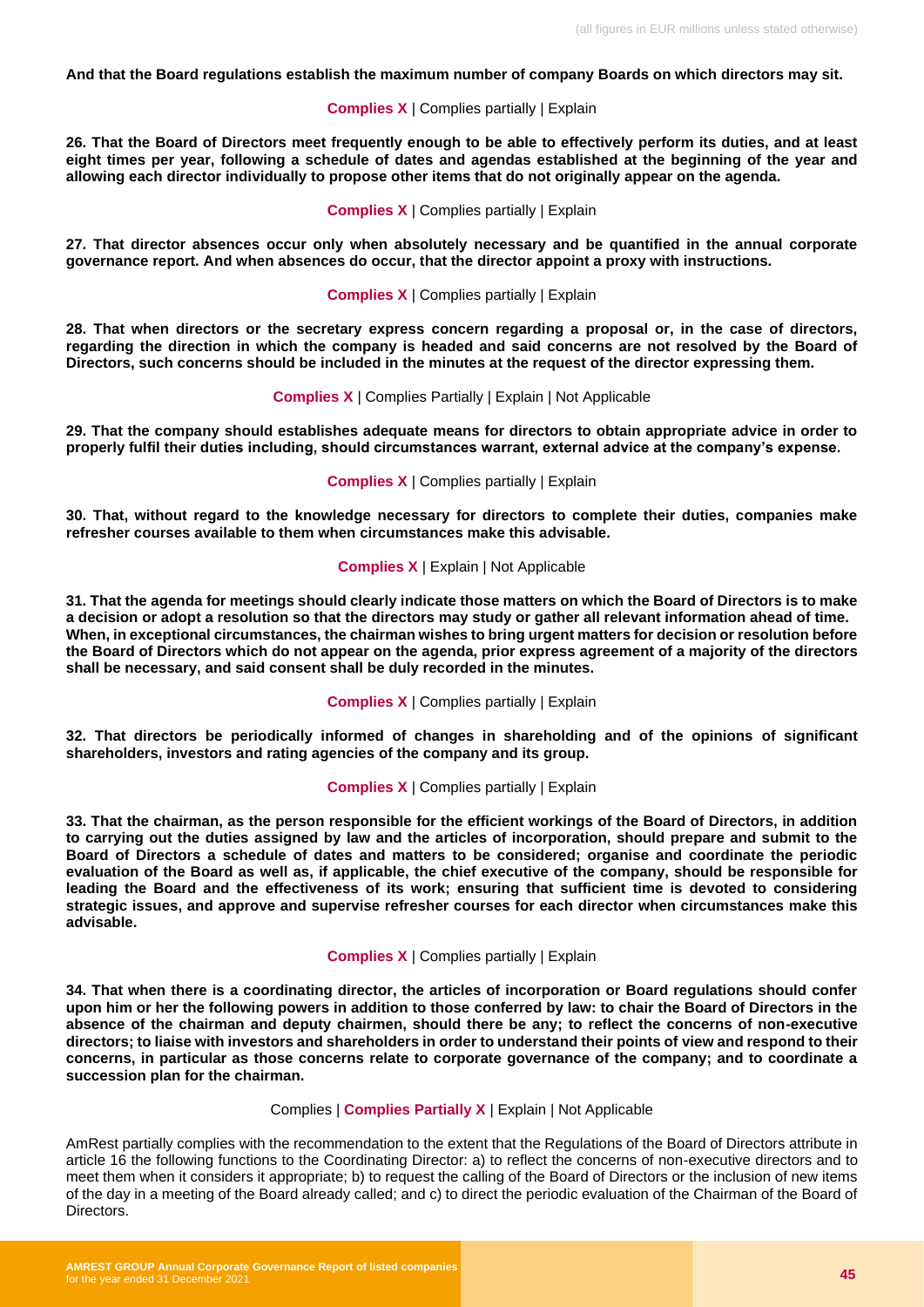**And that the Board regulations establish the maximum number of company Boards on which directors may sit.**

**Complies X** | Complies partially | Explain

**26. That the Board of Directors meet frequently enough to be able to effectively perform its duties, and at least eight times per year, following a schedule of dates and agendas established at the beginning of the year and allowing each director individually to propose other items that do not originally appear on the agenda.**

**Complies X** | Complies partially | Explain

**27. That director absences occur only when absolutely necessary and be quantified in the annual corporate governance report. And when absences do occur, that the director appoint a proxy with instructions.**

**Complies X** | Complies partially | Explain

**28. That when directors or the secretary express concern regarding a proposal or, in the case of directors, regarding the direction in which the company is headed and said concerns are not resolved by the Board of Directors, such concerns should be included in the minutes at the request of the director expressing them.**

**Complies X** | Complies Partially | Explain | Not Applicable

**29. That the company should establishes adequate means for directors to obtain appropriate advice in order to properly fulfil their duties including, should circumstances warrant, external advice at the company's expense.**

**Complies X** | Complies partially | Explain

**30. That, without regard to the knowledge necessary for directors to complete their duties, companies make refresher courses available to them when circumstances make this advisable.**

**Complies X** | Explain | Not Applicable

**31. That the agenda for meetings should clearly indicate those matters on which the Board of Directors is to make a decision or adopt a resolution so that the directors may study or gather all relevant information ahead of time. When, in exceptional circumstances, the chairman wishes to bring urgent matters for decision or resolution before the Board of Directors which do not appear on the agenda, prior express agreement of a majority of the directors shall be necessary, and said consent shall be duly recorded in the minutes.**

**Complies X** | Complies partially | Explain

**32. That directors be periodically informed of changes in shareholding and of the opinions of significant shareholders, investors and rating agencies of the company and its group.**

**Complies X** | Complies partially | Explain

**33. That the chairman, as the person responsible for the efficient workings of the Board of Directors, in addition to carrying out the duties assigned by law and the articles of incorporation, should prepare and submit to the Board of Directors a schedule of dates and matters to be considered; organise and coordinate the periodic evaluation of the Board as well as, if applicable, the chief executive of the company, should be responsible for leading the Board and the effectiveness of its work; ensuring that sufficient time is devoted to considering strategic issues, and approve and supervise refresher courses for each director when circumstances make this advisable.**

**Complies X** | Complies partially | Explain

**34. That when there is a coordinating director, the articles of incorporation or Board regulations should confer upon him or her the following powers in addition to those conferred by law: to chair the Board of Directors in the absence of the chairman and deputy chairmen, should there be any; to reflect the concerns of non-executive directors; to liaise with investors and shareholders in order to understand their points of view and respond to their concerns, in particular as those concerns relate to corporate governance of the company; and to coordinate a succession plan for the chairman.**

Complies | **Complies Partially X** | Explain | Not Applicable

AmRest partially complies with the recommendation to the extent that the Regulations of the Board of Directors attribute in article 16 the following functions to the Coordinating Director: a) to reflect the concerns of non-executive directors and to meet them when it considers it appropriate; b) to request the calling of the Board of Directors or the inclusion of new items of the day in a meeting of the Board already called; and c) to direct the periodic evaluation of the Chairman of the Board of Directors.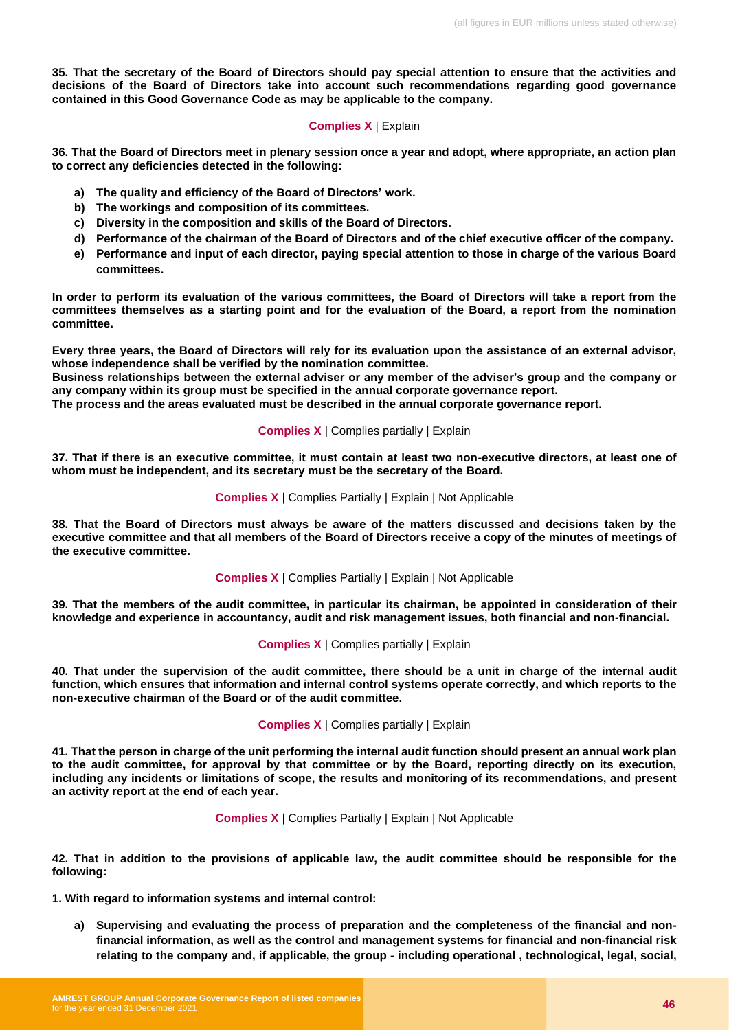**35. That the secretary of the Board of Directors should pay special attention to ensure that the activities and decisions of the Board of Directors take into account such recommendations regarding good governance contained in this Good Governance Code as may be applicable to the company.**

**Complies X** | Explain

**36. That the Board of Directors meet in plenary session once a year and adopt, where appropriate, an action plan to correct any deficiencies detected in the following:**

- **a) The quality and efficiency of the Board of Directors' work.**
- **b) The workings and composition of its committees.**
- **c) Diversity in the composition and skills of the Board of Directors.**
- **d) Performance of the chairman of the Board of Directors and of the chief executive officer of the company.**
- **e) Performance and input of each director, paying special attention to those in charge of the various Board committees.**

**In order to perform its evaluation of the various committees, the Board of Directors will take a report from the committees themselves as a starting point and for the evaluation of the Board, a report from the nomination committee.**

**Every three years, the Board of Directors will rely for its evaluation upon the assistance of an external advisor, whose independence shall be verified by the nomination committee.**
**Business relationships between the external adviser or any member of the adviser's group and the company or any company within its group must be specified in the annual corporate governance report.**
**The process and the areas evaluated must be described in the annual corporate governance report.**

**Complies X** | Complies partially | Explain

**37. That if there is an executive committee, it must contain at least two non-executive directors, at least one of whom must be independent, and its secretary must be the secretary of the Board.**

**Complies X** | Complies Partially | Explain | Not Applicable

**38. That the Board of Directors must always be aware of the matters discussed and decisions taken by the executive committee and that all members of the Board of Directors receive a copy of the minutes of meetings of the executive committee.**

**Complies X** | Complies Partially | Explain | Not Applicable

**39. That the members of the audit committee, in particular its chairman, be appointed in consideration of their knowledge and experience in accountancy, audit and risk management issues, both financial and non-financial.**

**Complies X** | Complies partially | Explain

**40. That under the supervision of the audit committee, there should be a unit in charge of the internal audit function, which ensures that information and internal control systems operate correctly, and which reports to the non-executive chairman of the Board or of the audit committee.**

**Complies X** | Complies partially | Explain

**41. That the person in charge of the unit performing the internal audit function should present an annual work plan to the audit committee, for approval by that committee or by the Board, reporting directly on its execution, including any incidents or limitations of scope, the results and monitoring of its recommendations, and present an activity report at the end of each year.**

**Complies X** | Complies Partially | Explain | Not Applicable

**42. That in addition to the provisions of applicable law, the audit committee should be responsible for the following:**

**1. With regard to information systems and internal control:**

- **a) Supervising and evaluating the process of preparation and the completeness of the financial and non-financial information, as well as the control and management systems for financial and non-financial risk relating to the company and, if applicable, the group - including operational , technological, legal, social,**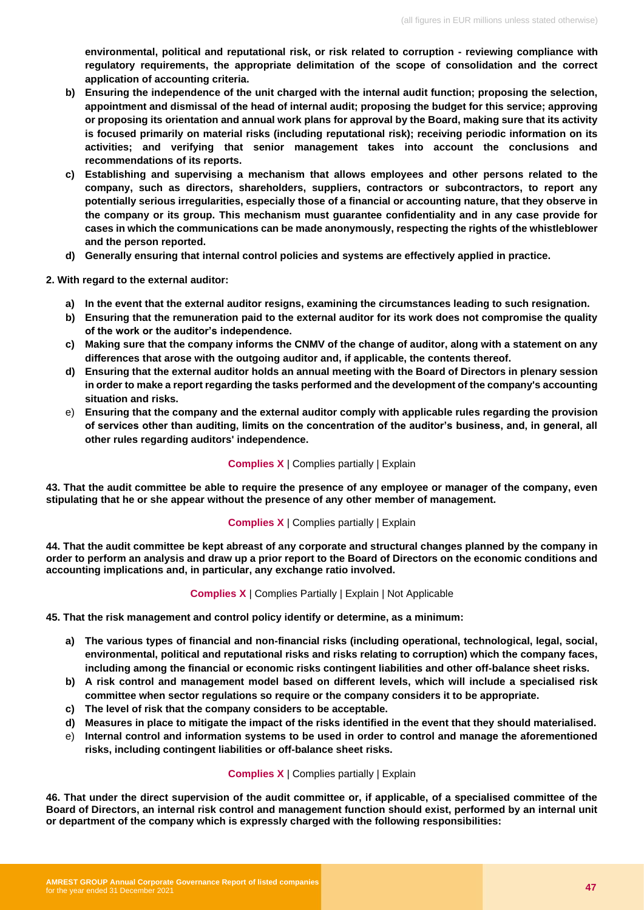**environmental, political and reputational risk, or risk related to corruption - reviewing compliance with regulatory requirements, the appropriate delimitation of the scope of consolidation and the correct application of accounting criteria.**

- **b) Ensuring the independence of the unit charged with the internal audit function; proposing the selection, appointment and dismissal of the head of internal audit; proposing the budget for this service; approving or proposing its orientation and annual work plans for approval by the Board, making sure that its activity is focused primarily on material risks (including reputational risk); receiving periodic information on its activities; and verifying that senior management takes into account the conclusions and recommendations of its reports.**
- **c) Establishing and supervising a mechanism that allows employees and other persons related to the company, such as directors, shareholders, suppliers, contractors or subcontractors, to report any potentially serious irregularities, especially those of a financial or accounting nature, that they observe in the company or its group. This mechanism must guarantee confidentiality and in any case provide for cases in which the communications can be made anonymously, respecting the rights of the whistleblower and the person reported.**
- **d) Generally ensuring that internal control policies and systems are effectively applied in practice.**

**2. With regard to the external auditor:**

- **a) In the event that the external auditor resigns, examining the circumstances leading to such resignation.**
- **b) Ensuring that the remuneration paid to the external auditor for its work does not compromise the quality of the work or the auditor's independence.**
- **c) Making sure that the company informs the CNMV of the change of auditor, along with a statement on any differences that arose with the outgoing auditor and, if applicable, the contents thereof.**
- **d) Ensuring that the external auditor holds an annual meeting with the Board of Directors in plenary session in order to make a report regarding the tasks performed and the development of the company's accounting situation and risks.**
- e) **Ensuring that the company and the external auditor comply with applicable rules regarding the provision of services other than auditing, limits on the concentration of the auditor's business, and, in general, all other rules regarding auditors' independence.**

**Complies X** | Complies partially | Explain

**43. That the audit committee be able to require the presence of any employee or manager of the company, even stipulating that he or she appear without the presence of any other member of management.**

**Complies X** | Complies partially | Explain

**44. That the audit committee be kept abreast of any corporate and structural changes planned by the company in order to perform an analysis and draw up a prior report to the Board of Directors on the economic conditions and accounting implications and, in particular, any exchange ratio involved.**

**Complies X** | Complies Partially | Explain | Not Applicable

**45. That the risk management and control policy identify or determine, as a minimum:**

- **a) The various types of financial and non-financial risks (including operational, technological, legal, social, environmental, political and reputational risks and risks relating to corruption) which the company faces, including among the financial or economic risks contingent liabilities and other off-balance sheet risks.**
- **b) A risk control and management model based on different levels, which will include a specialised risk committee when sector regulations so require or the company considers it to be appropriate.**
- **c) The level of risk that the company considers to be acceptable.**
- **d) Measures in place to mitigate the impact of the risks identified in the event that they should materialised.**
- e) **Internal control and information systems to be used in order to control and manage the aforementioned risks, including contingent liabilities or off-balance sheet risks.**

**Complies X** | Complies partially | Explain

**46. That under the direct supervision of the audit committee or, if applicable, of a specialised committee of the Board of Directors, an internal risk control and management function should exist, performed by an internal unit or department of the company which is expressly charged with the following responsibilities:**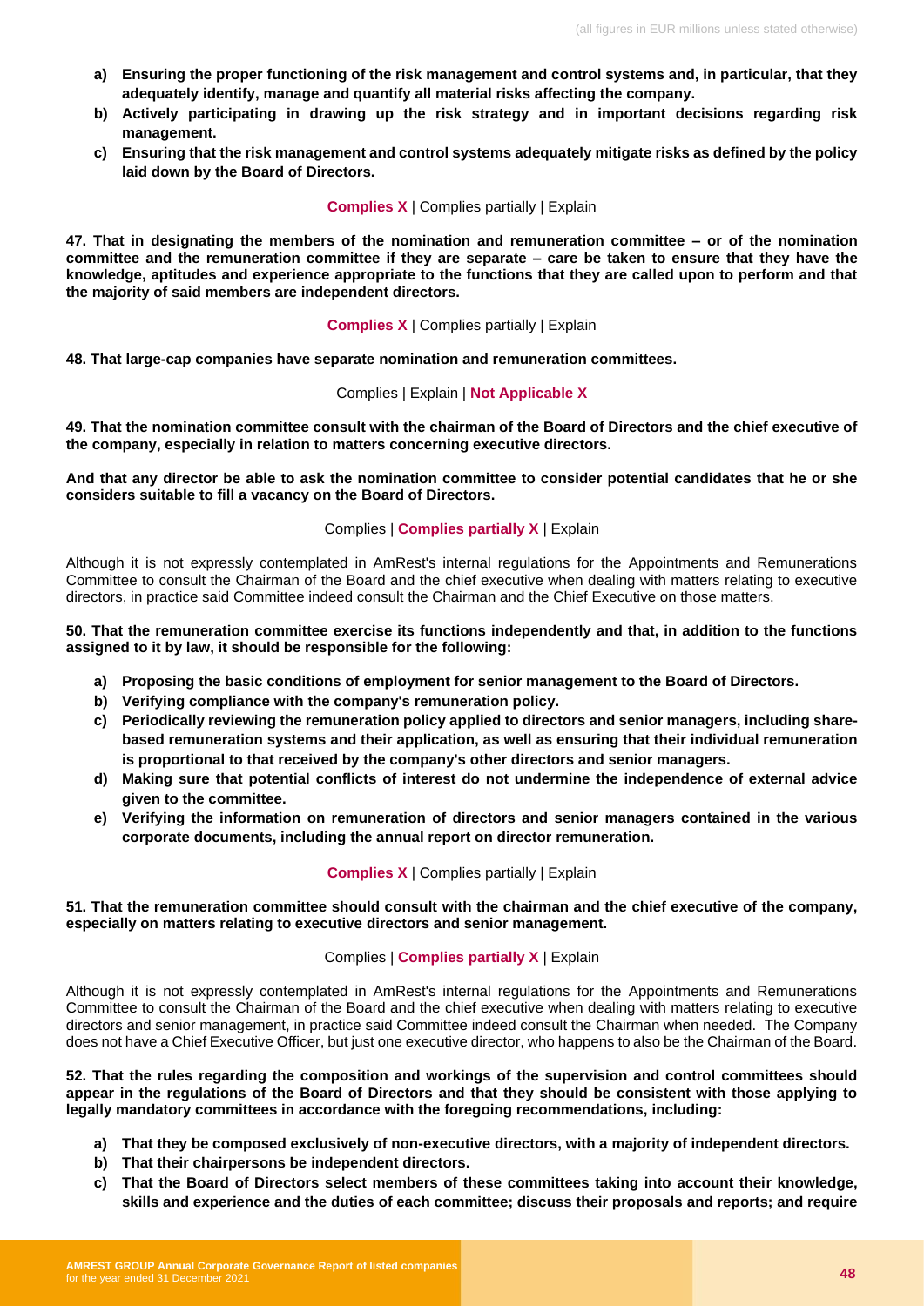- **a) Ensuring the proper functioning of the risk management and control systems and, in particular, that they adequately identify, manage and quantify all material risks affecting the company.**
- **b) Actively participating in drawing up the risk strategy and in important decisions regarding risk management.**
- **c) Ensuring that the risk management and control systems adequately mitigate risks as defined by the policy laid down by the Board of Directors.**

**Complies X** | Complies partially | Explain

**47. That in designating the members of the nomination and remuneration committee – or of the nomination committee and the remuneration committee if they are separate – care be taken to ensure that they have the knowledge, aptitudes and experience appropriate to the functions that they are called upon to perform and that the majority of said members are independent directors.**

**Complies X** | Complies partially | Explain

**48. That large-cap companies have separate nomination and remuneration committees.**

Complies | Explain | **Not Applicable X**

**49. That the nomination committee consult with the chairman of the Board of Directors and the chief executive of the company, especially in relation to matters concerning executive directors.**

**And that any director be able to ask the nomination committee to consider potential candidates that he or she considers suitable to fill a vacancy on the Board of Directors.**

Complies | **Complies partially X** | Explain

Although it is not expressly contemplated in AmRest's internal regulations for the Appointments and Remunerations Committee to consult the Chairman of the Board and the chief executive when dealing with matters relating to executive directors, in practice said Committee indeed consult the Chairman and the Chief Executive on those matters.

**50. That the remuneration committee exercise its functions independently and that, in addition to the functions assigned to it by law, it should be responsible for the following:**

- **a) Proposing the basic conditions of employment for senior management to the Board of Directors.**
- **b) Verifying compliance with the company's remuneration policy.**
- **c) Periodically reviewing the remuneration policy applied to directors and senior managers, including share-based remuneration systems and their application, as well as ensuring that their individual remuneration is proportional to that received by the company's other directors and senior managers.**
- **d) Making sure that potential conflicts of interest do not undermine the independence of external advice given to the committee.**
- **e) Verifying the information on remuneration of directors and senior managers contained in the various corporate documents, including the annual report on director remuneration.**

**Complies X** | Complies partially | Explain

**51. That the remuneration committee should consult with the chairman and the chief executive of the company, especially on matters relating to executive directors and senior management.**

Complies | **Complies partially X** | Explain

Although it is not expressly contemplated in AmRest's internal regulations for the Appointments and Remunerations Committee to consult the Chairman of the Board and the chief executive when dealing with matters relating to executive directors and senior management, in practice said Committee indeed consult the Chairman when needed. The Company does not have a Chief Executive Officer, but just one executive director, who happens to also be the Chairman of the Board.

**52. That the rules regarding the composition and workings of the supervision and control committees should appear in the regulations of the Board of Directors and that they should be consistent with those applying to legally mandatory committees in accordance with the foregoing recommendations, including:**

- **a) That they be composed exclusively of non-executive directors, with a majority of independent directors.**
- **b) That their chairpersons be independent directors.**
- **c) That the Board of Directors select members of these committees taking into account their knowledge, skills and experience and the duties of each committee; discuss their proposals and reports; and require**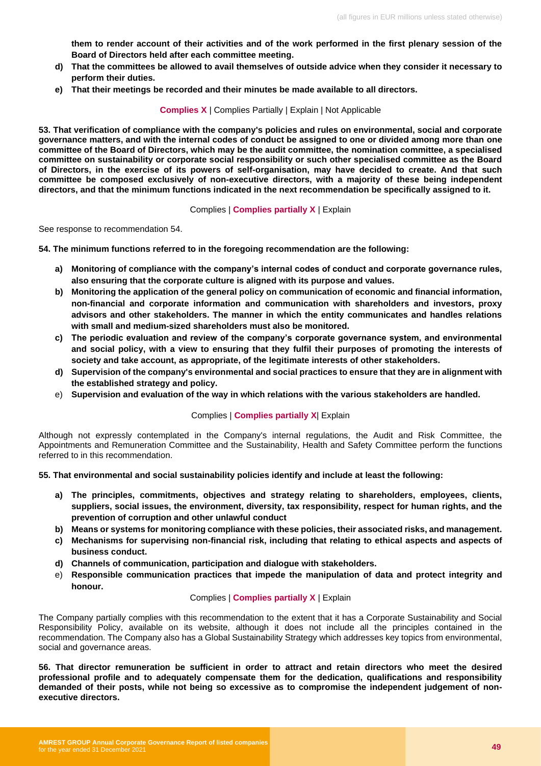**them to render account of their activities and of the work performed in the first plenary session of the Board of Directors held after each committee meeting.**

- **d) That the committees be allowed to avail themselves of outside advice when they consider it necessary to perform their duties.**
- **e) That their meetings be recorded and their minutes be made available to all directors.**

**Complies X** | Complies Partially | Explain | Not Applicable

**53. That verification of compliance with the company's policies and rules on environmental, social and corporate governance matters, and with the internal codes of conduct be assigned to one or divided among more than one committee of the Board of Directors, which may be the audit committee, the nomination committee, a specialised committee on sustainability or corporate social responsibility or such other specialised committee as the Board of Directors, in the exercise of its powers of self-organisation, may have decided to create. And that such committee be composed exclusively of non-executive directors, with a majority of these being independent directors, and that the minimum functions indicated in the next recommendation be specifically assigned to it.**

Complies | **Complies partially X** | Explain

See response to recommendation 54.

**54. The minimum functions referred to in the foregoing recommendation are the following:**

- **a) Monitoring of compliance with the company's internal codes of conduct and corporate governance rules, also ensuring that the corporate culture is aligned with its purpose and values.**
- **b) Monitoring the application of the general policy on communication of economic and financial information, non-financial and corporate information and communication with shareholders and investors, proxy advisors and other stakeholders. The manner in which the entity communicates and handles relations with small and medium-sized shareholders must also be monitored.**
- **c) The periodic evaluation and review of the company's corporate governance system, and environmental and social policy, with a view to ensuring that they fulfil their purposes of promoting the interests of society and take account, as appropriate, of the legitimate interests of other stakeholders.**
- **d) Supervision of the company's environmental and social practices to ensure that they are in alignment with the established strategy and policy.**
- e) **Supervision and evaluation of the way in which relations with the various stakeholders are handled.**

Complies | **Complies partially X**| Explain

Although not expressly contemplated in the Company's internal regulations, the Audit and Risk Committee, the Appointments and Remuneration Committee and the Sustainability, Health and Safety Committee perform the functions referred to in this recommendation.

**55. That environmental and social sustainability policies identify and include at least the following:**

- **a) The principles, commitments, objectives and strategy relating to shareholders, employees, clients, suppliers, social issues, the environment, diversity, tax responsibility, respect for human rights, and the prevention of corruption and other unlawful conduct**
- **b) Means or systems for monitoring compliance with these policies, their associated risks, and management.**
- **c) Mechanisms for supervising non-financial risk, including that relating to ethical aspects and aspects of business conduct.**
- **d) Channels of communication, participation and dialogue with stakeholders.**
- e) **Responsible communication practices that impede the manipulation of data and protect integrity and honour.**

Complies | **Complies partially X** | Explain

The Company partially complies with this recommendation to the extent that it has a Corporate Sustainability and Social Responsibility Policy, available on its website, although it does not include all the principles contained in the recommendation. The Company also has a Global Sustainability Strategy which addresses key topics from environmental, social and governance areas.

**56. That director remuneration be sufficient in order to attract and retain directors who meet the desired professional profile and to adequately compensate them for the dedication, qualifications and responsibility demanded of their posts, while not being so excessive as to compromise the independent judgement of non-executive directors.**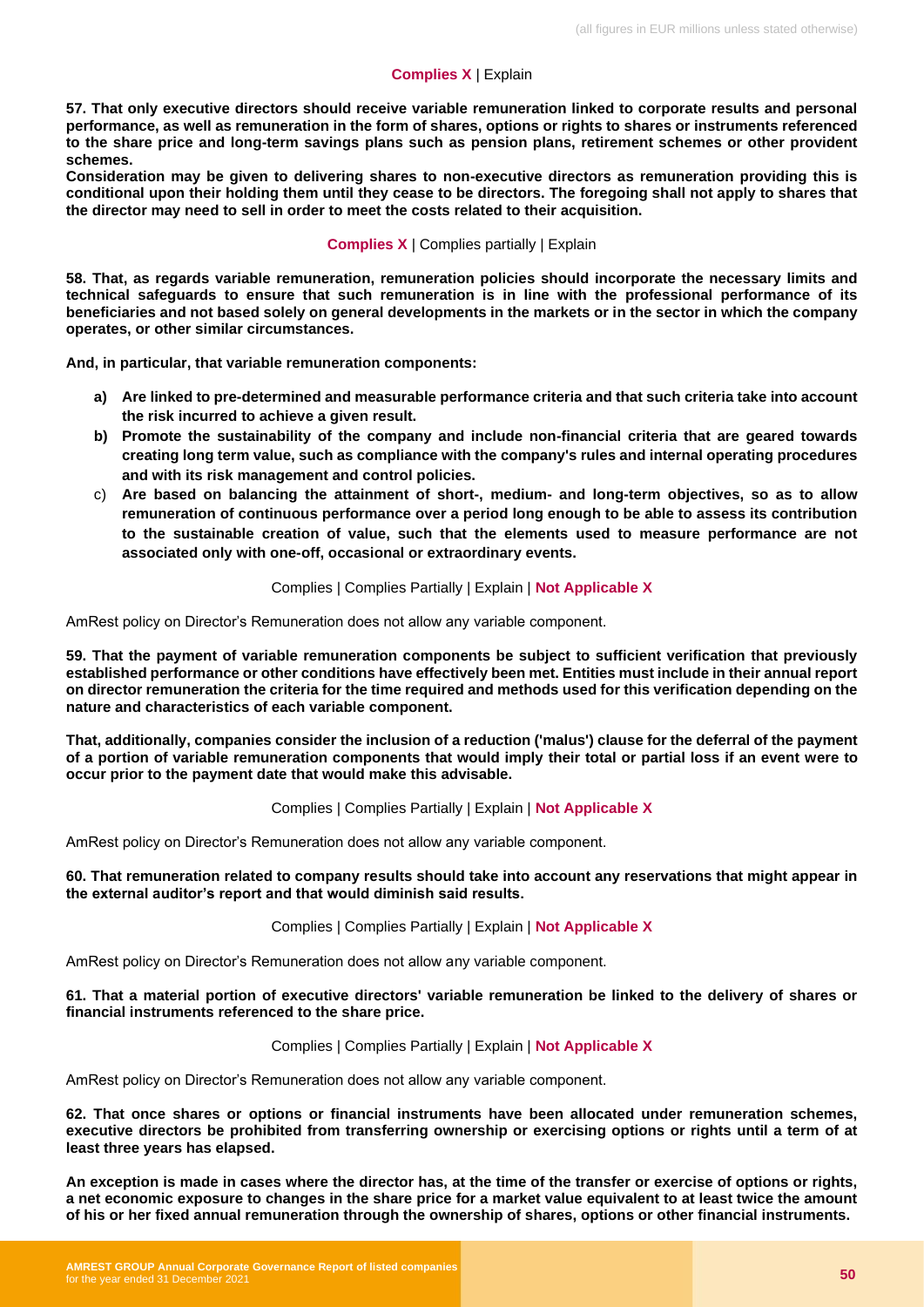**Complies X** | Explain

**57. That only executive directors should receive variable remuneration linked to corporate results and personal performance, as well as remuneration in the form of shares, options or rights to shares or instruments referenced to the share price and long-term savings plans such as pension plans, retirement schemes or other provident schemes.**

**Consideration may be given to delivering shares to non-executive directors as remuneration providing this is conditional upon their holding them until they cease to be directors. The foregoing shall not apply to shares that the director may need to sell in order to meet the costs related to their acquisition.**

**Complies X** | Complies partially | Explain

**58. That, as regards variable remuneration, remuneration policies should incorporate the necessary limits and technical safeguards to ensure that such remuneration is in line with the professional performance of its beneficiaries and not based solely on general developments in the markets or in the sector in which the company operates, or other similar circumstances.**

**And, in particular, that variable remuneration components:**

a) **Are linked to pre-determined and measurable performance criteria and that such criteria take into account the risk incurred to achieve a given result.**
b) **Promote the sustainability of the company and include non-financial criteria that are geared towards creating long term value, such as compliance with the company's rules and internal operating procedures and with its risk management and control policies.**
c) **Are based on balancing the attainment of short-, medium- and long-term objectives, so as to allow remuneration of continuous performance over a period long enough to be able to assess its contribution to the sustainable creation of value, such that the elements used to measure performance are not associated only with one-off, occasional or extraordinary events.**

Complies | Complies Partially | Explain | **Not Applicable X**

AmRest policy on Director's Remuneration does not allow any variable component.

**59. That the payment of variable remuneration components be subject to sufficient verification that previously established performance or other conditions have effectively been met. Entities must include in their annual report on director remuneration the criteria for the time required and methods used for this verification depending on the nature and characteristics of each variable component.**

**That, additionally, companies consider the inclusion of a reduction ('malus') clause for the deferral of the payment of a portion of variable remuneration components that would imply their total or partial loss if an event were to occur prior to the payment date that would make this advisable.**

Complies | Complies Partially | Explain | **Not Applicable X**

AmRest policy on Director's Remuneration does not allow any variable component.

**60. That remuneration related to company results should take into account any reservations that might appear in the external auditor's report and that would diminish said results.**

Complies | Complies Partially | Explain | **Not Applicable X**

AmRest policy on Director's Remuneration does not allow any variable component.

**61. That a material portion of executive directors' variable remuneration be linked to the delivery of shares or financial instruments referenced to the share price.**

Complies | Complies Partially | Explain | **Not Applicable X**

AmRest policy on Director's Remuneration does not allow any variable component.

**62. That once shares or options or financial instruments have been allocated under remuneration schemes, executive directors be prohibited from transferring ownership or exercising options or rights until a term of at least three years has elapsed.**

**An exception is made in cases where the director has, at the time of the transfer or exercise of options or rights, a net economic exposure to changes in the share price for a market value equivalent to at least twice the amount of his or her fixed annual remuneration through the ownership of shares, options or other financial instruments.**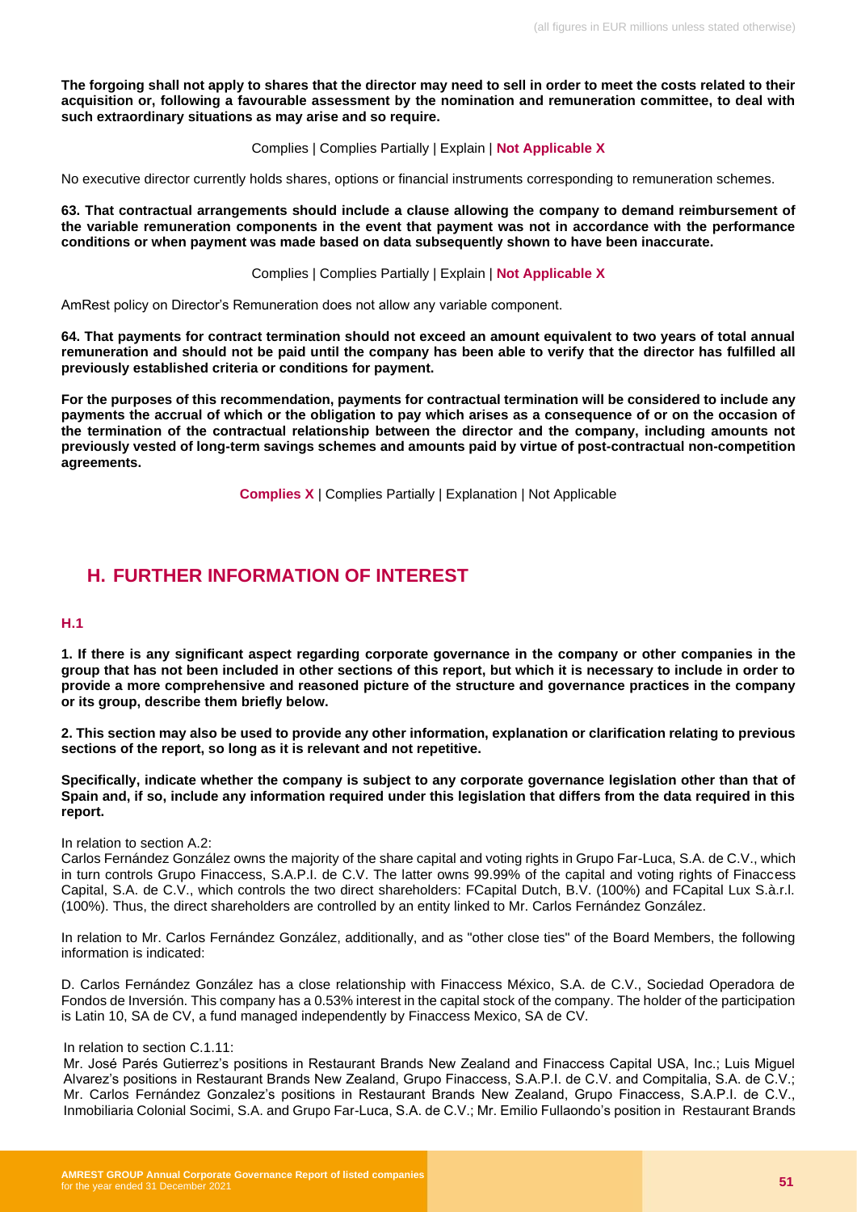**The forgoing shall not apply to shares that the director may need to sell in order to meet the costs related to their acquisition or, following a favourable assessment by the nomination and remuneration committee, to deal with such extraordinary situations as may arise and so require.**

Complies | Complies Partially | Explain | **Not Applicable X**

No executive director currently holds shares, options or financial instruments corresponding to remuneration schemes.

**63. That contractual arrangements should include a clause allowing the company to demand reimbursement of the variable remuneration components in the event that payment was not in accordance with the performance conditions or when payment was made based on data subsequently shown to have been inaccurate.**

Complies | Complies Partially | Explain | **Not Applicable X**

AmRest policy on Director's Remuneration does not allow any variable component.

**64. That payments for contract termination should not exceed an amount equivalent to two years of total annual remuneration and should not be paid until the company has been able to verify that the director has fulfilled all previously established criteria or conditions for payment.**

**For the purposes of this recommendation, payments for contractual termination will be considered to include any payments the accrual of which or the obligation to pay which arises as a consequence of or on the occasion of the termination of the contractual relationship between the director and the company, including amounts not previously vested of long-term savings schemes and amounts paid by virtue of post-contractual non-competition agreements.**

**Complies X** | Complies Partially | Explanation | Not Applicable

## H. FURTHER INFORMATION OF INTEREST

### H.1

**1. If there is any significant aspect regarding corporate governance in the company or other companies in the group that has not been included in other sections of this report, but which it is necessary to include in order to provide a more comprehensive and reasoned picture of the structure and governance practices in the company or its group, describe them briefly below.**

**2. This section may also be used to provide any other information, explanation or clarification relating to previous sections of the report, so long as it is relevant and not repetitive.**

**Specifically, indicate whether the company is subject to any corporate governance legislation other than that of Spain and, if so, include any information required under this legislation that differs from the data required in this report.**

In relation to section A.2:
Carlos Fernández González owns the majority of the share capital and voting rights in Grupo Far-Luca, S.A. de C.V., which in turn controls Grupo Finaccess, S.A.P.I. de C.V. The latter owns 99.99% of the capital and voting rights of Finaccess Capital, S.A. de C.V., which controls the two direct shareholders: FCapital Dutch, B.V. (100%) and FCapital Lux S.à.r.l. (100%). Thus, the direct shareholders are controlled by an entity linked to Mr. Carlos Fernández González.

In relation to Mr. Carlos Fernández González, additionally, and as "other close ties" of the Board Members, the following information is indicated:

D. Carlos Fernández González has a close relationship with Finaccess México, S.A. de C.V., Sociedad Operadora de Fondos de Inversión. This company has a 0.53% interest in the capital stock of the company. The holder of the participation is Latin 10, SA de CV, a fund managed independently by Finaccess Mexico, SA de CV.

In relation to section C.1.11:
Mr. José Parés Gutierrez's positions in Restaurant Brands New Zealand and Finaccess Capital USA, Inc.; Luis Miguel Alvarez's positions in Restaurant Brands New Zealand, Grupo Finaccess, S.A.P.I. de C.V. and Compitalia, S.A. de C.V.; Mr. Carlos Fernández Gonzalez's positions in Restaurant Brands New Zealand, Grupo Finaccess, S.A.P.I. de C.V., Inmobiliaria Colonial Socimi, S.A. and Grupo Far-Luca, S.A. de C.V.; Mr. Emilio Fullaondo's position in Restaurant Brands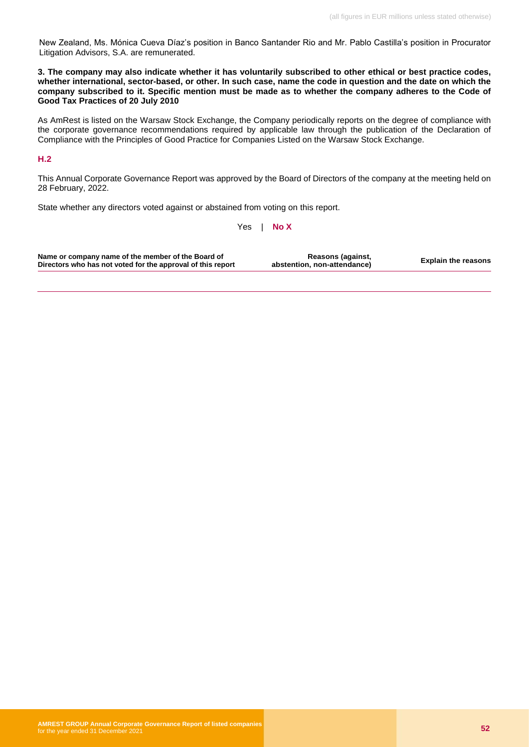New Zealand, Ms. Mónica Cueva Díaz's position in Banco Santander Rio and Mr. Pablo Castilla's position in Procurator Litigation Advisors, S.A. are remunerated.

**3. The company may also indicate whether it has voluntarily subscribed to other ethical or best practice codes, whether international, sector-based, or other. In such case, name the code in question and the date on which the company subscribed to it. Specific mention must be made as to whether the company adheres to the Code of Good Tax Practices of 20 July 2010**

As AmRest is listed on the Warsaw Stock Exchange, the Company periodically reports on the degree of compliance with the corporate governance recommendations required by applicable law through the publication of the Declaration of Compliance with the Principles of Good Practice for Companies Listed on the Warsaw Stock Exchange.

## H.2

This Annual Corporate Governance Report was approved by the Board of Directors of the company at the meeting held on 28 February, 2022.

State whether any directors voted against or abstained from voting on this report.

Yes | **No X**

| Name or company name of the member of the Board of Directors who has not voted for the approval of this report | Reasons (against, abstention, non-attendance) | Explain the reasons |
|---|---|---|
| | | |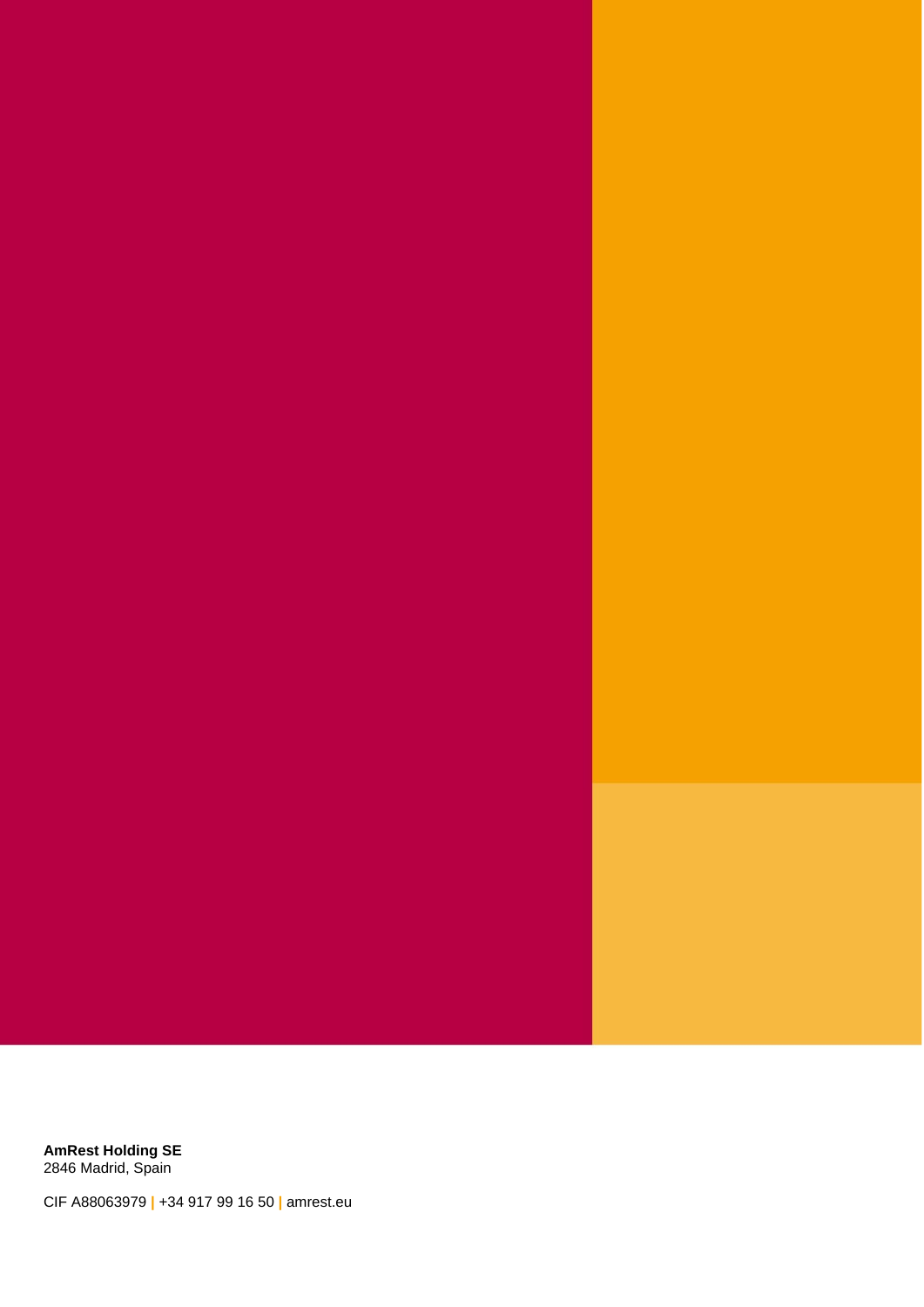**AmRest Holding SE**
2846 Madrid, Spain

CIF A88063979 | +34 917 99 16 50 | amrest.eu